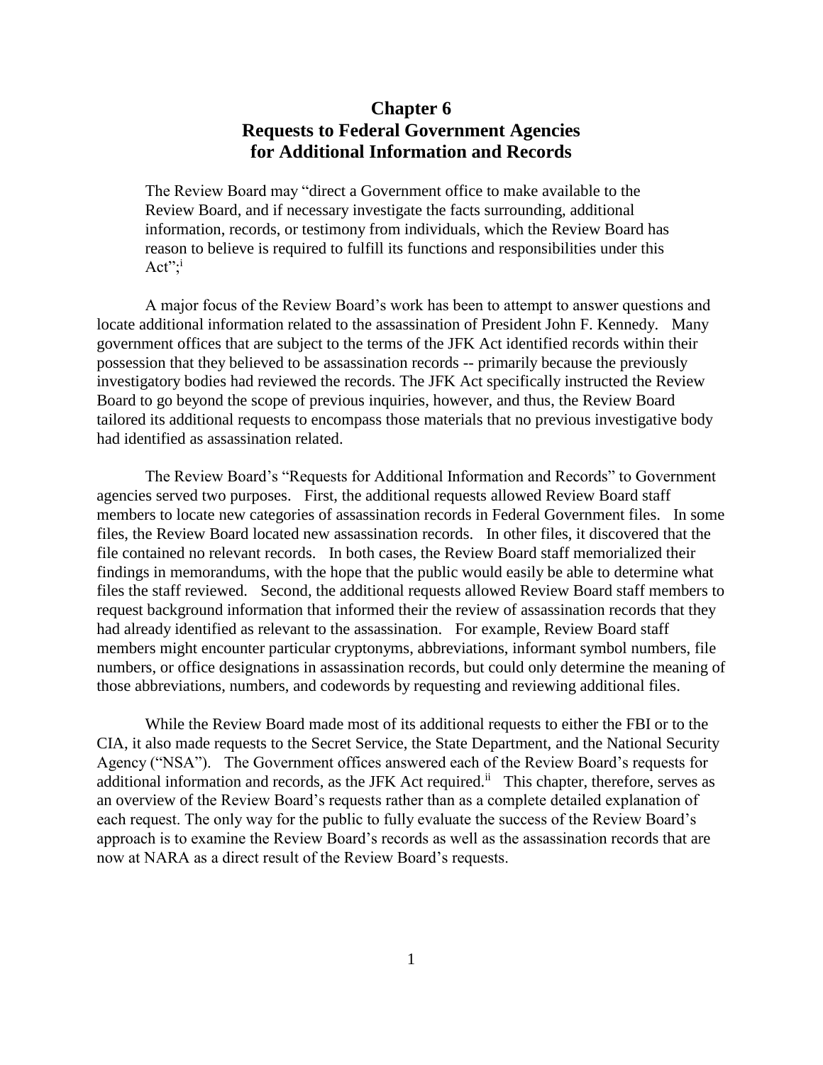# Chapter 6
# Requests to Federal Government Agencies for Additional Information and Records

> The Review Board may "direct a Government office to make available to the Review Board, and if necessary investigate the facts surrounding, additional information, records, or testimony from individuals, which the Review Board has reason to believe is required to fulfill its functions and responsibilities under this Act";[i]

A major focus of the Review Board's work has been to attempt to answer questions and locate additional information related to the assassination of President John F. Kennedy. Many government offices that are subject to the terms of the JFK Act identified records within their possession that they believed to be assassination records -- primarily because the previously investigatory bodies had reviewed the records. The JFK Act specifically instructed the Review Board to go beyond the scope of previous inquiries, however, and thus, the Review Board tailored its additional requests to encompass those materials that no previous investigative body had identified as assassination related.

The Review Board's "Requests for Additional Information and Records" to Government agencies served two purposes. First, the additional requests allowed Review Board staff members to locate new categories of assassination records in Federal Government files. In some files, the Review Board located new assassination records. In other files, it discovered that the file contained no relevant records. In both cases, the Review Board staff memorialized their findings in memorandums, with the hope that the public would easily be able to determine what files the staff reviewed. Second, the additional requests allowed Review Board staff members to request background information that informed their the review of assassination records that they had already identified as relevant to the assassination. For example, Review Board staff members might encounter particular cryptonyms, abbreviations, informant symbol numbers, file numbers, or office designations in assassination records, but could only determine the meaning of those abbreviations, numbers, and codewords by requesting and reviewing additional files.

While the Review Board made most of its additional requests to either the FBI or to the CIA, it also made requests to the Secret Service, the State Department, and the National Security Agency ("NSA"). The Government offices answered each of the Review Board's requests for additional information and records, as the JFK Act required.[ii] This chapter, therefore, serves as an overview of the Review Board's requests rather than as a complete detailed explanation of each request. The only way for the public to fully evaluate the success of the Review Board's approach is to examine the Review Board's records as well as the assassination records that are now at NARA as a direct result of the Review Board's requests.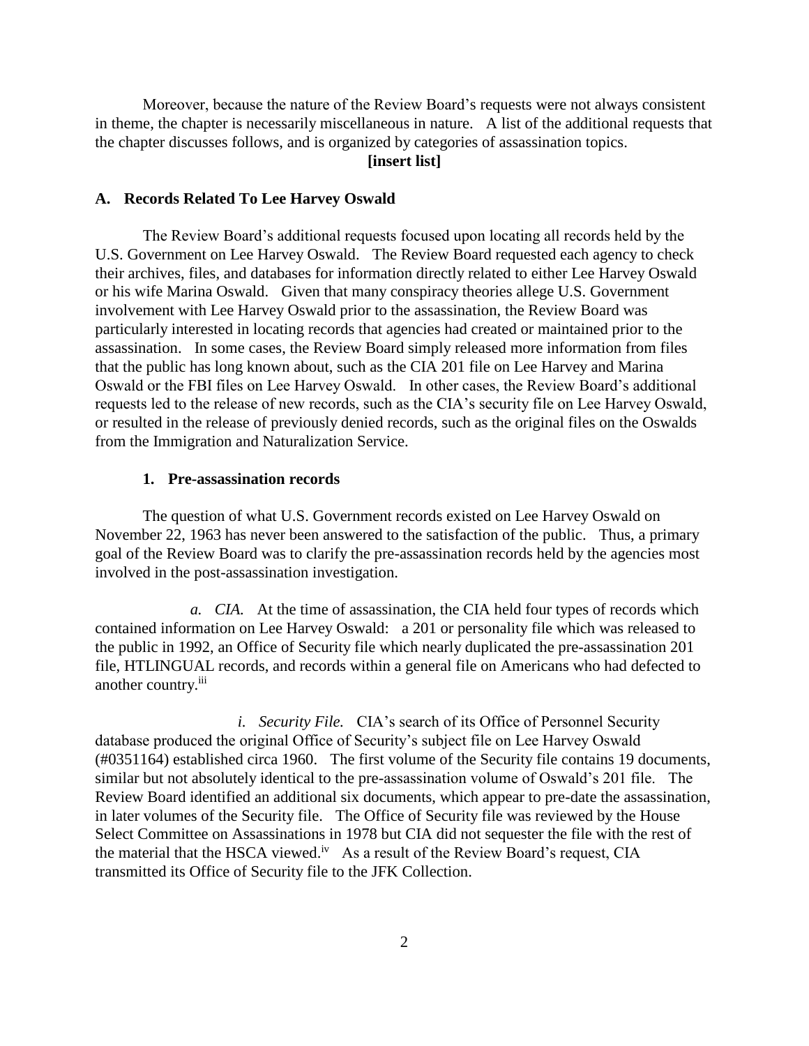Moreover, because the nature of the Review Board's requests were not always consistent in theme, the chapter is necessarily miscellaneous in nature. A list of the additional requests that the chapter discusses follows, and is organized by categories of assassination topics.

**[insert list]**

### A. Records Related To Lee Harvey Oswald

The Review Board's additional requests focused upon locating all records held by the U.S. Government on Lee Harvey Oswald. The Review Board requested each agency to check their archives, files, and databases for information directly related to either Lee Harvey Oswald or his wife Marina Oswald. Given that many conspiracy theories allege U.S. Government involvement with Lee Harvey Oswald prior to the assassination, the Review Board was particularly interested in locating records that agencies had created or maintained prior to the assassination. In some cases, the Review Board simply released more information from files that the public has long known about, such as the CIA 201 file on Lee Harvey and Marina Oswald or the FBI files on Lee Harvey Oswald. In other cases, the Review Board's additional requests led to the release of new records, such as the CIA's security file on Lee Harvey Oswald, or resulted in the release of previously denied records, such as the original files on the Oswalds from the Immigration and Naturalization Service.

#### 1. Pre-assassination records

The question of what U.S. Government records existed on Lee Harvey Oswald on November 22, 1963 has never been answered to the satisfaction of the public. Thus, a primary goal of the Review Board was to clarify the pre-assassination records held by the agencies most involved in the post-assassination investigation.

*a. CIA.* At the time of assassination, the CIA held four types of records which contained information on Lee Harvey Oswald: a 201 or personality file which was released to the public in 1992, an Office of Security file which nearly duplicated the pre-assassination 201 file, HTLINGUAL records, and records within a general file on Americans who had defected to another country.[iii]

*i. Security File.* CIA's search of its Office of Personnel Security database produced the original Office of Security's subject file on Lee Harvey Oswald (#0351164) established circa 1960. The first volume of the Security file contains 19 documents, similar but not absolutely identical to the pre-assassination volume of Oswald's 201 file. The Review Board identified an additional six documents, which appear to pre-date the assassination, in later volumes of the Security file. The Office of Security file was reviewed by the House Select Committee on Assassinations in 1978 but CIA did not sequester the file with the rest of the material that the HSCA viewed.[iv] As a result of the Review Board's request, CIA transmitted its Office of Security file to the JFK Collection.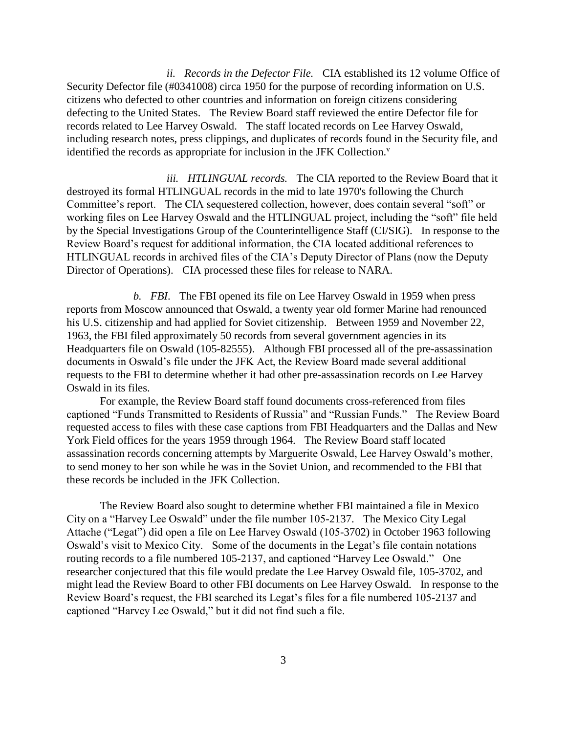*ii. Records in the Defector File.* CIA established its 12 volume Office of Security Defector file (#0341008) circa 1950 for the purpose of recording information on U.S. citizens who defected to other countries and information on foreign citizens considering defecting to the United States. The Review Board staff reviewed the entire Defector file for records related to Lee Harvey Oswald. The staff located records on Lee Harvey Oswald, including research notes, press clippings, and duplicates of records found in the Security file, and identified the records as appropriate for inclusion in the JFK Collection.[v]

*iii. HTLINGUAL records.* The CIA reported to the Review Board that it destroyed its formal HTLINGUAL records in the mid to late 1970's following the Church Committee's report. The CIA sequestered collection, however, does contain several "soft" or working files on Lee Harvey Oswald and the HTLINGUAL project, including the "soft" file held by the Special Investigations Group of the Counterintelligence Staff (CI/SIG). In response to the Review Board's request for additional information, the CIA located additional references to HTLINGUAL records in archived files of the CIA's Deputy Director of Plans (now the Deputy Director of Operations). CIA processed these files for release to NARA.

*b. FBI*. The FBI opened its file on Lee Harvey Oswald in 1959 when press reports from Moscow announced that Oswald, a twenty year old former Marine had renounced his U.S. citizenship and had applied for Soviet citizenship. Between 1959 and November 22, 1963, the FBI filed approximately 50 records from several government agencies in its Headquarters file on Oswald (105-82555). Although FBI processed all of the pre-assassination documents in Oswald's file under the JFK Act, the Review Board made several additional requests to the FBI to determine whether it had other pre-assassination records on Lee Harvey Oswald in its files.

For example, the Review Board staff found documents cross-referenced from files captioned "Funds Transmitted to Residents of Russia" and "Russian Funds." The Review Board requested access to files with these case captions from FBI Headquarters and the Dallas and New York Field offices for the years 1959 through 1964. The Review Board staff located assassination records concerning attempts by Marguerite Oswald, Lee Harvey Oswald's mother, to send money to her son while he was in the Soviet Union, and recommended to the FBI that these records be included in the JFK Collection.

The Review Board also sought to determine whether FBI maintained a file in Mexico City on a "Harvey Lee Oswald" under the file number 105-2137. The Mexico City Legal Attache ("Legat") did open a file on Lee Harvey Oswald (105-3702) in October 1963 following Oswald's visit to Mexico City. Some of the documents in the Legat's file contain notations routing records to a file numbered 105-2137, and captioned "Harvey Lee Oswald." One researcher conjectured that this file would predate the Lee Harvey Oswald file, 105-3702, and might lead the Review Board to other FBI documents on Lee Harvey Oswald. In response to the Review Board's request, the FBI searched its Legat's files for a file numbered 105-2137 and captioned "Harvey Lee Oswald," but it did not find such a file.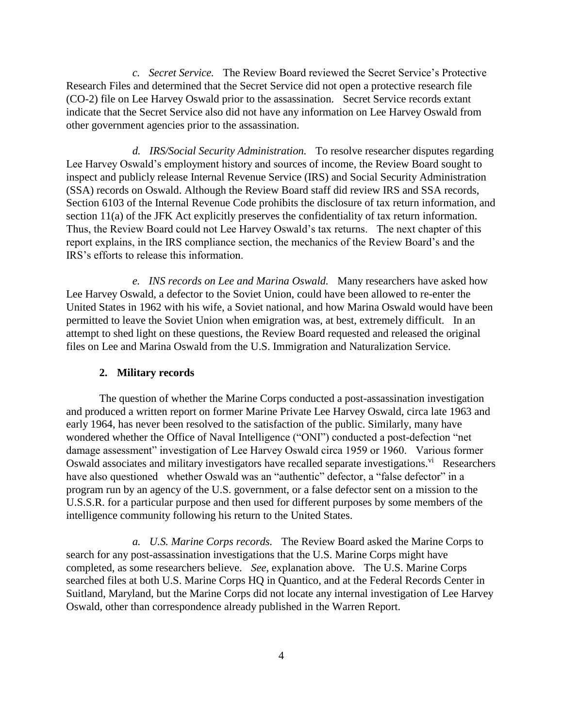*c. Secret Service.* The Review Board reviewed the Secret Service's Protective Research Files and determined that the Secret Service did not open a protective research file (CO-2) file on Lee Harvey Oswald prior to the assassination. Secret Service records extant indicate that the Secret Service also did not have any information on Lee Harvey Oswald from other government agencies prior to the assassination.

*d. IRS/Social Security Administration.* To resolve researcher disputes regarding Lee Harvey Oswald's employment history and sources of income, the Review Board sought to inspect and publicly release Internal Revenue Service (IRS) and Social Security Administration (SSA) records on Oswald. Although the Review Board staff did review IRS and SSA records, Section 6103 of the Internal Revenue Code prohibits the disclosure of tax return information, and section 11(a) of the JFK Act explicitly preserves the confidentiality of tax return information. Thus, the Review Board could not Lee Harvey Oswald's tax returns. The next chapter of this report explains, in the IRS compliance section, the mechanics of the Review Board's and the IRS's efforts to release this information.

*e. INS records on Lee and Marina Oswald.* Many researchers have asked how Lee Harvey Oswald, a defector to the Soviet Union, could have been allowed to re-enter the United States in 1962 with his wife, a Soviet national, and how Marina Oswald would have been permitted to leave the Soviet Union when emigration was, at best, extremely difficult. In an attempt to shed light on these questions, the Review Board requested and released the original files on Lee and Marina Oswald from the U.S. Immigration and Naturalization Service.

### 2. Military records

The question of whether the Marine Corps conducted a post-assassination investigation and produced a written report on former Marine Private Lee Harvey Oswald, circa late 1963 and early 1964, has never been resolved to the satisfaction of the public. Similarly, many have wondered whether the Office of Naval Intelligence ("ONI") conducted a post-defection "net damage assessment" investigation of Lee Harvey Oswald circa 1959 or 1960. Various former Oswald associates and military investigators have recalled separate investigations.[vi] Researchers have also questioned whether Oswald was an "authentic" defector, a "false defector" in a program run by an agency of the U.S. government, or a false defector sent on a mission to the U.S.S.R. for a particular purpose and then used for different purposes by some members of the intelligence community following his return to the United States.

*a. U.S. Marine Corps records.* The Review Board asked the Marine Corps to search for any post-assassination investigations that the U.S. Marine Corps might have completed, as some researchers believe. *See,* explanation above. The U.S. Marine Corps searched files at both U.S. Marine Corps HQ in Quantico, and at the Federal Records Center in Suitland, Maryland, but the Marine Corps did not locate any internal investigation of Lee Harvey Oswald, other than correspondence already published in the Warren Report.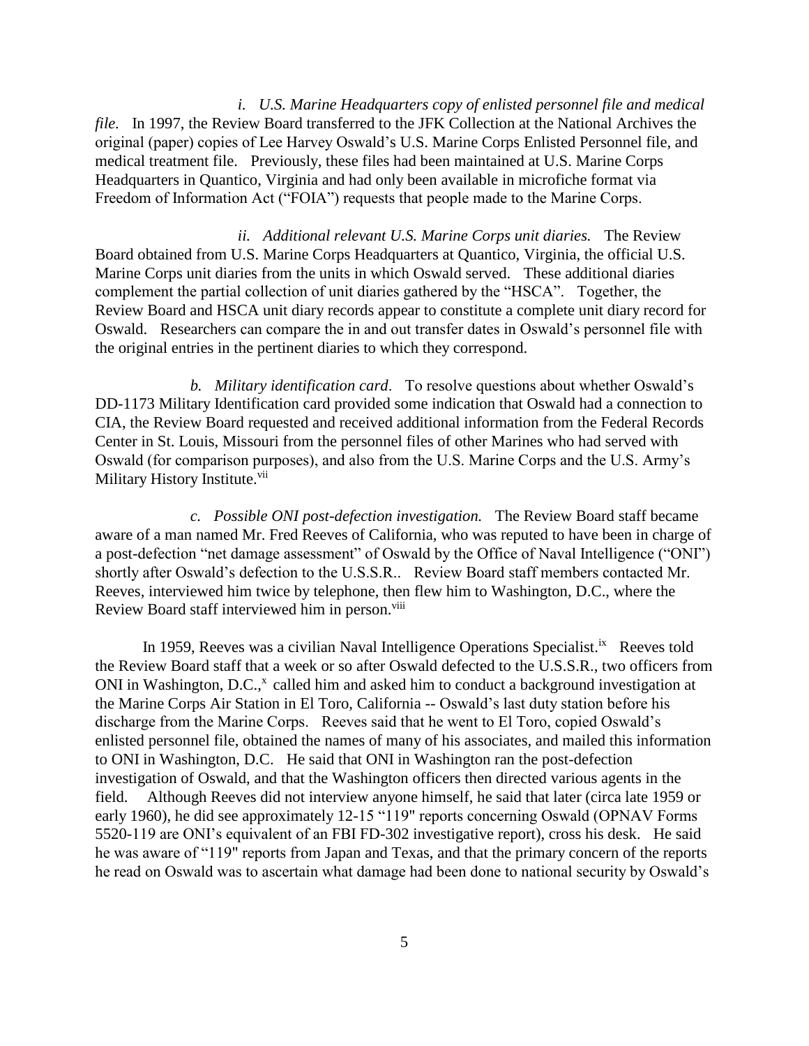*i. U.S. Marine Headquarters copy of enlisted personnel file and medical file.* In 1997, the Review Board transferred to the JFK Collection at the National Archives the original (paper) copies of Lee Harvey Oswald's U.S. Marine Corps Enlisted Personnel file, and medical treatment file. Previously, these files had been maintained at U.S. Marine Corps Headquarters in Quantico, Virginia and had only been available in microfiche format via Freedom of Information Act ("FOIA") requests that people made to the Marine Corps.

*ii. Additional relevant U.S. Marine Corps unit diaries.* The Review Board obtained from U.S. Marine Corps Headquarters at Quantico, Virginia, the official U.S. Marine Corps unit diaries from the units in which Oswald served. These additional diaries complement the partial collection of unit diaries gathered by the "HSCA". Together, the Review Board and HSCA unit diary records appear to constitute a complete unit diary record for Oswald. Researchers can compare the in and out transfer dates in Oswald's personnel file with the original entries in the pertinent diaries to which they correspond.

*b. Military identification card*. To resolve questions about whether Oswald's DD-1173 Military Identification card provided some indication that Oswald had a connection to CIA, the Review Board requested and received additional information from the Federal Records Center in St. Louis, Missouri from the personnel files of other Marines who had served with Oswald (for comparison purposes), and also from the U.S. Marine Corps and the U.S. Army's Military History Institute.[vii]

*c. Possible ONI post-defection investigation.* The Review Board staff became aware of a man named Mr. Fred Reeves of California, who was reputed to have been in charge of a post-defection "net damage assessment" of Oswald by the Office of Naval Intelligence ("ONI") shortly after Oswald's defection to the U.S.S.R.. Review Board staff members contacted Mr. Reeves, interviewed him twice by telephone, then flew him to Washington, D.C., where the Review Board staff interviewed him in person.[viii]

In 1959, Reeves was a civilian Naval Intelligence Operations Specialist.[ix] Reeves told the Review Board staff that a week or so after Oswald defected to the U.S.S.R., two officers from ONI in Washington, D.C.,[x] called him and asked him to conduct a background investigation at the Marine Corps Air Station in El Toro, California -- Oswald's last duty station before his discharge from the Marine Corps. Reeves said that he went to El Toro, copied Oswald's enlisted personnel file, obtained the names of many of his associates, and mailed this information to ONI in Washington, D.C. He said that ONI in Washington ran the post-defection investigation of Oswald, and that the Washington officers then directed various agents in the field. Although Reeves did not interview anyone himself, he said that later (circa late 1959 or early 1960), he did see approximately 12-15 "119" reports concerning Oswald (OPNAV Forms 5520-119 are ONI's equivalent of an FBI FD-302 investigative report), cross his desk. He said he was aware of "119" reports from Japan and Texas, and that the primary concern of the reports he read on Oswald was to ascertain what damage had been done to national security by Oswald's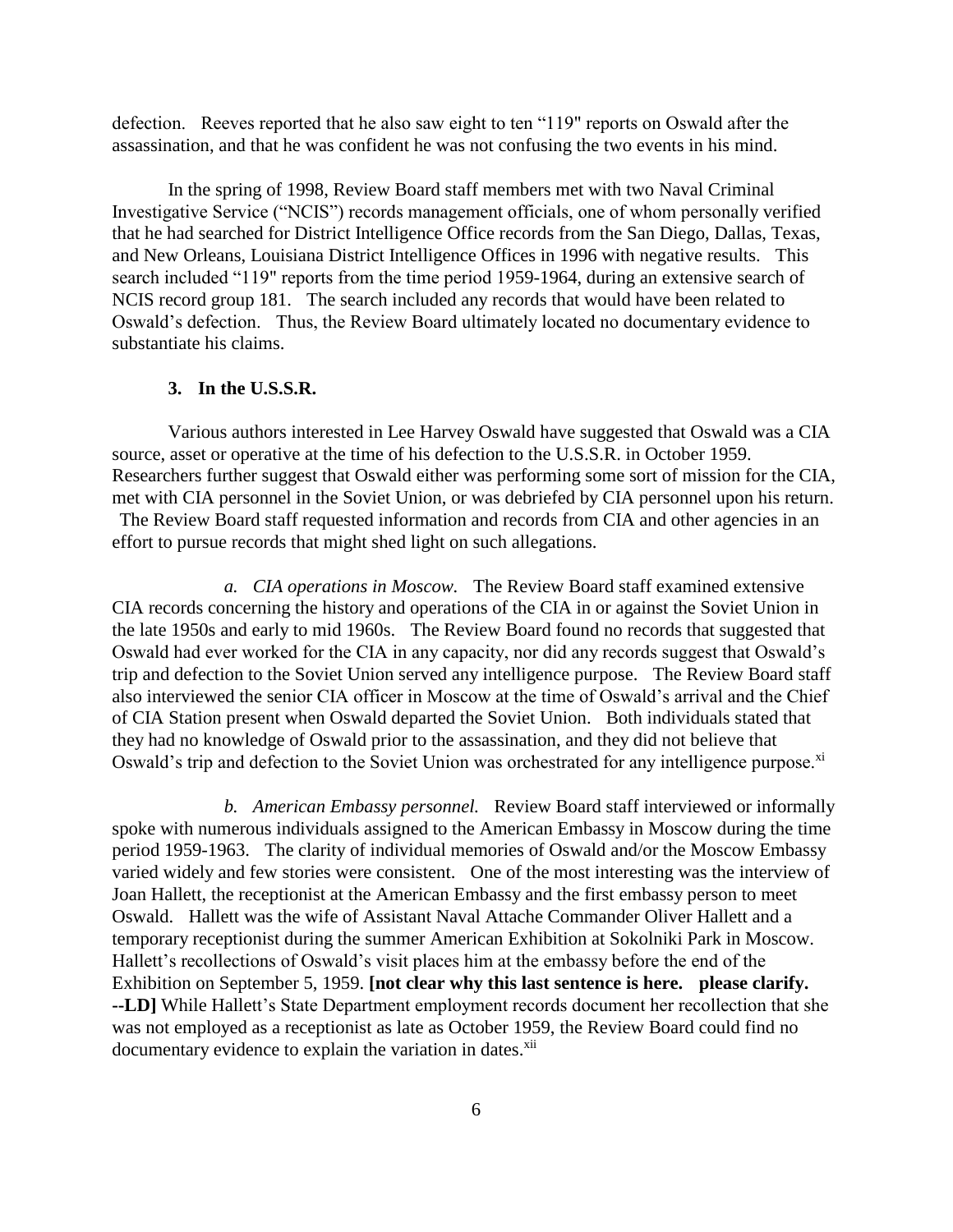defection. Reeves reported that he also saw eight to ten "119" reports on Oswald after the assassination, and that he was confident he was not confusing the two events in his mind.

In the spring of 1998, Review Board staff members met with two Naval Criminal Investigative Service ("NCIS") records management officials, one of whom personally verified that he had searched for District Intelligence Office records from the San Diego, Dallas, Texas, and New Orleans, Louisiana District Intelligence Offices in 1996 with negative results. This search included "119" reports from the time period 1959-1964, during an extensive search of NCIS record group 181. The search included any records that would have been related to Oswald's defection. Thus, the Review Board ultimately located no documentary evidence to substantiate his claims.

### 3. In the U.S.S.R.

Various authors interested in Lee Harvey Oswald have suggested that Oswald was a CIA source, asset or operative at the time of his defection to the U.S.S.R. in October 1959. Researchers further suggest that Oswald either was performing some sort of mission for the CIA, met with CIA personnel in the Soviet Union, or was debriefed by CIA personnel upon his return. The Review Board staff requested information and records from CIA and other agencies in an effort to pursue records that might shed light on such allegations.

*a. CIA operations in Moscow.* The Review Board staff examined extensive CIA records concerning the history and operations of the CIA in or against the Soviet Union in the late 1950s and early to mid 1960s. The Review Board found no records that suggested that Oswald had ever worked for the CIA in any capacity, nor did any records suggest that Oswald's trip and defection to the Soviet Union served any intelligence purpose. The Review Board staff also interviewed the senior CIA officer in Moscow at the time of Oswald's arrival and the Chief of CIA Station present when Oswald departed the Soviet Union. Both individuals stated that they had no knowledge of Oswald prior to the assassination, and they did not believe that Oswald's trip and defection to the Soviet Union was orchestrated for any intelligence purpose.[xi]

*b. American Embassy personnel.* Review Board staff interviewed or informally spoke with numerous individuals assigned to the American Embassy in Moscow during the time period 1959-1963. The clarity of individual memories of Oswald and/or the Moscow Embassy varied widely and few stories were consistent. One of the most interesting was the interview of Joan Hallett, the receptionist at the American Embassy and the first embassy person to meet Oswald. Hallett was the wife of Assistant Naval Attache Commander Oliver Hallett and a temporary receptionist during the summer American Exhibition at Sokolniki Park in Moscow. Hallett's recollections of Oswald's visit places him at the embassy before the end of the Exhibition on September 5, 1959. **[not clear why this last sentence is here. please clarify. --LD]** While Hallett's State Department employment records document her recollection that she was not employed as a receptionist as late as October 1959, the Review Board could find no documentary evidence to explain the variation in dates.[xii]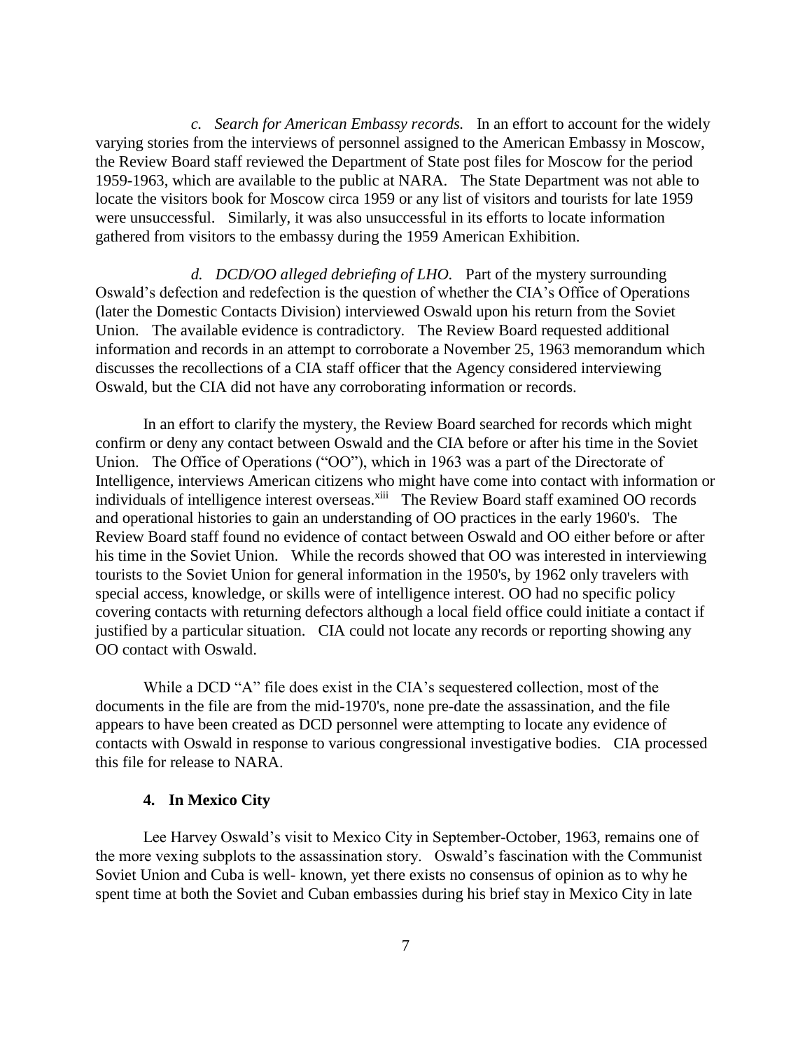*c. Search for American Embassy records.* In an effort to account for the widely varying stories from the interviews of personnel assigned to the American Embassy in Moscow, the Review Board staff reviewed the Department of State post files for Moscow for the period 1959-1963, which are available to the public at NARA. The State Department was not able to locate the visitors book for Moscow circa 1959 or any list of visitors and tourists for late 1959 were unsuccessful. Similarly, it was also unsuccessful in its efforts to locate information gathered from visitors to the embassy during the 1959 American Exhibition.

*d. DCD/OO alleged debriefing of LHO.* Part of the mystery surrounding Oswald's defection and redefection is the question of whether the CIA's Office of Operations (later the Domestic Contacts Division) interviewed Oswald upon his return from the Soviet Union. The available evidence is contradictory. The Review Board requested additional information and records in an attempt to corroborate a November 25, 1963 memorandum which discusses the recollections of a CIA staff officer that the Agency considered interviewing Oswald, but the CIA did not have any corroborating information or records.

In an effort to clarify the mystery, the Review Board searched for records which might confirm or deny any contact between Oswald and the CIA before or after his time in the Soviet Union. The Office of Operations ("OO"), which in 1963 was a part of the Directorate of Intelligence, interviews American citizens who might have come into contact with information or individuals of intelligence interest overseas.[xiii] The Review Board staff examined OO records and operational histories to gain an understanding of OO practices in the early 1960's. The Review Board staff found no evidence of contact between Oswald and OO either before or after his time in the Soviet Union. While the records showed that OO was interested in interviewing tourists to the Soviet Union for general information in the 1950's, by 1962 only travelers with special access, knowledge, or skills were of intelligence interest. OO had no specific policy covering contacts with returning defectors although a local field office could initiate a contact if justified by a particular situation. CIA could not locate any records or reporting showing any OO contact with Oswald.

While a DCD "A" file does exist in the CIA's sequestered collection, most of the documents in the file are from the mid-1970's, none pre-date the assassination, and the file appears to have been created as DCD personnel were attempting to locate any evidence of contacts with Oswald in response to various congressional investigative bodies. CIA processed this file for release to NARA.

**4. In Mexico City**

Lee Harvey Oswald's visit to Mexico City in September-October, 1963, remains one of the more vexing subplots to the assassination story. Oswald's fascination with the Communist Soviet Union and Cuba is well- known, yet there exists no consensus of opinion as to why he spent time at both the Soviet and Cuban embassies during his brief stay in Mexico City in late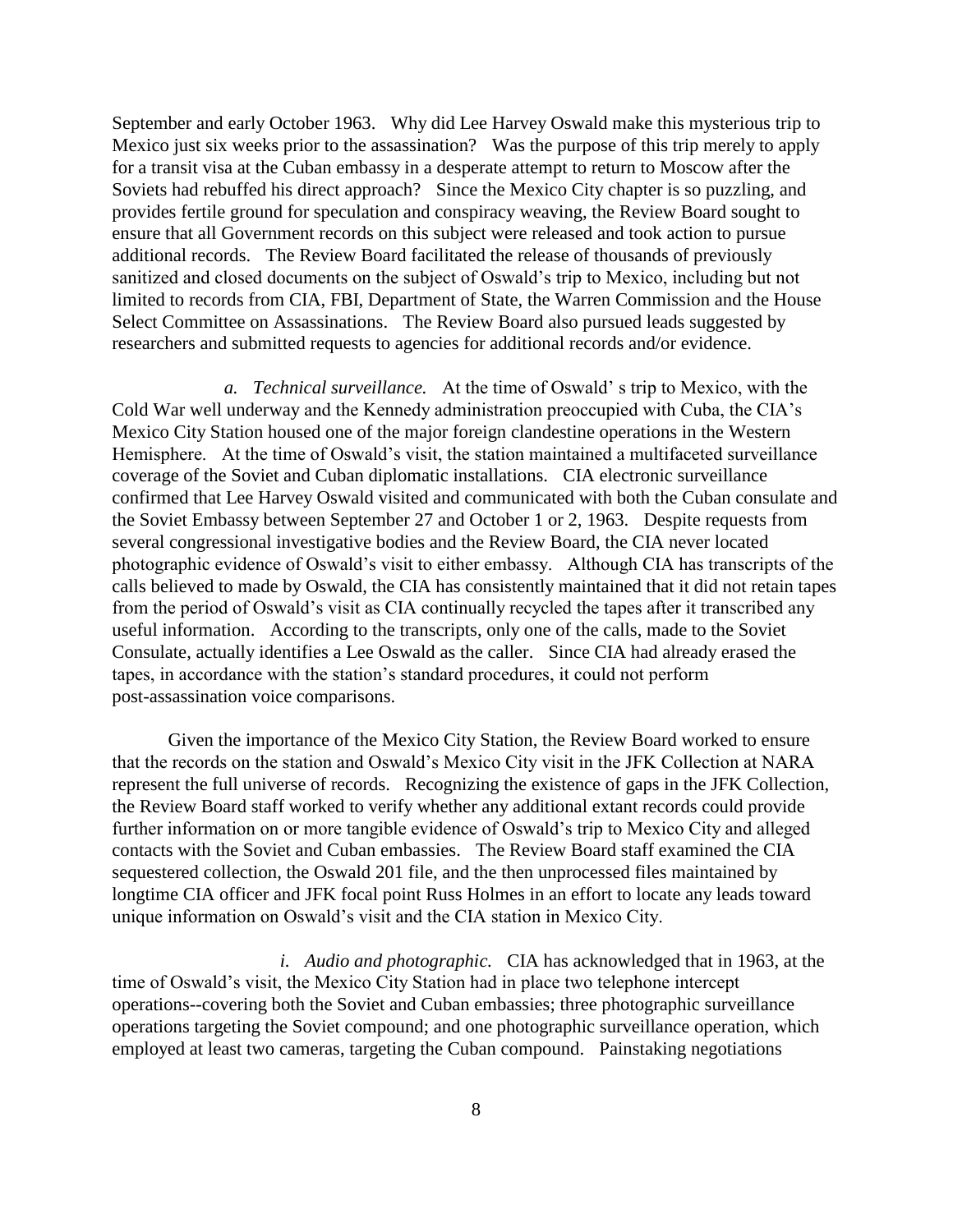September and early October 1963. Why did Lee Harvey Oswald make this mysterious trip to Mexico just six weeks prior to the assassination? Was the purpose of this trip merely to apply for a transit visa at the Cuban embassy in a desperate attempt to return to Moscow after the Soviets had rebuffed his direct approach? Since the Mexico City chapter is so puzzling, and provides fertile ground for speculation and conspiracy weaving, the Review Board sought to ensure that all Government records on this subject were released and took action to pursue additional records. The Review Board facilitated the release of thousands of previously sanitized and closed documents on the subject of Oswald's trip to Mexico, including but not limited to records from CIA, FBI, Department of State, the Warren Commission and the House Select Committee on Assassinations. The Review Board also pursued leads suggested by researchers and submitted requests to agencies for additional records and/or evidence.

*a. Technical surveillance.* At the time of Oswald' s trip to Mexico, with the Cold War well underway and the Kennedy administration preoccupied with Cuba, the CIA's Mexico City Station housed one of the major foreign clandestine operations in the Western Hemisphere. At the time of Oswald's visit, the station maintained a multifaceted surveillance coverage of the Soviet and Cuban diplomatic installations. CIA electronic surveillance confirmed that Lee Harvey Oswald visited and communicated with both the Cuban consulate and the Soviet Embassy between September 27 and October 1 or 2, 1963. Despite requests from several congressional investigative bodies and the Review Board, the CIA never located photographic evidence of Oswald's visit to either embassy. Although CIA has transcripts of the calls believed to made by Oswald, the CIA has consistently maintained that it did not retain tapes from the period of Oswald's visit as CIA continually recycled the tapes after it transcribed any useful information. According to the transcripts, only one of the calls, made to the Soviet Consulate, actually identifies a Lee Oswald as the caller. Since CIA had already erased the tapes, in accordance with the station's standard procedures, it could not perform post-assassination voice comparisons.

Given the importance of the Mexico City Station, the Review Board worked to ensure that the records on the station and Oswald's Mexico City visit in the JFK Collection at NARA represent the full universe of records. Recognizing the existence of gaps in the JFK Collection, the Review Board staff worked to verify whether any additional extant records could provide further information on or more tangible evidence of Oswald's trip to Mexico City and alleged contacts with the Soviet and Cuban embassies. The Review Board staff examined the CIA sequestered collection, the Oswald 201 file, and the then unprocessed files maintained by longtime CIA officer and JFK focal point Russ Holmes in an effort to locate any leads toward unique information on Oswald's visit and the CIA station in Mexico City.

*i. Audio and photographic.* CIA has acknowledged that in 1963, at the time of Oswald's visit, the Mexico City Station had in place two telephone intercept operations--covering both the Soviet and Cuban embassies; three photographic surveillance operations targeting the Soviet compound; and one photographic surveillance operation, which employed at least two cameras, targeting the Cuban compound. Painstaking negotiations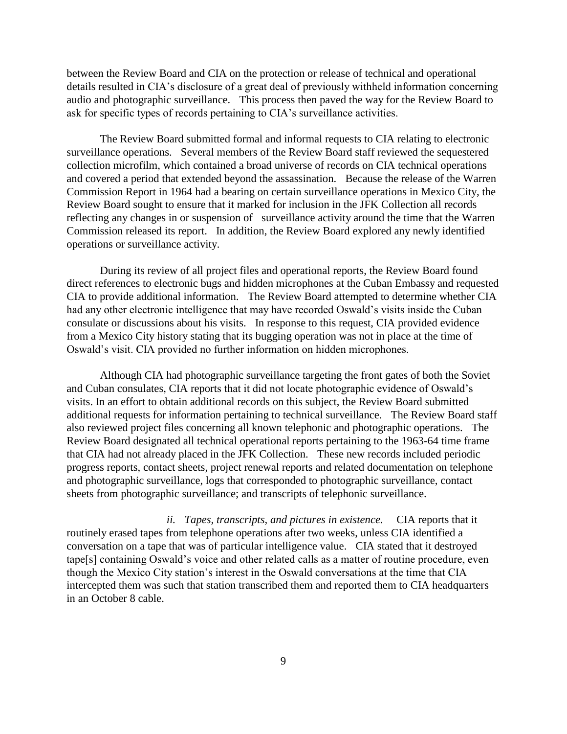between the Review Board and CIA on the protection or release of technical and operational details resulted in CIA's disclosure of a great deal of previously withheld information concerning audio and photographic surveillance. This process then paved the way for the Review Board to ask for specific types of records pertaining to CIA's surveillance activities.

The Review Board submitted formal and informal requests to CIA relating to electronic surveillance operations. Several members of the Review Board staff reviewed the sequestered collection microfilm, which contained a broad universe of records on CIA technical operations and covered a period that extended beyond the assassination. Because the release of the Warren Commission Report in 1964 had a bearing on certain surveillance operations in Mexico City, the Review Board sought to ensure that it marked for inclusion in the JFK Collection all records reflecting any changes in or suspension of surveillance activity around the time that the Warren Commission released its report. In addition, the Review Board explored any newly identified operations or surveillance activity.

During its review of all project files and operational reports, the Review Board found direct references to electronic bugs and hidden microphones at the Cuban Embassy and requested CIA to provide additional information. The Review Board attempted to determine whether CIA had any other electronic intelligence that may have recorded Oswald's visits inside the Cuban consulate or discussions about his visits. In response to this request, CIA provided evidence from a Mexico City history stating that its bugging operation was not in place at the time of Oswald's visit. CIA provided no further information on hidden microphones.

Although CIA had photographic surveillance targeting the front gates of both the Soviet and Cuban consulates, CIA reports that it did not locate photographic evidence of Oswald's visits. In an effort to obtain additional records on this subject, the Review Board submitted additional requests for information pertaining to technical surveillance. The Review Board staff also reviewed project files concerning all known telephonic and photographic operations. The Review Board designated all technical operational reports pertaining to the 1963-64 time frame that CIA had not already placed in the JFK Collection. These new records included periodic progress reports, contact sheets, project renewal reports and related documentation on telephone and photographic surveillance, logs that corresponded to photographic surveillance, contact sheets from photographic surveillance; and transcripts of telephonic surveillance.

*ii. Tapes, transcripts, and pictures in existence.* CIA reports that it routinely erased tapes from telephone operations after two weeks, unless CIA identified a conversation on a tape that was of particular intelligence value. CIA stated that it destroyed tape[s] containing Oswald's voice and other related calls as a matter of routine procedure, even though the Mexico City station's interest in the Oswald conversations at the time that CIA intercepted them was such that station transcribed them and reported them to CIA headquarters in an October 8 cable.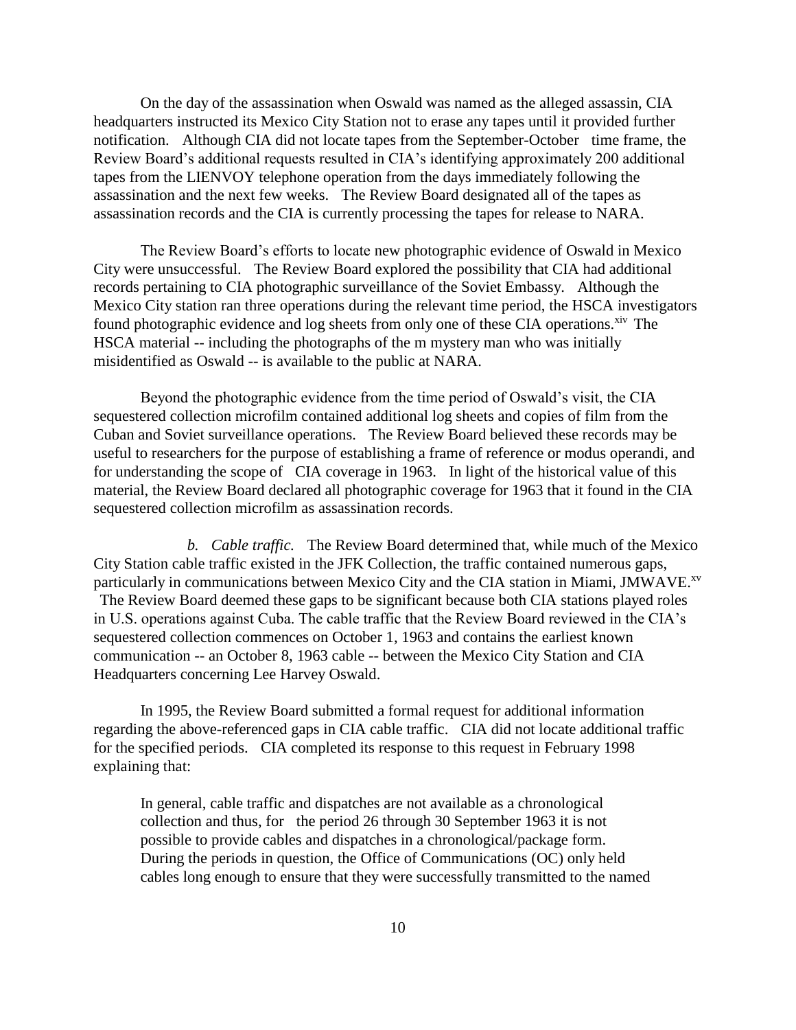On the day of the assassination when Oswald was named as the alleged assassin, CIA headquarters instructed its Mexico City Station not to erase any tapes until it provided further notification. Although CIA did not locate tapes from the September-October time frame, the Review Board's additional requests resulted in CIA's identifying approximately 200 additional tapes from the LIENVOY telephone operation from the days immediately following the assassination and the next few weeks. The Review Board designated all of the tapes as assassination records and the CIA is currently processing the tapes for release to NARA.

The Review Board's efforts to locate new photographic evidence of Oswald in Mexico City were unsuccessful. The Review Board explored the possibility that CIA had additional records pertaining to CIA photographic surveillance of the Soviet Embassy. Although the Mexico City station ran three operations during the relevant time period, the HSCA investigators found photographic evidence and log sheets from only one of these CIA operations.[xiv] The HSCA material -- including the photographs of the m mystery man who was initially misidentified as Oswald -- is available to the public at NARA.

Beyond the photographic evidence from the time period of Oswald's visit, the CIA sequestered collection microfilm contained additional log sheets and copies of film from the Cuban and Soviet surveillance operations. The Review Board believed these records may be useful to researchers for the purpose of establishing a frame of reference or modus operandi, and for understanding the scope of CIA coverage in 1963. In light of the historical value of this material, the Review Board declared all photographic coverage for 1963 that it found in the CIA sequestered collection microfilm as assassination records.

*b. Cable traffic.* The Review Board determined that, while much of the Mexico City Station cable traffic existed in the JFK Collection, the traffic contained numerous gaps, particularly in communications between Mexico City and the CIA station in Miami, JMWAVE.[xv] The Review Board deemed these gaps to be significant because both CIA stations played roles in U.S. operations against Cuba. The cable traffic that the Review Board reviewed in the CIA's sequestered collection commences on October 1, 1963 and contains the earliest known communication -- an October 8, 1963 cable -- between the Mexico City Station and CIA Headquarters concerning Lee Harvey Oswald.

In 1995, the Review Board submitted a formal request for additional information regarding the above-referenced gaps in CIA cable traffic. CIA did not locate additional traffic for the specified periods. CIA completed its response to this request in February 1998 explaining that:

> In general, cable traffic and dispatches are not available as a chronological collection and thus, for the period 26 through 30 September 1963 it is not possible to provide cables and dispatches in a chronological/package form. During the periods in question, the Office of Communications (OC) only held cables long enough to ensure that they were successfully transmitted to the named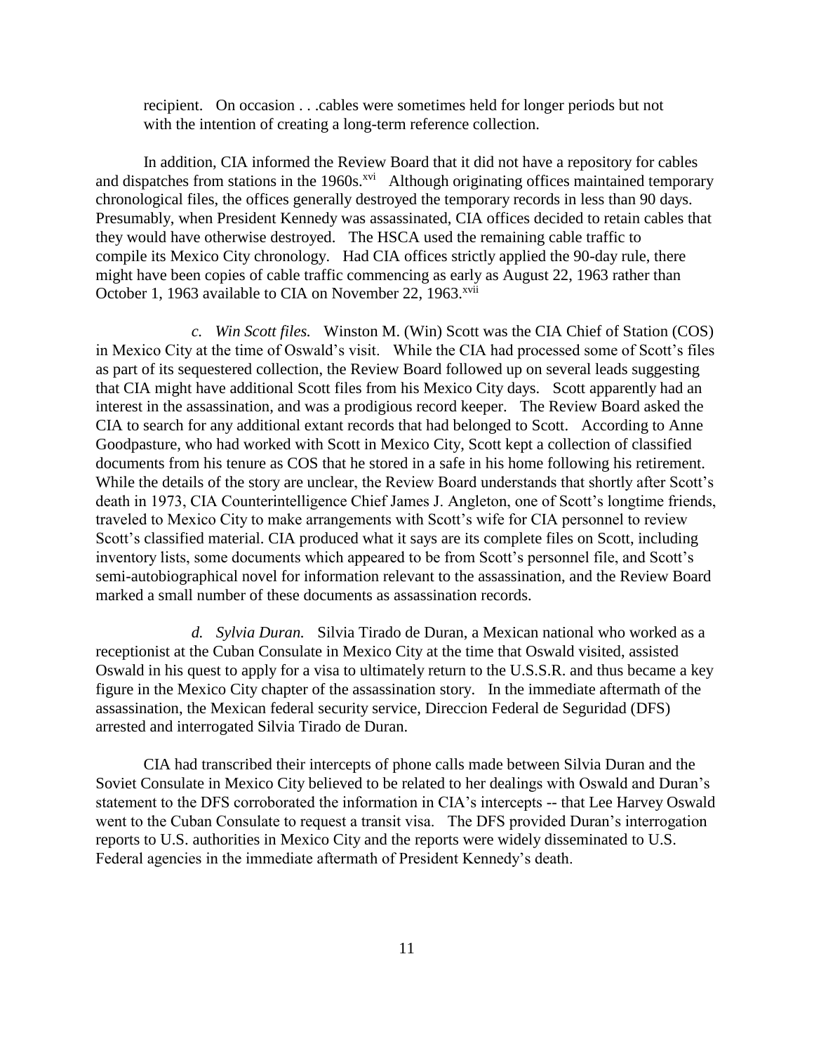recipient. On occasion . . .cables were sometimes held for longer periods but not with the intention of creating a long-term reference collection.

In addition, CIA informed the Review Board that it did not have a repository for cables and dispatches from stations in the 1960s.[xvi] Although originating offices maintained temporary chronological files, the offices generally destroyed the temporary records in less than 90 days. Presumably, when President Kennedy was assassinated, CIA offices decided to retain cables that they would have otherwise destroyed. The HSCA used the remaining cable traffic to compile its Mexico City chronology. Had CIA offices strictly applied the 90-day rule, there might have been copies of cable traffic commencing as early as August 22, 1963 rather than October 1, 1963 available to CIA on November 22, 1963.[xvii]

*c. Win Scott files.* Winston M. (Win) Scott was the CIA Chief of Station (COS) in Mexico City at the time of Oswald's visit. While the CIA had processed some of Scott's files as part of its sequestered collection, the Review Board followed up on several leads suggesting that CIA might have additional Scott files from his Mexico City days. Scott apparently had an interest in the assassination, and was a prodigious record keeper. The Review Board asked the CIA to search for any additional extant records that had belonged to Scott. According to Anne Goodpasture, who had worked with Scott in Mexico City, Scott kept a collection of classified documents from his tenure as COS that he stored in a safe in his home following his retirement. While the details of the story are unclear, the Review Board understands that shortly after Scott's death in 1973, CIA Counterintelligence Chief James J. Angleton, one of Scott's longtime friends, traveled to Mexico City to make arrangements with Scott's wife for CIA personnel to review Scott's classified material. CIA produced what it says are its complete files on Scott, including inventory lists, some documents which appeared to be from Scott's personnel file, and Scott's semi-autobiographical novel for information relevant to the assassination, and the Review Board marked a small number of these documents as assassination records.

*d. Sylvia Duran.* Silvia Tirado de Duran, a Mexican national who worked as a receptionist at the Cuban Consulate in Mexico City at the time that Oswald visited, assisted Oswald in his quest to apply for a visa to ultimately return to the U.S.S.R. and thus became a key figure in the Mexico City chapter of the assassination story. In the immediate aftermath of the assassination, the Mexican federal security service, Direccion Federal de Seguridad (DFS) arrested and interrogated Silvia Tirado de Duran.

CIA had transcribed their intercepts of phone calls made between Silvia Duran and the Soviet Consulate in Mexico City believed to be related to her dealings with Oswald and Duran's statement to the DFS corroborated the information in CIA's intercepts -- that Lee Harvey Oswald went to the Cuban Consulate to request a transit visa. The DFS provided Duran's interrogation reports to U.S. authorities in Mexico City and the reports were widely disseminated to U.S. Federal agencies in the immediate aftermath of President Kennedy's death.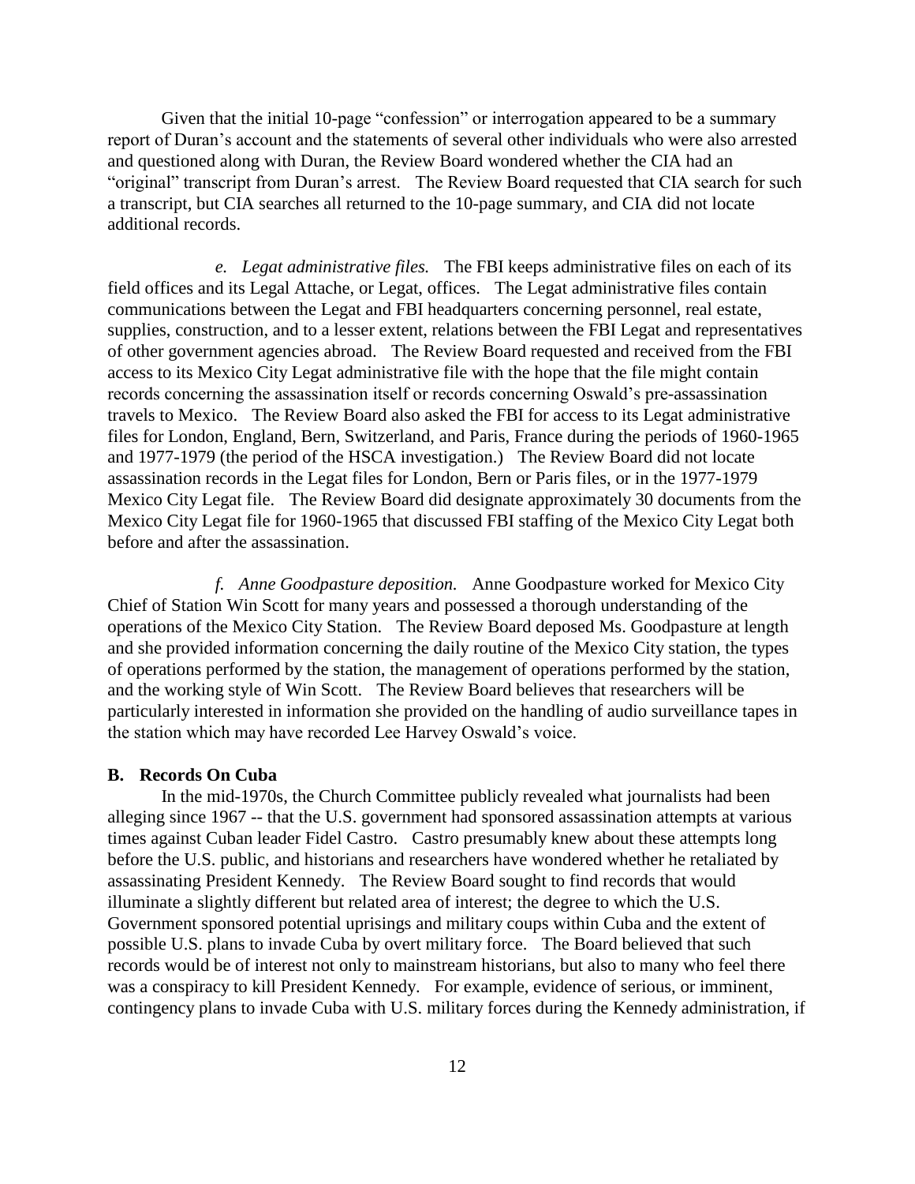Given that the initial 10-page "confession" or interrogation appeared to be a summary report of Duran's account and the statements of several other individuals who were also arrested and questioned along with Duran, the Review Board wondered whether the CIA had an "original" transcript from Duran's arrest. The Review Board requested that CIA search for such a transcript, but CIA searches all returned to the 10-page summary, and CIA did not locate additional records.

*e. Legat administrative files.* The FBI keeps administrative files on each of its field offices and its Legal Attache, or Legat, offices. The Legat administrative files contain communications between the Legat and FBI headquarters concerning personnel, real estate, supplies, construction, and to a lesser extent, relations between the FBI Legat and representatives of other government agencies abroad. The Review Board requested and received from the FBI access to its Mexico City Legat administrative file with the hope that the file might contain records concerning the assassination itself or records concerning Oswald's pre-assassination travels to Mexico. The Review Board also asked the FBI for access to its Legat administrative files for London, England, Bern, Switzerland, and Paris, France during the periods of 1960-1965 and 1977-1979 (the period of the HSCA investigation.) The Review Board did not locate assassination records in the Legat files for London, Bern or Paris files, or in the 1977-1979 Mexico City Legat file. The Review Board did designate approximately 30 documents from the Mexico City Legat file for 1960-1965 that discussed FBI staffing of the Mexico City Legat both before and after the assassination.

*f. Anne Goodpasture deposition.* Anne Goodpasture worked for Mexico City Chief of Station Win Scott for many years and possessed a thorough understanding of the operations of the Mexico City Station. The Review Board deposed Ms. Goodpasture at length and she provided information concerning the daily routine of the Mexico City station, the types of operations performed by the station, the management of operations performed by the station, and the working style of Win Scott. The Review Board believes that researchers will be particularly interested in information she provided on the handling of audio surveillance tapes in the station which may have recorded Lee Harvey Oswald's voice.

**B. Records On Cuba**

In the mid-1970s, the Church Committee publicly revealed what journalists had been alleging since 1967 -- that the U.S. government had sponsored assassination attempts at various times against Cuban leader Fidel Castro. Castro presumably knew about these attempts long before the U.S. public, and historians and researchers have wondered whether he retaliated by assassinating President Kennedy. The Review Board sought to find records that would illuminate a slightly different but related area of interest; the degree to which the U.S. Government sponsored potential uprisings and military coups within Cuba and the extent of possible U.S. plans to invade Cuba by overt military force. The Board believed that such records would be of interest not only to mainstream historians, but also to many who feel there was a conspiracy to kill President Kennedy. For example, evidence of serious, or imminent, contingency plans to invade Cuba with U.S. military forces during the Kennedy administration, if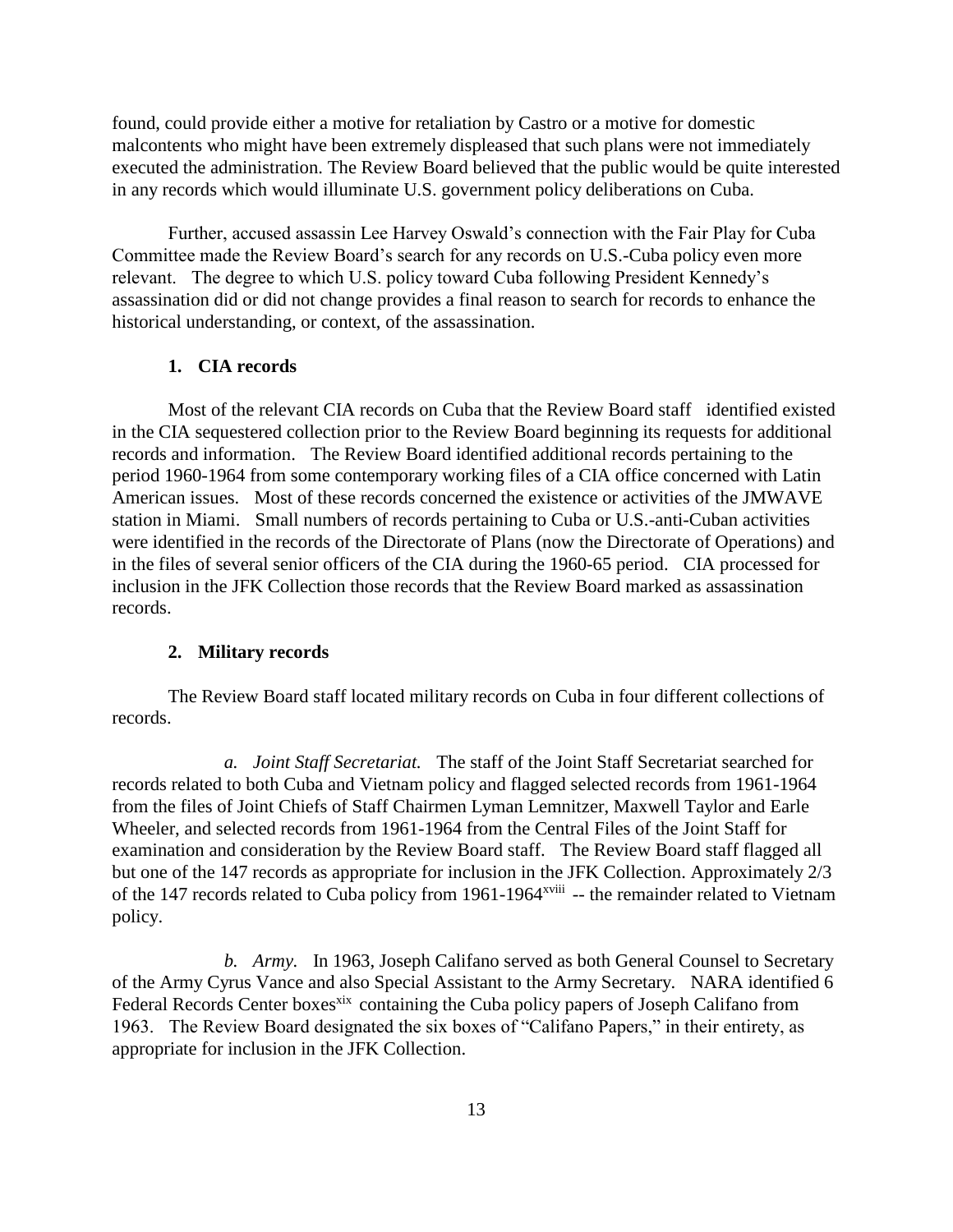found, could provide either a motive for retaliation by Castro or a motive for domestic malcontents who might have been extremely displeased that such plans were not immediately executed the administration. The Review Board believed that the public would be quite interested in any records which would illuminate U.S. government policy deliberations on Cuba.

Further, accused assassin Lee Harvey Oswald's connection with the Fair Play for Cuba Committee made the Review Board's search for any records on U.S.-Cuba policy even more relevant. The degree to which U.S. policy toward Cuba following President Kennedy's assassination did or did not change provides a final reason to search for records to enhance the historical understanding, or context, of the assassination.

### 1. CIA records

Most of the relevant CIA records on Cuba that the Review Board staff identified existed in the CIA sequestered collection prior to the Review Board beginning its requests for additional records and information. The Review Board identified additional records pertaining to the period 1960-1964 from some contemporary working files of a CIA office concerned with Latin American issues. Most of these records concerned the existence or activities of the JMWAVE station in Miami. Small numbers of records pertaining to Cuba or U.S.-anti-Cuban activities were identified in the records of the Directorate of Plans (now the Directorate of Operations) and in the files of several senior officers of the CIA during the 1960-65 period. CIA processed for inclusion in the JFK Collection those records that the Review Board marked as assassination records.

### 2. Military records

The Review Board staff located military records on Cuba in four different collections of records.

*a. Joint Staff Secretariat.* The staff of the Joint Staff Secretariat searched for records related to both Cuba and Vietnam policy and flagged selected records from 1961-1964 from the files of Joint Chiefs of Staff Chairmen Lyman Lemnitzer, Maxwell Taylor and Earle Wheeler, and selected records from 1961-1964 from the Central Files of the Joint Staff for examination and consideration by the Review Board staff. The Review Board staff flagged all but one of the 147 records as appropriate for inclusion in the JFK Collection. Approximately 2/3 of the 147 records related to Cuba policy from 1961-1964[xviii] -- the remainder related to Vietnam policy.

*b. Army.* In 1963, Joseph Califano served as both General Counsel to Secretary of the Army Cyrus Vance and also Special Assistant to the Army Secretary. NARA identified 6 Federal Records Center boxes[xix] containing the Cuba policy papers of Joseph Califano from 1963. The Review Board designated the six boxes of "Califano Papers," in their entirety, as appropriate for inclusion in the JFK Collection.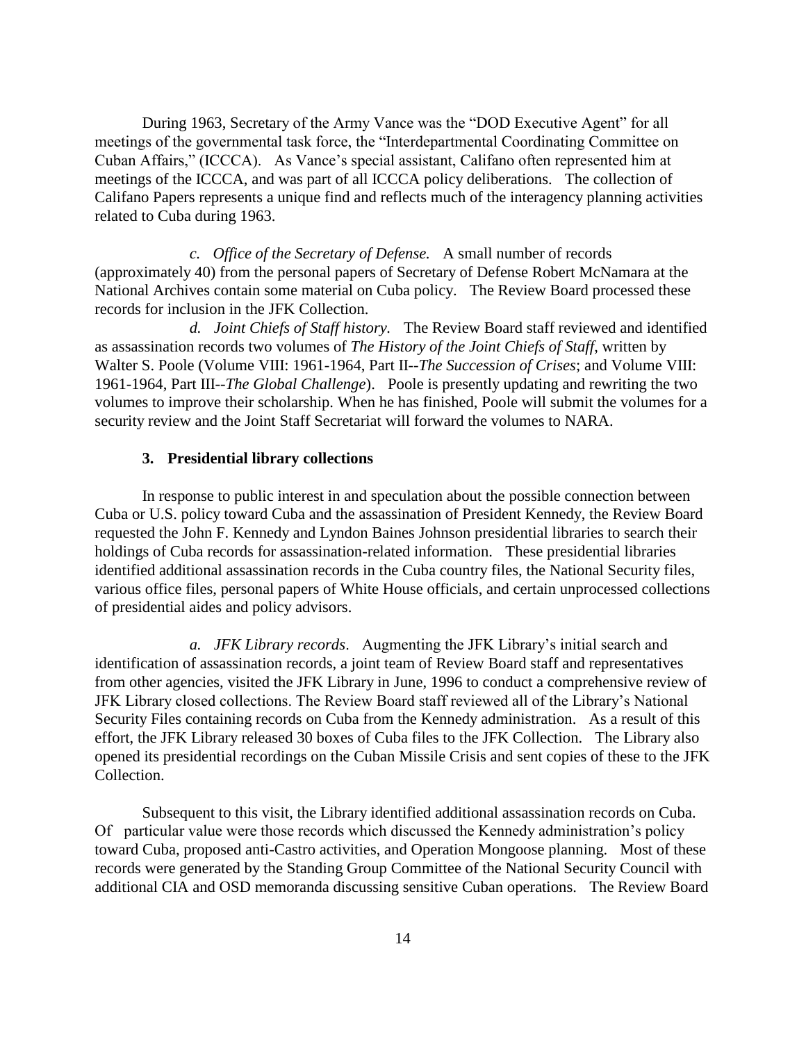During 1963, Secretary of the Army Vance was the "DOD Executive Agent" for all meetings of the governmental task force, the "Interdepartmental Coordinating Committee on Cuban Affairs," (ICCCA). As Vance's special assistant, Califano often represented him at meetings of the ICCCA, and was part of all ICCCA policy deliberations. The collection of Califano Papers represents a unique find and reflects much of the interagency planning activities related to Cuba during 1963.

*c. Office of the Secretary of Defense.* A small number of records (approximately 40) from the personal papers of Secretary of Defense Robert McNamara at the National Archives contain some material on Cuba policy. The Review Board processed these records for inclusion in the JFK Collection.

*d. Joint Chiefs of Staff history.* The Review Board staff reviewed and identified as assassination records two volumes of *The History of the Joint Chiefs of Staff*, written by Walter S. Poole (Volume VIII: 1961-1964, Part II--*The Succession of Crises*; and Volume VIII: 1961-1964, Part III--*The Global Challenge*). Poole is presently updating and rewriting the two volumes to improve their scholarship. When he has finished, Poole will submit the volumes for a security review and the Joint Staff Secretariat will forward the volumes to NARA.

### 3. Presidential library collections

In response to public interest in and speculation about the possible connection between Cuba or U.S. policy toward Cuba and the assassination of President Kennedy, the Review Board requested the John F. Kennedy and Lyndon Baines Johnson presidential libraries to search their holdings of Cuba records for assassination-related information. These presidential libraries identified additional assassination records in the Cuba country files, the National Security files, various office files, personal papers of White House officials, and certain unprocessed collections of presidential aides and policy advisors.

*a. JFK Library records*. Augmenting the JFK Library's initial search and identification of assassination records, a joint team of Review Board staff and representatives from other agencies, visited the JFK Library in June, 1996 to conduct a comprehensive review of JFK Library closed collections. The Review Board staff reviewed all of the Library's National Security Files containing records on Cuba from the Kennedy administration. As a result of this effort, the JFK Library released 30 boxes of Cuba files to the JFK Collection. The Library also opened its presidential recordings on the Cuban Missile Crisis and sent copies of these to the JFK Collection.

Subsequent to this visit, the Library identified additional assassination records on Cuba. Of particular value were those records which discussed the Kennedy administration's policy toward Cuba, proposed anti-Castro activities, and Operation Mongoose planning. Most of these records were generated by the Standing Group Committee of the National Security Council with additional CIA and OSD memoranda discussing sensitive Cuban operations. The Review Board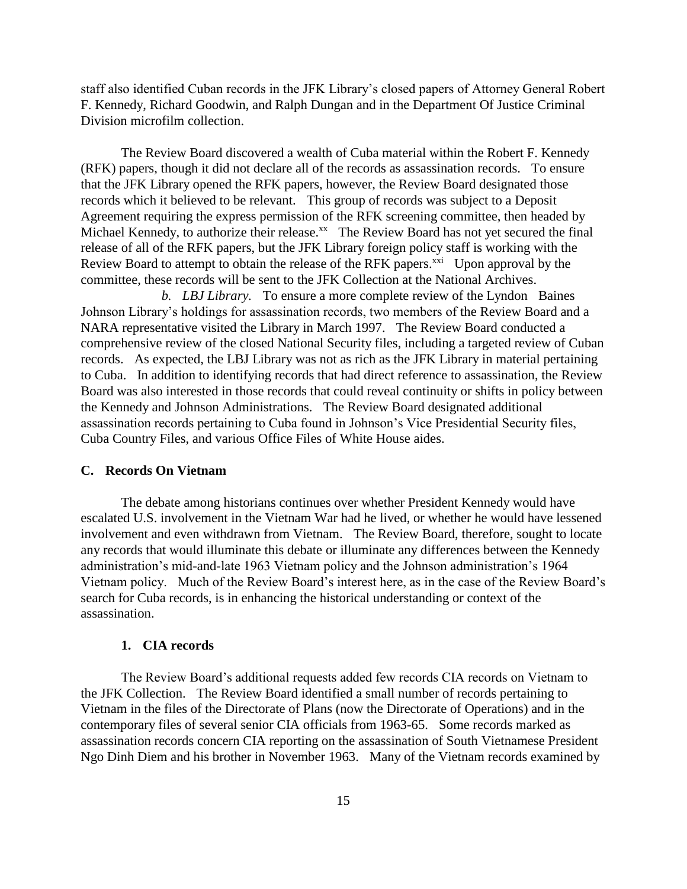staff also identified Cuban records in the JFK Library's closed papers of Attorney General Robert F. Kennedy, Richard Goodwin, and Ralph Dungan and in the Department Of Justice Criminal Division microfilm collection.

The Review Board discovered a wealth of Cuba material within the Robert F. Kennedy (RFK) papers, though it did not declare all of the records as assassination records. To ensure that the JFK Library opened the RFK papers, however, the Review Board designated those records which it believed to be relevant. This group of records was subject to a Deposit Agreement requiring the express permission of the RFK screening committee, then headed by Michael Kennedy, to authorize their release.[xx] The Review Board has not yet secured the final release of all of the RFK papers, but the JFK Library foreign policy staff is working with the Review Board to attempt to obtain the release of the RFK papers.[xxi] Upon approval by the committee, these records will be sent to the JFK Collection at the National Archives.

*b. LBJ Library.* To ensure a more complete review of the Lyndon Baines Johnson Library's holdings for assassination records, two members of the Review Board and a NARA representative visited the Library in March 1997. The Review Board conducted a comprehensive review of the closed National Security files, including a targeted review of Cuban records. As expected, the LBJ Library was not as rich as the JFK Library in material pertaining to Cuba. In addition to identifying records that had direct reference to assassination, the Review Board was also interested in those records that could reveal continuity or shifts in policy between the Kennedy and Johnson Administrations. The Review Board designated additional assassination records pertaining to Cuba found in Johnson's Vice Presidential Security files, Cuba Country Files, and various Office Files of White House aides.

### C. Records On Vietnam

The debate among historians continues over whether President Kennedy would have escalated U.S. involvement in the Vietnam War had he lived, or whether he would have lessened involvement and even withdrawn from Vietnam. The Review Board, therefore, sought to locate any records that would illuminate this debate or illuminate any differences between the Kennedy administration's mid-and-late 1963 Vietnam policy and the Johnson administration's 1964 Vietnam policy. Much of the Review Board's interest here, as in the case of the Review Board's search for Cuba records, is in enhancing the historical understanding or context of the assassination.

#### 1. CIA records

The Review Board's additional requests added few records CIA records on Vietnam to the JFK Collection. The Review Board identified a small number of records pertaining to Vietnam in the files of the Directorate of Plans (now the Directorate of Operations) and in the contemporary files of several senior CIA officials from 1963-65. Some records marked as assassination records concern CIA reporting on the assassination of South Vietnamese President Ngo Dinh Diem and his brother in November 1963. Many of the Vietnam records examined by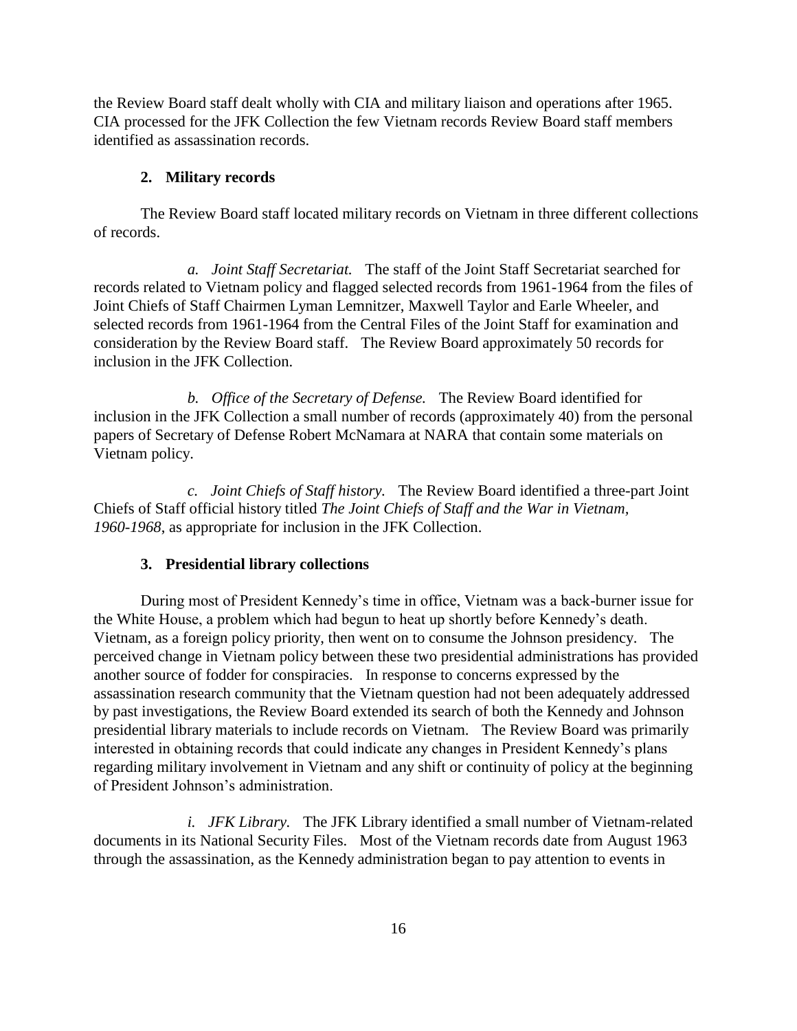the Review Board staff dealt wholly with CIA and military liaison and operations after 1965. CIA processed for the JFK Collection the few Vietnam records Review Board staff members identified as assassination records.

### 2. Military records

The Review Board staff located military records on Vietnam in three different collections of records.

*a. Joint Staff Secretariat.* The staff of the Joint Staff Secretariat searched for records related to Vietnam policy and flagged selected records from 1961-1964 from the files of Joint Chiefs of Staff Chairmen Lyman Lemnitzer, Maxwell Taylor and Earle Wheeler, and selected records from 1961-1964 from the Central Files of the Joint Staff for examination and consideration by the Review Board staff. The Review Board approximately 50 records for inclusion in the JFK Collection.

*b. Office of the Secretary of Defense.* The Review Board identified for inclusion in the JFK Collection a small number of records (approximately 40) from the personal papers of Secretary of Defense Robert McNamara at NARA that contain some materials on Vietnam policy.

*c. Joint Chiefs of Staff history.* The Review Board identified a three-part Joint Chiefs of Staff official history titled *The Joint Chiefs of Staff and the War in Vietnam, 1960-1968*, as appropriate for inclusion in the JFK Collection.

### 3. Presidential library collections

During most of President Kennedy's time in office, Vietnam was a back-burner issue for the White House, a problem which had begun to heat up shortly before Kennedy's death. Vietnam, as a foreign policy priority, then went on to consume the Johnson presidency. The perceived change in Vietnam policy between these two presidential administrations has provided another source of fodder for conspiracies. In response to concerns expressed by the assassination research community that the Vietnam question had not been adequately addressed by past investigations, the Review Board extended its search of both the Kennedy and Johnson presidential library materials to include records on Vietnam. The Review Board was primarily interested in obtaining records that could indicate any changes in President Kennedy's plans regarding military involvement in Vietnam and any shift or continuity of policy at the beginning of President Johnson's administration.

*i. JFK Library.* The JFK Library identified a small number of Vietnam-related documents in its National Security Files. Most of the Vietnam records date from August 1963 through the assassination, as the Kennedy administration began to pay attention to events in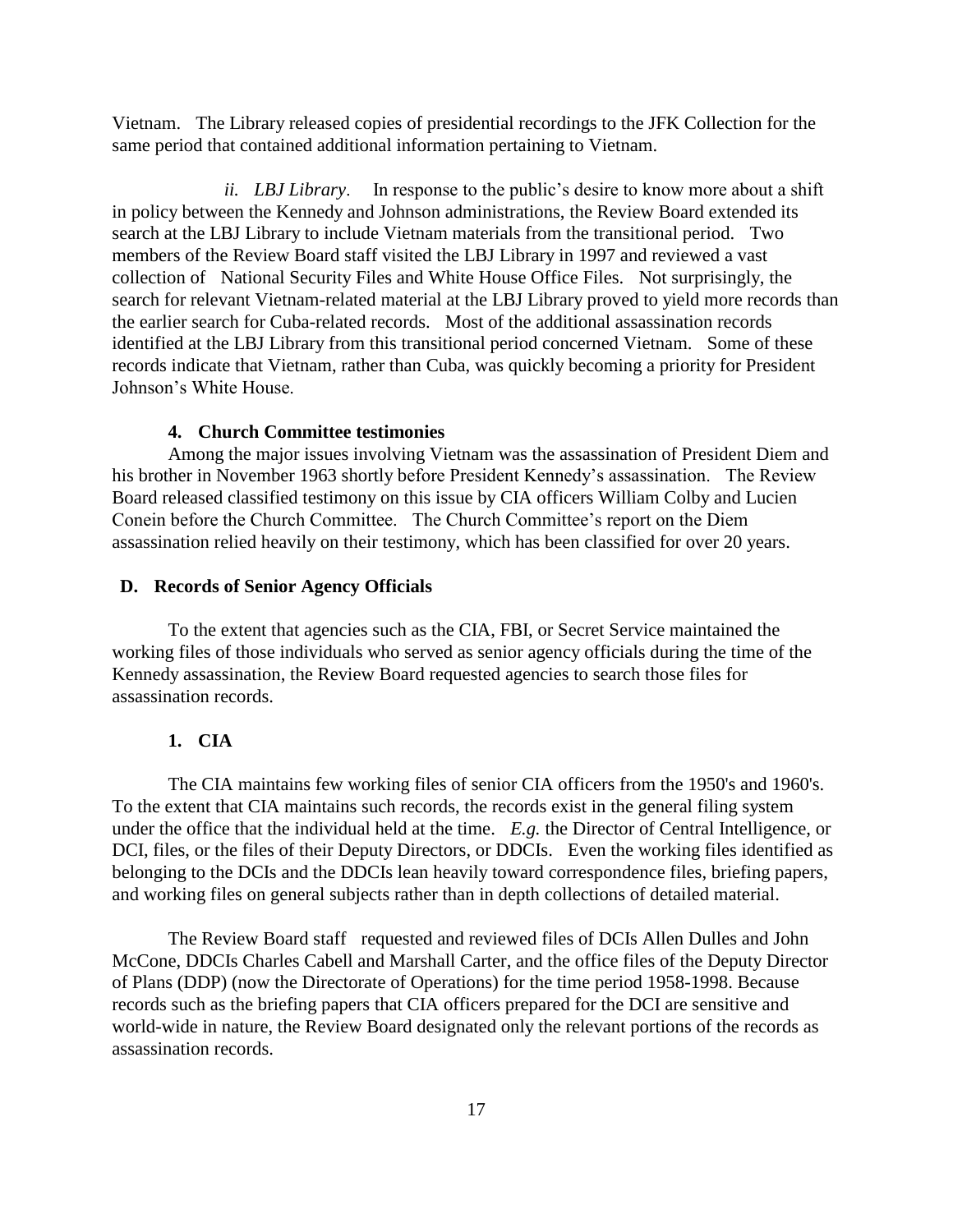Vietnam. The Library released copies of presidential recordings to the JFK Collection for the same period that contained additional information pertaining to Vietnam.

*ii. LBJ Library*. In response to the public's desire to know more about a shift in policy between the Kennedy and Johnson administrations, the Review Board extended its search at the LBJ Library to include Vietnam materials from the transitional period. Two members of the Review Board staff visited the LBJ Library in 1997 and reviewed a vast collection of National Security Files and White House Office Files. Not surprisingly, the search for relevant Vietnam-related material at the LBJ Library proved to yield more records than the earlier search for Cuba-related records. Most of the additional assassination records identified at the LBJ Library from this transitional period concerned Vietnam. Some of these records indicate that Vietnam, rather than Cuba, was quickly becoming a priority for President Johnson's White House.

#### 4. Church Committee testimonies

Among the major issues involving Vietnam was the assassination of President Diem and his brother in November 1963 shortly before President Kennedy's assassination. The Review Board released classified testimony on this issue by CIA officers William Colby and Lucien Conein before the Church Committee. The Church Committee's report on the Diem assassination relied heavily on their testimony, which has been classified for over 20 years.

### D. Records of Senior Agency Officials

To the extent that agencies such as the CIA, FBI, or Secret Service maintained the working files of those individuals who served as senior agency officials during the time of the Kennedy assassination, the Review Board requested agencies to search those files for assassination records.

#### 1. CIA

The CIA maintains few working files of senior CIA officers from the 1950's and 1960's. To the extent that CIA maintains such records, the records exist in the general filing system under the office that the individual held at the time. *E.g.* the Director of Central Intelligence, or DCI, files, or the files of their Deputy Directors, or DDCIs. Even the working files identified as belonging to the DCIs and the DDCIs lean heavily toward correspondence files, briefing papers, and working files on general subjects rather than in depth collections of detailed material.

The Review Board staff requested and reviewed files of DCIs Allen Dulles and John McCone, DDCIs Charles Cabell and Marshall Carter, and the office files of the Deputy Director of Plans (DDP) (now the Directorate of Operations) for the time period 1958-1998. Because records such as the briefing papers that CIA officers prepared for the DCI are sensitive and world-wide in nature, the Review Board designated only the relevant portions of the records as assassination records.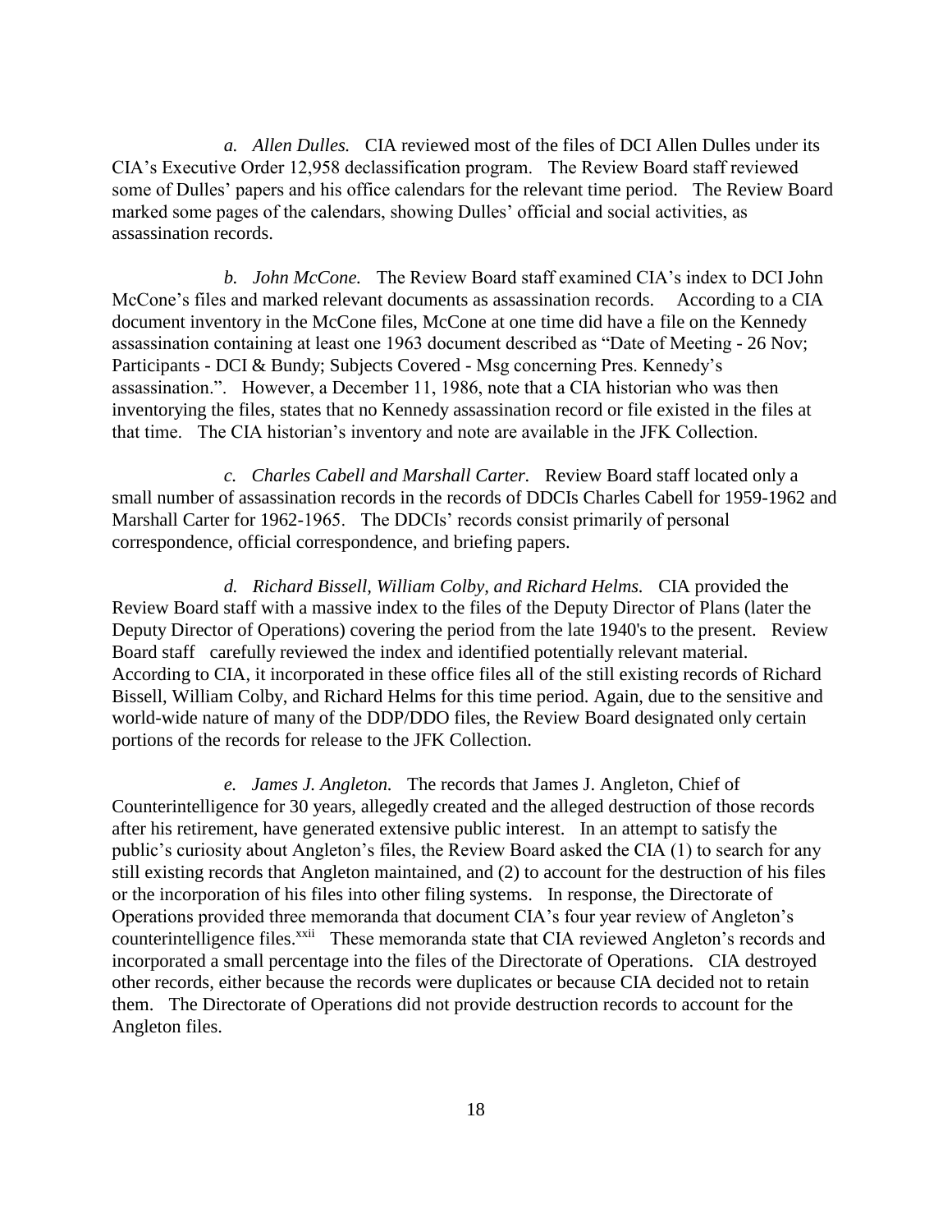*a. Allen Dulles.* CIA reviewed most of the files of DCI Allen Dulles under its CIA's Executive Order 12,958 declassification program. The Review Board staff reviewed some of Dulles' papers and his office calendars for the relevant time period. The Review Board marked some pages of the calendars, showing Dulles' official and social activities, as assassination records.

*b. John McCone.* The Review Board staff examined CIA's index to DCI John McCone's files and marked relevant documents as assassination records. According to a CIA document inventory in the McCone files, McCone at one time did have a file on the Kennedy assassination containing at least one 1963 document described as "Date of Meeting - 26 Nov; Participants - DCI & Bundy; Subjects Covered - Msg concerning Pres. Kennedy's assassination.". However, a December 11, 1986, note that a CIA historian who was then inventorying the files, states that no Kennedy assassination record or file existed in the files at that time. The CIA historian's inventory and note are available in the JFK Collection.

*c. Charles Cabell and Marshall Carter.* Review Board staff located only a small number of assassination records in the records of DDCIs Charles Cabell for 1959-1962 and Marshall Carter for 1962-1965. The DDCIs' records consist primarily of personal correspondence, official correspondence, and briefing papers.

*d. Richard Bissell, William Colby, and Richard Helms.* CIA provided the Review Board staff with a massive index to the files of the Deputy Director of Plans (later the Deputy Director of Operations) covering the period from the late 1940's to the present. Review Board staff carefully reviewed the index and identified potentially relevant material. According to CIA, it incorporated in these office files all of the still existing records of Richard Bissell, William Colby, and Richard Helms for this time period. Again, due to the sensitive and world-wide nature of many of the DDP/DDO files, the Review Board designated only certain portions of the records for release to the JFK Collection.

*e. James J. Angleton.* The records that James J. Angleton, Chief of Counterintelligence for 30 years, allegedly created and the alleged destruction of those records after his retirement, have generated extensive public interest. In an attempt to satisfy the public's curiosity about Angleton's files, the Review Board asked the CIA (1) to search for any still existing records that Angleton maintained, and (2) to account for the destruction of his files or the incorporation of his files into other filing systems. In response, the Directorate of Operations provided three memoranda that document CIA's four year review of Angleton's counterintelligence files.[xxii] These memoranda state that CIA reviewed Angleton's records and incorporated a small percentage into the files of the Directorate of Operations. CIA destroyed other records, either because the records were duplicates or because CIA decided not to retain them. The Directorate of Operations did not provide destruction records to account for the Angleton files.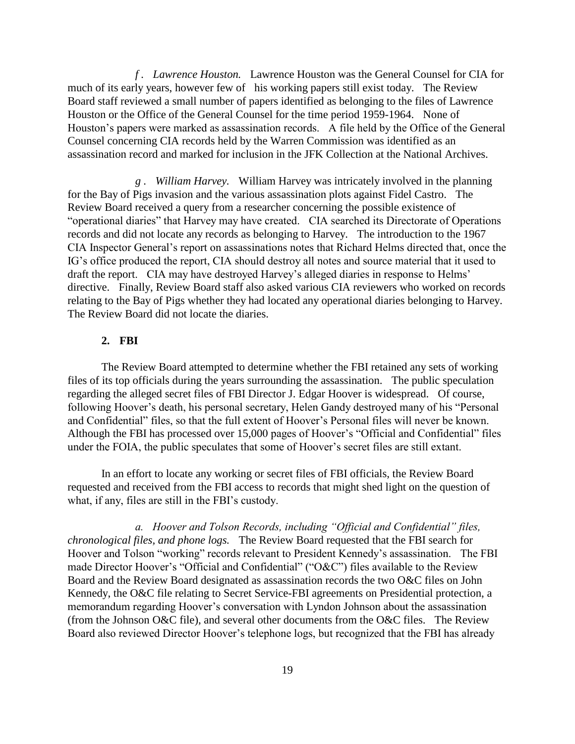*f. Lawrence Houston.* Lawrence Houston was the General Counsel for CIA for much of its early years, however few of his working papers still exist today. The Review Board staff reviewed a small number of papers identified as belonging to the files of Lawrence Houston or the Office of the General Counsel for the time period 1959-1964. None of Houston's papers were marked as assassination records. A file held by the Office of the General Counsel concerning CIA records held by the Warren Commission was identified as an assassination record and marked for inclusion in the JFK Collection at the National Archives.

*g. William Harvey.* William Harvey was intricately involved in the planning for the Bay of Pigs invasion and the various assassination plots against Fidel Castro. The Review Board received a query from a researcher concerning the possible existence of "operational diaries" that Harvey may have created. CIA searched its Directorate of Operations records and did not locate any records as belonging to Harvey. The introduction to the 1967 CIA Inspector General's report on assassinations notes that Richard Helms directed that, once the IG's office produced the report, CIA should destroy all notes and source material that it used to draft the report. CIA may have destroyed Harvey's alleged diaries in response to Helms' directive. Finally, Review Board staff also asked various CIA reviewers who worked on records relating to the Bay of Pigs whether they had located any operational diaries belonging to Harvey. The Review Board did not locate the diaries.

### 2. FBI

The Review Board attempted to determine whether the FBI retained any sets of working files of its top officials during the years surrounding the assassination. The public speculation regarding the alleged secret files of FBI Director J. Edgar Hoover is widespread. Of course, following Hoover's death, his personal secretary, Helen Gandy destroyed many of his "Personal and Confidential" files, so that the full extent of Hoover's Personal files will never be known. Although the FBI has processed over 15,000 pages of Hoover's "Official and Confidential" files under the FOIA, the public speculates that some of Hoover's secret files are still extant.

In an effort to locate any working or secret files of FBI officials, the Review Board requested and received from the FBI access to records that might shed light on the question of what, if any, files are still in the FBI's custody.

*a. Hoover and Tolson Records, including "Official and Confidential" files, chronological files, and phone logs.* The Review Board requested that the FBI search for Hoover and Tolson "working" records relevant to President Kennedy's assassination. The FBI made Director Hoover's "Official and Confidential" ("O&C") files available to the Review Board and the Review Board designated as assassination records the two O&C files on John Kennedy, the O&C file relating to Secret Service-FBI agreements on Presidential protection, a memorandum regarding Hoover's conversation with Lyndon Johnson about the assassination (from the Johnson O&C file), and several other documents from the O&C files. The Review Board also reviewed Director Hoover's telephone logs, but recognized that the FBI has already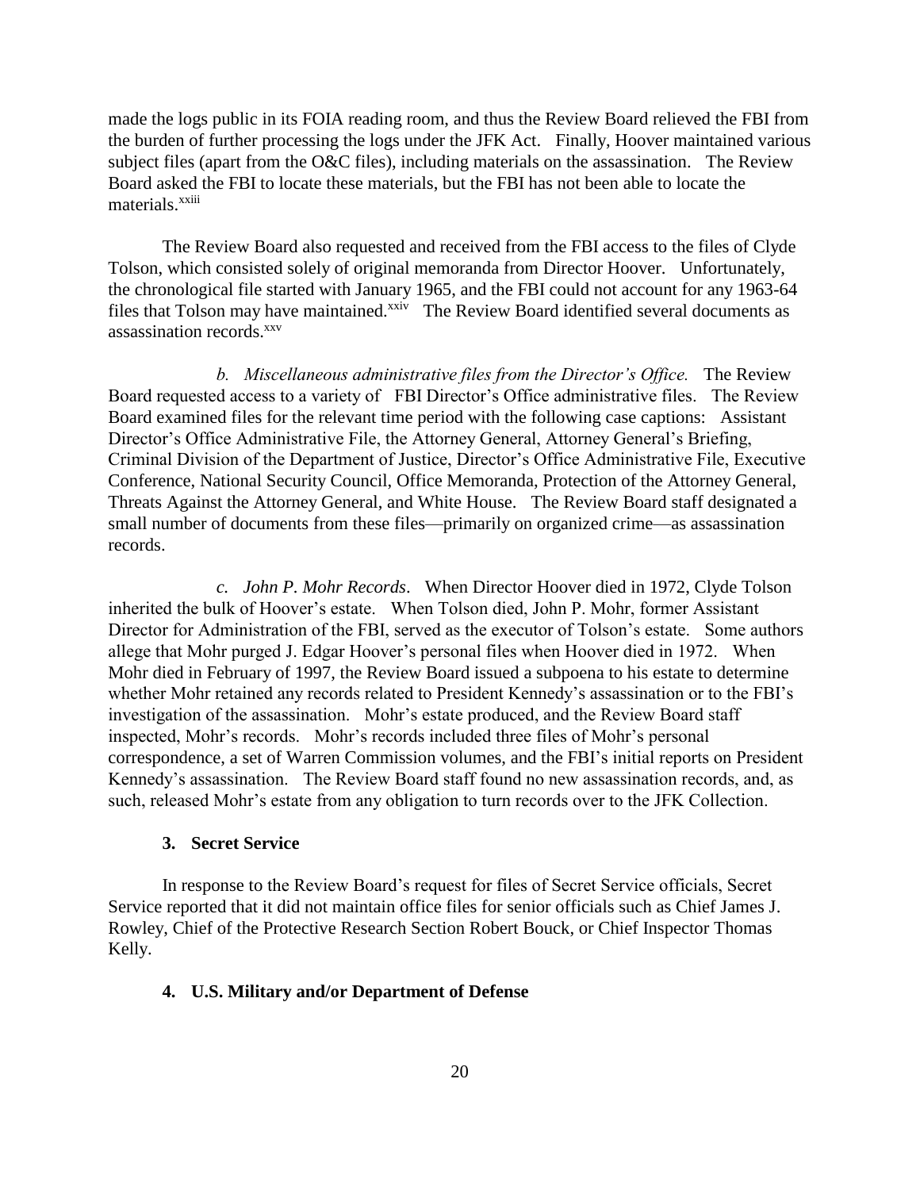made the logs public in its FOIA reading room, and thus the Review Board relieved the FBI from the burden of further processing the logs under the JFK Act. Finally, Hoover maintained various subject files (apart from the O&C files), including materials on the assassination. The Review Board asked the FBI to locate these materials, but the FBI has not been able to locate the materials.[xxiii]

The Review Board also requested and received from the FBI access to the files of Clyde Tolson, which consisted solely of original memoranda from Director Hoover. Unfortunately, the chronological file started with January 1965, and the FBI could not account for any 1963-64 files that Tolson may have maintained.[xxiv] The Review Board identified several documents as assassination records.[xxv]

*b. Miscellaneous administrative files from the Director's Office.* The Review Board requested access to a variety of FBI Director's Office administrative files. The Review Board examined files for the relevant time period with the following case captions: Assistant Director's Office Administrative File, the Attorney General, Attorney General's Briefing, Criminal Division of the Department of Justice, Director's Office Administrative File, Executive Conference, National Security Council, Office Memoranda, Protection of the Attorney General, Threats Against the Attorney General, and White House. The Review Board staff designated a small number of documents from these files—primarily on organized crime—as assassination records.

*c. John P. Mohr Records*. When Director Hoover died in 1972, Clyde Tolson inherited the bulk of Hoover's estate. When Tolson died, John P. Mohr, former Assistant Director for Administration of the FBI, served as the executor of Tolson's estate. Some authors allege that Mohr purged J. Edgar Hoover's personal files when Hoover died in 1972. When Mohr died in February of 1997, the Review Board issued a subpoena to his estate to determine whether Mohr retained any records related to President Kennedy's assassination or to the FBI's investigation of the assassination. Mohr's estate produced, and the Review Board staff inspected, Mohr's records. Mohr's records included three files of Mohr's personal correspondence, a set of Warren Commission volumes, and the FBI's initial reports on President Kennedy's assassination. The Review Board staff found no new assassination records, and, as such, released Mohr's estate from any obligation to turn records over to the JFK Collection.

#### 3. Secret Service

In response to the Review Board's request for files of Secret Service officials, Secret Service reported that it did not maintain office files for senior officials such as Chief James J. Rowley, Chief of the Protective Research Section Robert Bouck, or Chief Inspector Thomas Kelly.

#### 4. U.S. Military and/or Department of Defense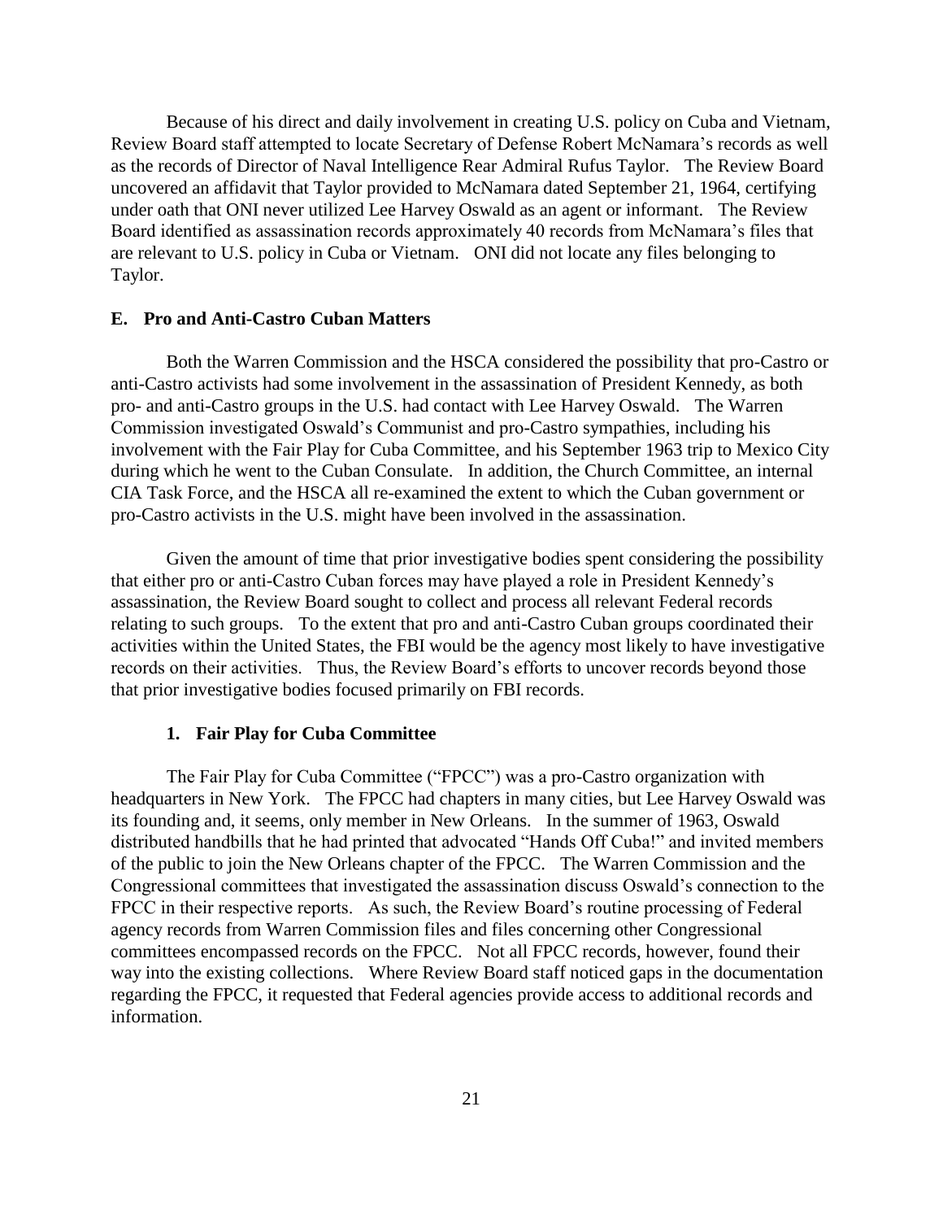Because of his direct and daily involvement in creating U.S. policy on Cuba and Vietnam, Review Board staff attempted to locate Secretary of Defense Robert McNamara's records as well as the records of Director of Naval Intelligence Rear Admiral Rufus Taylor. The Review Board uncovered an affidavit that Taylor provided to McNamara dated September 21, 1964, certifying under oath that ONI never utilized Lee Harvey Oswald as an agent or informant. The Review Board identified as assassination records approximately 40 records from McNamara's files that are relevant to U.S. policy in Cuba or Vietnam. ONI did not locate any files belonging to Taylor.

### E. Pro and Anti-Castro Cuban Matters

Both the Warren Commission and the HSCA considered the possibility that pro-Castro or anti-Castro activists had some involvement in the assassination of President Kennedy, as both pro- and anti-Castro groups in the U.S. had contact with Lee Harvey Oswald. The Warren Commission investigated Oswald's Communist and pro-Castro sympathies, including his involvement with the Fair Play for Cuba Committee, and his September 1963 trip to Mexico City during which he went to the Cuban Consulate. In addition, the Church Committee, an internal CIA Task Force, and the HSCA all re-examined the extent to which the Cuban government or pro-Castro activists in the U.S. might have been involved in the assassination.

Given the amount of time that prior investigative bodies spent considering the possibility that either pro or anti-Castro Cuban forces may have played a role in President Kennedy's assassination, the Review Board sought to collect and process all relevant Federal records relating to such groups. To the extent that pro and anti-Castro Cuban groups coordinated their activities within the United States, the FBI would be the agency most likely to have investigative records on their activities. Thus, the Review Board's efforts to uncover records beyond those that prior investigative bodies focused primarily on FBI records.

#### 1. Fair Play for Cuba Committee

The Fair Play for Cuba Committee ("FPCC") was a pro-Castro organization with headquarters in New York. The FPCC had chapters in many cities, but Lee Harvey Oswald was its founding and, it seems, only member in New Orleans. In the summer of 1963, Oswald distributed handbills that he had printed that advocated "Hands Off Cuba!" and invited members of the public to join the New Orleans chapter of the FPCC. The Warren Commission and the Congressional committees that investigated the assassination discuss Oswald's connection to the FPCC in their respective reports. As such, the Review Board's routine processing of Federal agency records from Warren Commission files and files concerning other Congressional committees encompassed records on the FPCC. Not all FPCC records, however, found their way into the existing collections. Where Review Board staff noticed gaps in the documentation regarding the FPCC, it requested that Federal agencies provide access to additional records and information.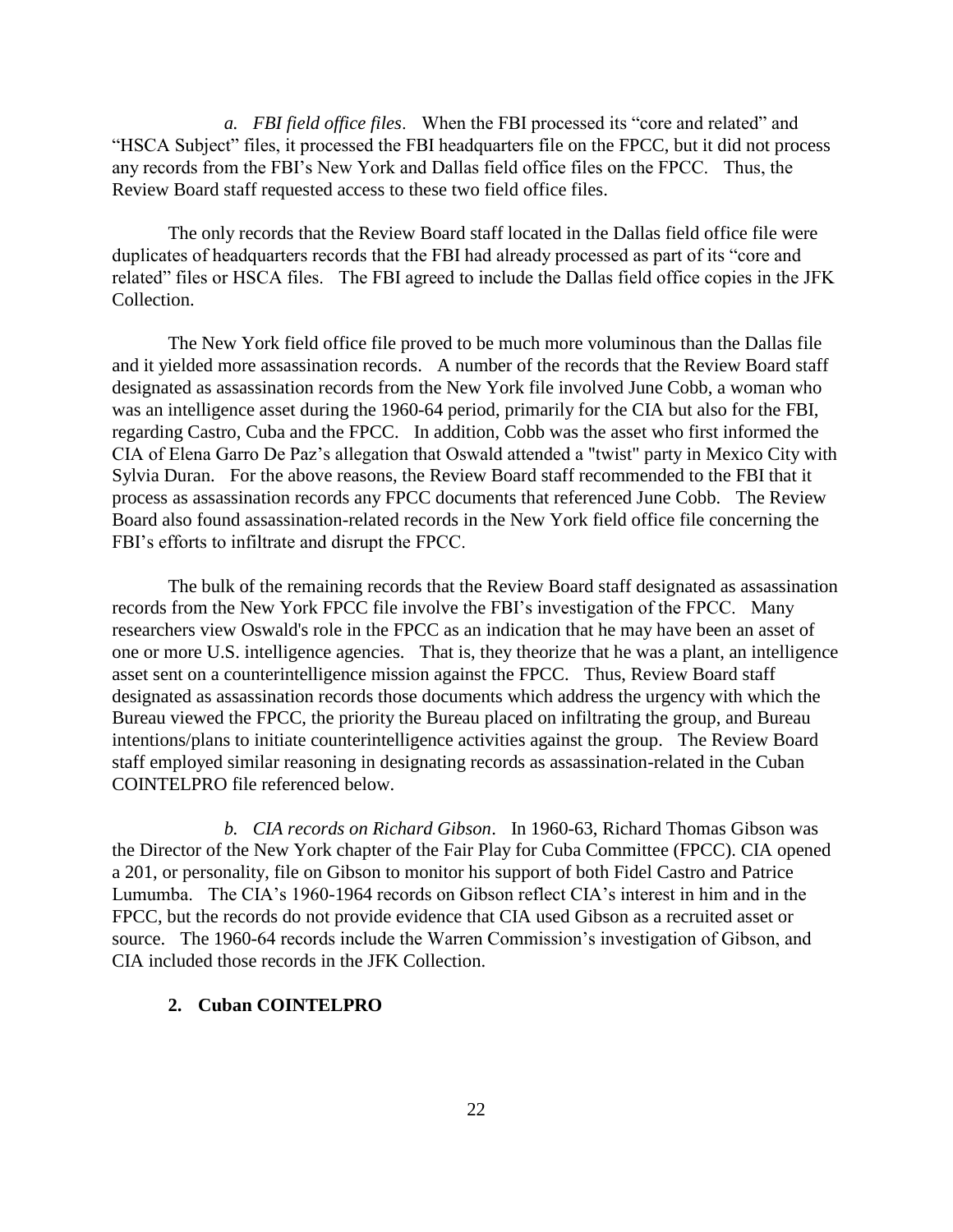*a. FBI field office files*. When the FBI processed its "core and related" and "HSCA Subject" files, it processed the FBI headquarters file on the FPCC, but it did not process any records from the FBI's New York and Dallas field office files on the FPCC. Thus, the Review Board staff requested access to these two field office files.

The only records that the Review Board staff located in the Dallas field office file were duplicates of headquarters records that the FBI had already processed as part of its "core and related" files or HSCA files. The FBI agreed to include the Dallas field office copies in the JFK Collection.

The New York field office file proved to be much more voluminous than the Dallas file and it yielded more assassination records. A number of the records that the Review Board staff designated as assassination records from the New York file involved June Cobb, a woman who was an intelligence asset during the 1960-64 period, primarily for the CIA but also for the FBI, regarding Castro, Cuba and the FPCC. In addition, Cobb was the asset who first informed the CIA of Elena Garro De Paz's allegation that Oswald attended a "twist" party in Mexico City with Sylvia Duran. For the above reasons, the Review Board staff recommended to the FBI that it process as assassination records any FPCC documents that referenced June Cobb. The Review Board also found assassination-related records in the New York field office file concerning the FBI's efforts to infiltrate and disrupt the FPCC.

The bulk of the remaining records that the Review Board staff designated as assassination records from the New York FPCC file involve the FBI's investigation of the FPCC. Many researchers view Oswald's role in the FPCC as an indication that he may have been an asset of one or more U.S. intelligence agencies. That is, they theorize that he was a plant, an intelligence asset sent on a counterintelligence mission against the FPCC. Thus, Review Board staff designated as assassination records those documents which address the urgency with which the Bureau viewed the FPCC, the priority the Bureau placed on infiltrating the group, and Bureau intentions/plans to initiate counterintelligence activities against the group. The Review Board staff employed similar reasoning in designating records as assassination-related in the Cuban COINTELPRO file referenced below.

*b. CIA records on Richard Gibson*. In 1960-63, Richard Thomas Gibson was the Director of the New York chapter of the Fair Play for Cuba Committee (FPCC). CIA opened a 201, or personality, file on Gibson to monitor his support of both Fidel Castro and Patrice Lumumba. The CIA's 1960-1964 records on Gibson reflect CIA's interest in him and in the FPCC, but the records do not provide evidence that CIA used Gibson as a recruited asset or source. The 1960-64 records include the Warren Commission's investigation of Gibson, and CIA included those records in the JFK Collection.

### 2. Cuban COINTELPRO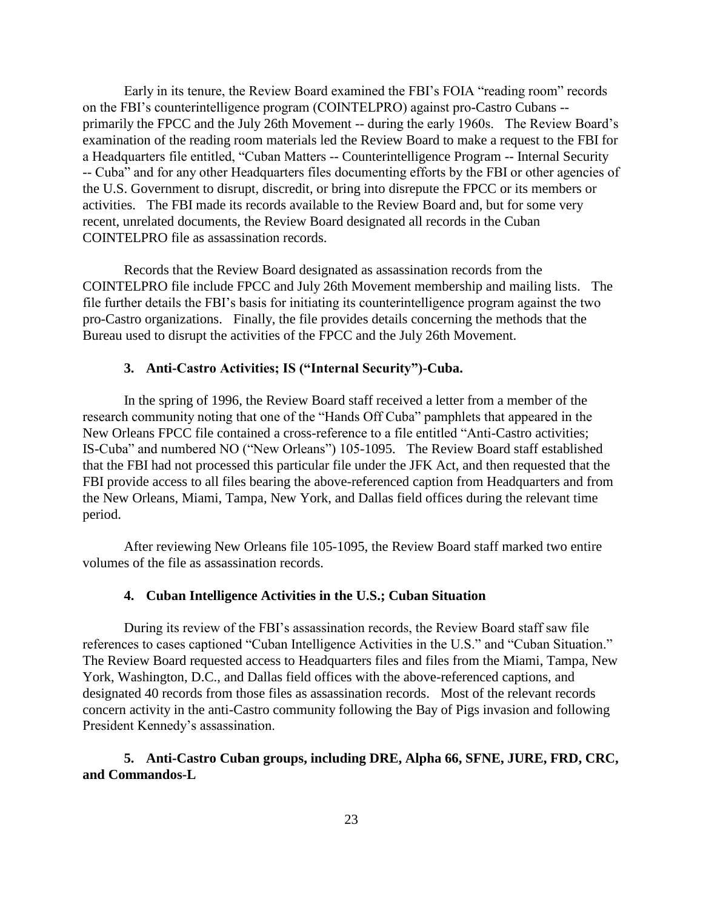Early in its tenure, the Review Board examined the FBI's FOIA "reading room" records on the FBI's counterintelligence program (COINTELPRO) against pro-Castro Cubans -- primarily the FPCC and the July 26th Movement -- during the early 1960s. The Review Board's examination of the reading room materials led the Review Board to make a request to the FBI for a Headquarters file entitled, "Cuban Matters -- Counterintelligence Program -- Internal Security -- Cuba" and for any other Headquarters files documenting efforts by the FBI or other agencies of the U.S. Government to disrupt, discredit, or bring into disrepute the FPCC or its members or activities. The FBI made its records available to the Review Board and, but for some very recent, unrelated documents, the Review Board designated all records in the Cuban COINTELPRO file as assassination records.

Records that the Review Board designated as assassination records from the COINTELPRO file include FPCC and July 26th Movement membership and mailing lists. The file further details the FBI's basis for initiating its counterintelligence program against the two pro-Castro organizations. Finally, the file provides details concerning the methods that the Bureau used to disrupt the activities of the FPCC and the July 26th Movement.

#### 3. Anti-Castro Activities; IS ("Internal Security")-Cuba.

In the spring of 1996, the Review Board staff received a letter from a member of the research community noting that one of the "Hands Off Cuba" pamphlets that appeared in the New Orleans FPCC file contained a cross-reference to a file entitled "Anti-Castro activities; IS-Cuba" and numbered NO ("New Orleans") 105-1095. The Review Board staff established that the FBI had not processed this particular file under the JFK Act, and then requested that the FBI provide access to all files bearing the above-referenced caption from Headquarters and from the New Orleans, Miami, Tampa, New York, and Dallas field offices during the relevant time period.

After reviewing New Orleans file 105-1095, the Review Board staff marked two entire volumes of the file as assassination records.

#### 4. Cuban Intelligence Activities in the U.S.; Cuban Situation

During its review of the FBI's assassination records, the Review Board staff saw file references to cases captioned "Cuban Intelligence Activities in the U.S." and "Cuban Situation." The Review Board requested access to Headquarters files and files from the Miami, Tampa, New York, Washington, D.C., and Dallas field offices with the above-referenced captions, and designated 40 records from those files as assassination records. Most of the relevant records concern activity in the anti-Castro community following the Bay of Pigs invasion and following President Kennedy's assassination.

#### 5. Anti-Castro Cuban groups, including DRE, Alpha 66, SFNE, JURE, FRD, CRC, and Commandos-L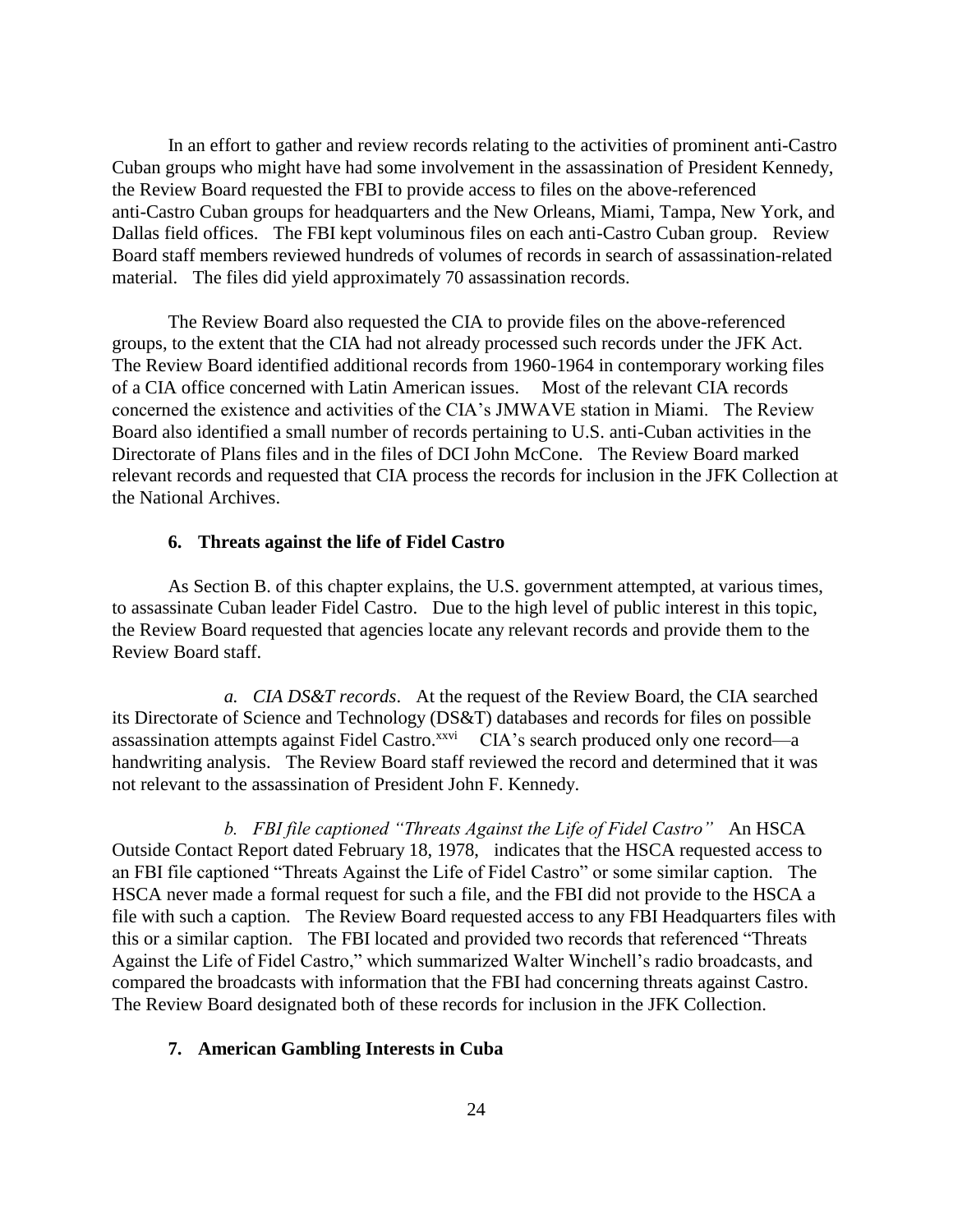In an effort to gather and review records relating to the activities of prominent anti-Castro Cuban groups who might have had some involvement in the assassination of President Kennedy, the Review Board requested the FBI to provide access to files on the above-referenced anti-Castro Cuban groups for headquarters and the New Orleans, Miami, Tampa, New York, and Dallas field offices. The FBI kept voluminous files on each anti-Castro Cuban group. Review Board staff members reviewed hundreds of volumes of records in search of assassination-related material. The files did yield approximately 70 assassination records.

The Review Board also requested the CIA to provide files on the above-referenced groups, to the extent that the CIA had not already processed such records under the JFK Act. The Review Board identified additional records from 1960-1964 in contemporary working files of a CIA office concerned with Latin American issues. Most of the relevant CIA records concerned the existence and activities of the CIA's JMWAVE station in Miami. The Review Board also identified a small number of records pertaining to U.S. anti-Cuban activities in the Directorate of Plans files and in the files of DCI John McCone. The Review Board marked relevant records and requested that CIA process the records for inclusion in the JFK Collection at the National Archives.

### 6. Threats against the life of Fidel Castro

As Section B. of this chapter explains, the U.S. government attempted, at various times, to assassinate Cuban leader Fidel Castro. Due to the high level of public interest in this topic, the Review Board requested that agencies locate any relevant records and provide them to the Review Board staff.

*a. CIA DS&T records*. At the request of the Review Board, the CIA searched its Directorate of Science and Technology (DS&T) databases and records for files on possible assassination attempts against Fidel Castro.[xxvi] CIA's search produced only one record—a handwriting analysis. The Review Board staff reviewed the record and determined that it was not relevant to the assassination of President John F. Kennedy.

*b. FBI file captioned "Threats Against the Life of Fidel Castro"* An HSCA Outside Contact Report dated February 18, 1978, indicates that the HSCA requested access to an FBI file captioned "Threats Against the Life of Fidel Castro" or some similar caption. The HSCA never made a formal request for such a file, and the FBI did not provide to the HSCA a file with such a caption. The Review Board requested access to any FBI Headquarters files with this or a similar caption. The FBI located and provided two records that referenced "Threats Against the Life of Fidel Castro," which summarized Walter Winchell's radio broadcasts, and compared the broadcasts with information that the FBI had concerning threats against Castro. The Review Board designated both of these records for inclusion in the JFK Collection.

### 7. American Gambling Interests in Cuba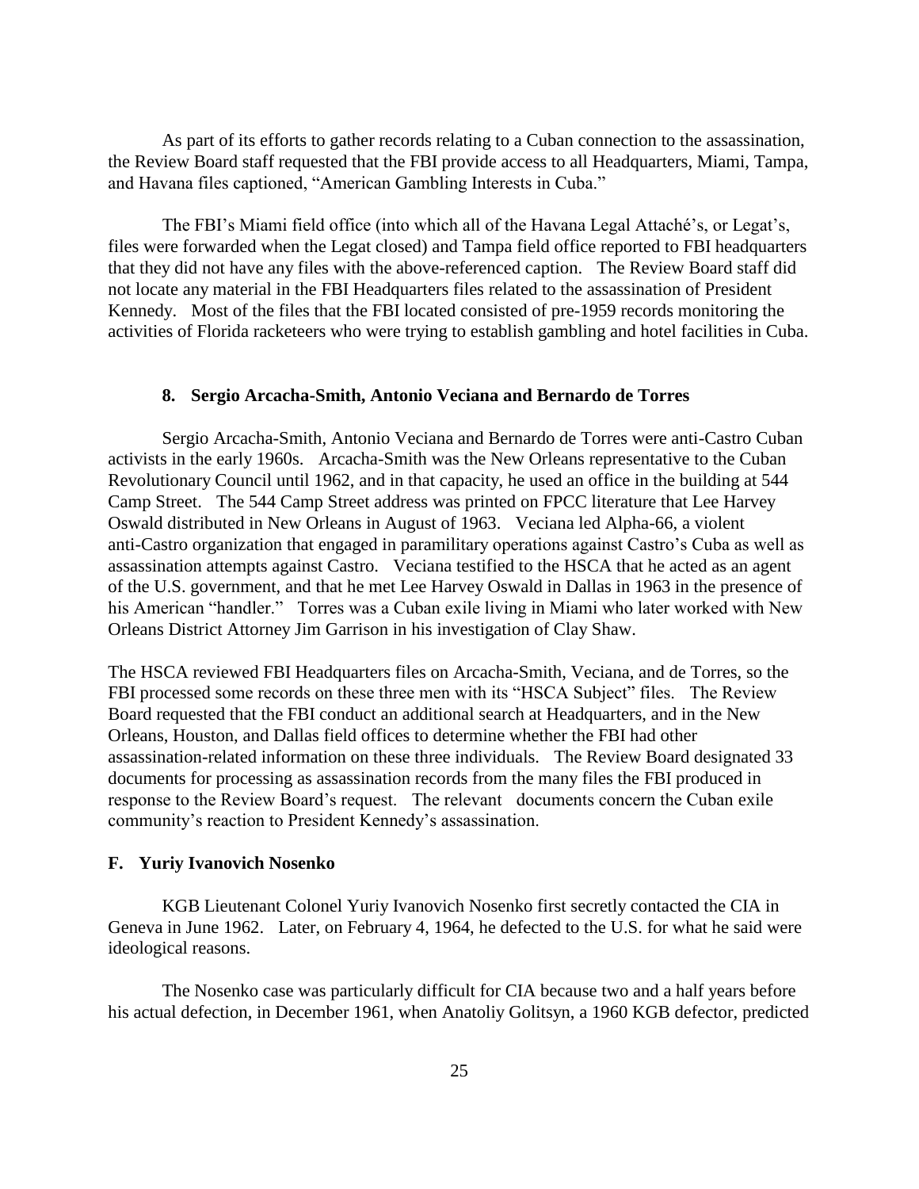As part of its efforts to gather records relating to a Cuban connection to the assassination, the Review Board staff requested that the FBI provide access to all Headquarters, Miami, Tampa, and Havana files captioned, "American Gambling Interests in Cuba."

The FBI's Miami field office (into which all of the Havana Legal Attaché's, or Legat's, files were forwarded when the Legat closed) and Tampa field office reported to FBI headquarters that they did not have any files with the above-referenced caption. The Review Board staff did not locate any material in the FBI Headquarters files related to the assassination of President Kennedy. Most of the files that the FBI located consisted of pre-1959 records monitoring the activities of Florida racketeers who were trying to establish gambling and hotel facilities in Cuba.

#### 8. Sergio Arcacha-Smith, Antonio Veciana and Bernardo de Torres

Sergio Arcacha-Smith, Antonio Veciana and Bernardo de Torres were anti-Castro Cuban activists in the early 1960s. Arcacha-Smith was the New Orleans representative to the Cuban Revolutionary Council until 1962, and in that capacity, he used an office in the building at 544 Camp Street. The 544 Camp Street address was printed on FPCC literature that Lee Harvey Oswald distributed in New Orleans in August of 1963. Veciana led Alpha-66, a violent anti-Castro organization that engaged in paramilitary operations against Castro's Cuba as well as assassination attempts against Castro. Veciana testified to the HSCA that he acted as an agent of the U.S. government, and that he met Lee Harvey Oswald in Dallas in 1963 in the presence of his American "handler." Torres was a Cuban exile living in Miami who later worked with New Orleans District Attorney Jim Garrison in his investigation of Clay Shaw.

The HSCA reviewed FBI Headquarters files on Arcacha-Smith, Veciana, and de Torres, so the FBI processed some records on these three men with its "HSCA Subject" files. The Review Board requested that the FBI conduct an additional search at Headquarters, and in the New Orleans, Houston, and Dallas field offices to determine whether the FBI had other assassination-related information on these three individuals. The Review Board designated 33 documents for processing as assassination records from the many files the FBI produced in response to the Review Board's request. The relevant documents concern the Cuban exile community's reaction to President Kennedy's assassination.

### F. Yuriy Ivanovich Nosenko

KGB Lieutenant Colonel Yuriy Ivanovich Nosenko first secretly contacted the CIA in Geneva in June 1962. Later, on February 4, 1964, he defected to the U.S. for what he said were ideological reasons.

The Nosenko case was particularly difficult for CIA because two and a half years before his actual defection, in December 1961, when Anatoliy Golitsyn, a 1960 KGB defector, predicted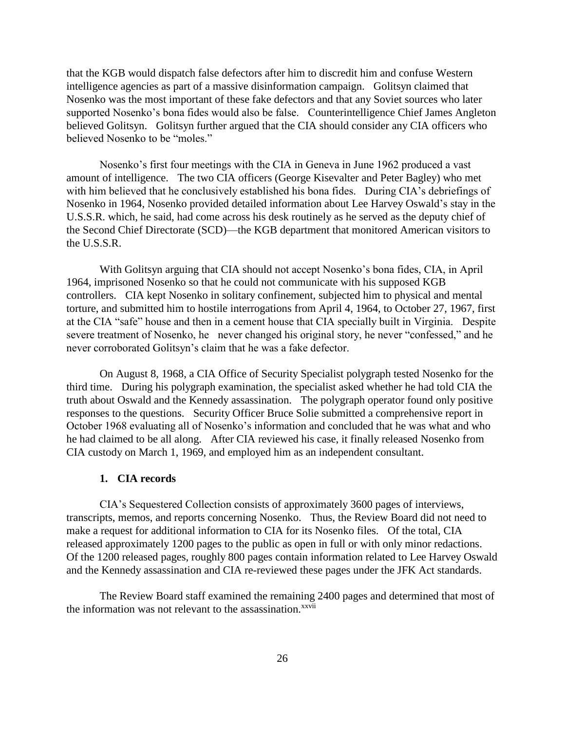that the KGB would dispatch false defectors after him to discredit him and confuse Western intelligence agencies as part of a massive disinformation campaign. Golitsyn claimed that Nosenko was the most important of these fake defectors and that any Soviet sources who later supported Nosenko's bona fides would also be false. Counterintelligence Chief James Angleton believed Golitsyn. Golitsyn further argued that the CIA should consider any CIA officers who believed Nosenko to be "moles."

Nosenko's first four meetings with the CIA in Geneva in June 1962 produced a vast amount of intelligence. The two CIA officers (George Kisevalter and Peter Bagley) who met with him believed that he conclusively established his bona fides. During CIA's debriefings of Nosenko in 1964, Nosenko provided detailed information about Lee Harvey Oswald's stay in the U.S.S.R. which, he said, had come across his desk routinely as he served as the deputy chief of the Second Chief Directorate (SCD)—the KGB department that monitored American visitors to the U.S.S.R.

With Golitsyn arguing that CIA should not accept Nosenko's bona fides, CIA, in April 1964, imprisoned Nosenko so that he could not communicate with his supposed KGB controllers. CIA kept Nosenko in solitary confinement, subjected him to physical and mental torture, and submitted him to hostile interrogations from April 4, 1964, to October 27, 1967, first at the CIA "safe" house and then in a cement house that CIA specially built in Virginia. Despite severe treatment of Nosenko, he never changed his original story, he never "confessed," and he never corroborated Golitsyn's claim that he was a fake defector.

On August 8, 1968, a CIA Office of Security Specialist polygraph tested Nosenko for the third time. During his polygraph examination, the specialist asked whether he had told CIA the truth about Oswald and the Kennedy assassination. The polygraph operator found only positive responses to the questions. Security Officer Bruce Solie submitted a comprehensive report in October 1968 evaluating all of Nosenko's information and concluded that he was what and who he had claimed to be all along. After CIA reviewed his case, it finally released Nosenko from CIA custody on March 1, 1969, and employed him as an independent consultant.

### 1. CIA records

CIA's Sequestered Collection consists of approximately 3600 pages of interviews, transcripts, memos, and reports concerning Nosenko. Thus, the Review Board did not need to make a request for additional information to CIA for its Nosenko files. Of the total, CIA released approximately 1200 pages to the public as open in full or with only minor redactions. Of the 1200 released pages, roughly 800 pages contain information related to Lee Harvey Oswald and the Kennedy assassination and CIA re-reviewed these pages under the JFK Act standards.

The Review Board staff examined the remaining 2400 pages and determined that most of the information was not relevant to the assassination.[xxvii]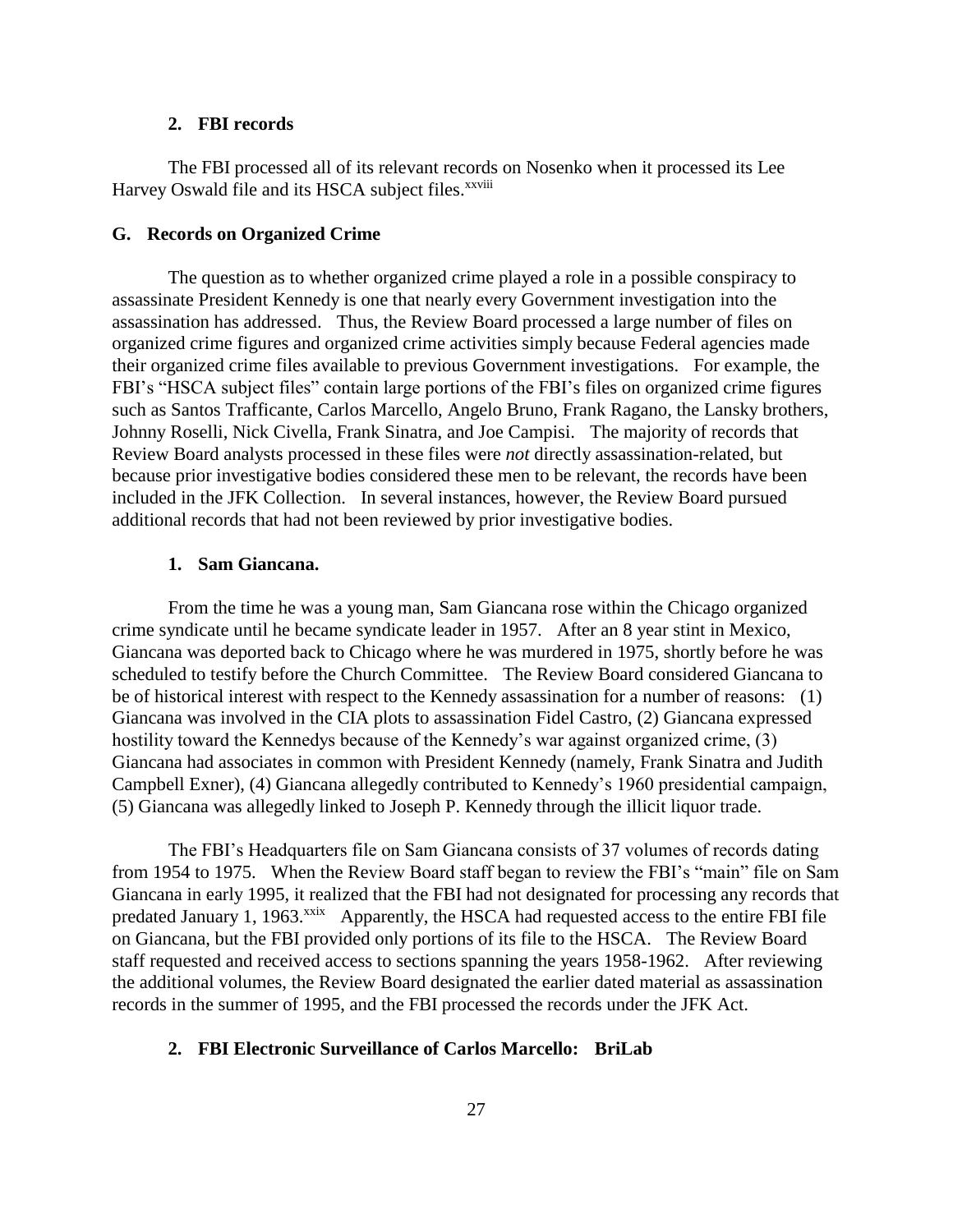### 2. FBI records

The FBI processed all of its relevant records on Nosenko when it processed its Lee Harvey Oswald file and its HSCA subject files.[xxviii]

## G. Records on Organized Crime

The question as to whether organized crime played a role in a possible conspiracy to assassinate President Kennedy is one that nearly every Government investigation into the assassination has addressed. Thus, the Review Board processed a large number of files on organized crime figures and organized crime activities simply because Federal agencies made their organized crime files available to previous Government investigations. For example, the FBI's "HSCA subject files" contain large portions of the FBI's files on organized crime figures such as Santos Trafficante, Carlos Marcello, Angelo Bruno, Frank Ragano, the Lansky brothers, Johnny Roselli, Nick Civella, Frank Sinatra, and Joe Campisi. The majority of records that Review Board analysts processed in these files were *not* directly assassination-related, but because prior investigative bodies considered these men to be relevant, the records have been included in the JFK Collection. In several instances, however, the Review Board pursued additional records that had not been reviewed by prior investigative bodies.

### 1. Sam Giancana.

From the time he was a young man, Sam Giancana rose within the Chicago organized crime syndicate until he became syndicate leader in 1957. After an 8 year stint in Mexico, Giancana was deported back to Chicago where he was murdered in 1975, shortly before he was scheduled to testify before the Church Committee. The Review Board considered Giancana to be of historical interest with respect to the Kennedy assassination for a number of reasons: (1) Giancana was involved in the CIA plots to assassination Fidel Castro, (2) Giancana expressed hostility toward the Kennedys because of the Kennedy's war against organized crime, (3) Giancana had associates in common with President Kennedy (namely, Frank Sinatra and Judith Campbell Exner), (4) Giancana allegedly contributed to Kennedy's 1960 presidential campaign, (5) Giancana was allegedly linked to Joseph P. Kennedy through the illicit liquor trade.

The FBI's Headquarters file on Sam Giancana consists of 37 volumes of records dating from 1954 to 1975. When the Review Board staff began to review the FBI's "main" file on Sam Giancana in early 1995, it realized that the FBI had not designated for processing any records that predated January 1, 1963.[xxix] Apparently, the HSCA had requested access to the entire FBI file on Giancana, but the FBI provided only portions of its file to the HSCA. The Review Board staff requested and received access to sections spanning the years 1958-1962. After reviewing the additional volumes, the Review Board designated the earlier dated material as assassination records in the summer of 1995, and the FBI processed the records under the JFK Act.

### 2. FBI Electronic Surveillance of Carlos Marcello: BriLab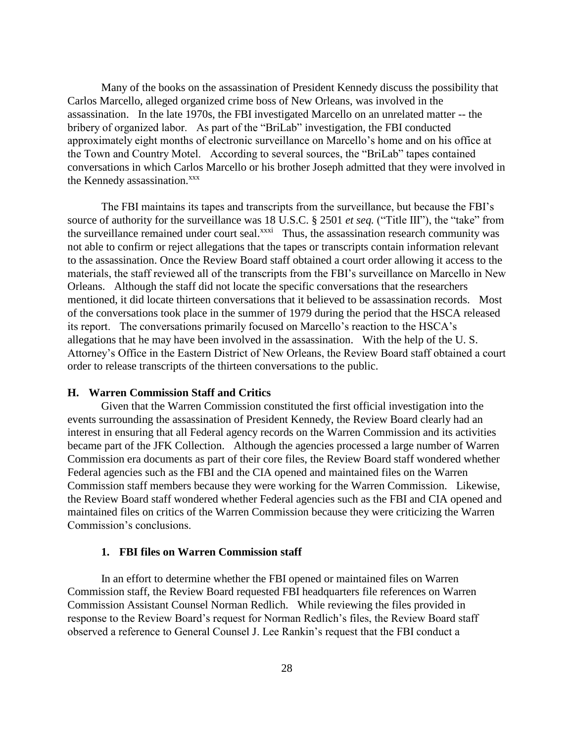Many of the books on the assassination of President Kennedy discuss the possibility that Carlos Marcello, alleged organized crime boss of New Orleans, was involved in the assassination. In the late 1970s, the FBI investigated Marcello on an unrelated matter -- the bribery of organized labor. As part of the "BriLab" investigation, the FBI conducted approximately eight months of electronic surveillance on Marcello's home and on his office at the Town and Country Motel. According to several sources, the "BriLab" tapes contained conversations in which Carlos Marcello or his brother Joseph admitted that they were involved in the Kennedy assassination.[xxx]

The FBI maintains its tapes and transcripts from the surveillance, but because the FBI's source of authority for the surveillance was 18 U.S.C. § 2501 *et seq.* ("Title III"), the "take" from the surveillance remained under court seal.[xxxi] Thus, the assassination research community was not able to confirm or reject allegations that the tapes or transcripts contain information relevant to the assassination. Once the Review Board staff obtained a court order allowing it access to the materials, the staff reviewed all of the transcripts from the FBI's surveillance on Marcello in New Orleans. Although the staff did not locate the specific conversations that the researchers mentioned, it did locate thirteen conversations that it believed to be assassination records. Most of the conversations took place in the summer of 1979 during the period that the HSCA released its report. The conversations primarily focused on Marcello's reaction to the HSCA's allegations that he may have been involved in the assassination. With the help of the U. S. Attorney's Office in the Eastern District of New Orleans, the Review Board staff obtained a court order to release transcripts of the thirteen conversations to the public.

### H. Warren Commission Staff and Critics

Given that the Warren Commission constituted the first official investigation into the events surrounding the assassination of President Kennedy, the Review Board clearly had an interest in ensuring that all Federal agency records on the Warren Commission and its activities became part of the JFK Collection. Although the agencies processed a large number of Warren Commission era documents as part of their core files, the Review Board staff wondered whether Federal agencies such as the FBI and the CIA opened and maintained files on the Warren Commission staff members because they were working for the Warren Commission. Likewise, the Review Board staff wondered whether Federal agencies such as the FBI and CIA opened and maintained files on critics of the Warren Commission because they were criticizing the Warren Commission's conclusions.

#### 1. FBI files on Warren Commission staff

In an effort to determine whether the FBI opened or maintained files on Warren Commission staff, the Review Board requested FBI headquarters file references on Warren Commission Assistant Counsel Norman Redlich. While reviewing the files provided in response to the Review Board's request for Norman Redlich's files, the Review Board staff observed a reference to General Counsel J. Lee Rankin's request that the FBI conduct a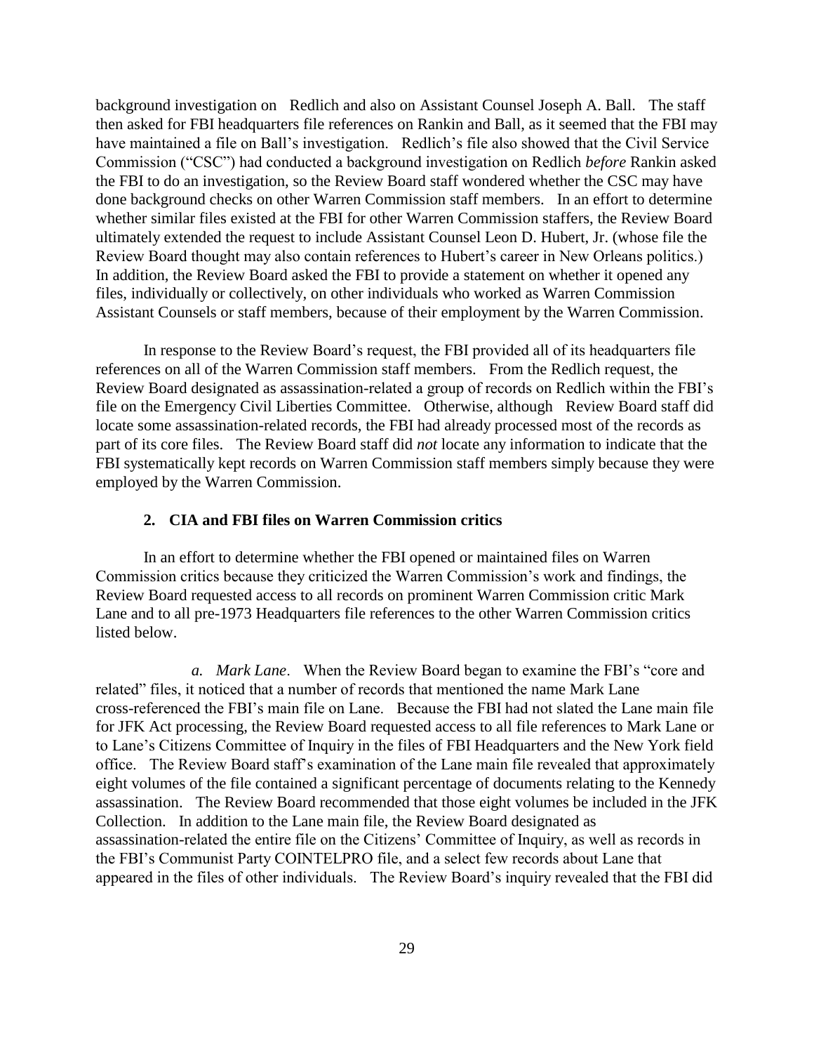background investigation on Redlich and also on Assistant Counsel Joseph A. Ball. The staff then asked for FBI headquarters file references on Rankin and Ball, as it seemed that the FBI may have maintained a file on Ball's investigation. Redlich's file also showed that the Civil Service Commission ("CSC") had conducted a background investigation on Redlich *before* Rankin asked the FBI to do an investigation, so the Review Board staff wondered whether the CSC may have done background checks on other Warren Commission staff members. In an effort to determine whether similar files existed at the FBI for other Warren Commission staffers, the Review Board ultimately extended the request to include Assistant Counsel Leon D. Hubert, Jr. (whose file the Review Board thought may also contain references to Hubert's career in New Orleans politics.) In addition, the Review Board asked the FBI to provide a statement on whether it opened any files, individually or collectively, on other individuals who worked as Warren Commission Assistant Counsels or staff members, because of their employment by the Warren Commission.

In response to the Review Board's request, the FBI provided all of its headquarters file references on all of the Warren Commission staff members. From the Redlich request, the Review Board designated as assassination-related a group of records on Redlich within the FBI's file on the Emergency Civil Liberties Committee. Otherwise, although Review Board staff did locate some assassination-related records, the FBI had already processed most of the records as part of its core files. The Review Board staff did *not* locate any information to indicate that the FBI systematically kept records on Warren Commission staff members simply because they were employed by the Warren Commission.

### 2. CIA and FBI files on Warren Commission critics

In an effort to determine whether the FBI opened or maintained files on Warren Commission critics because they criticized the Warren Commission's work and findings, the Review Board requested access to all records on prominent Warren Commission critic Mark Lane and to all pre-1973 Headquarters file references to the other Warren Commission critics listed below.

*a. Mark Lane*. When the Review Board began to examine the FBI's "core and related" files, it noticed that a number of records that mentioned the name Mark Lane cross-referenced the FBI's main file on Lane. Because the FBI had not slated the Lane main file for JFK Act processing, the Review Board requested access to all file references to Mark Lane or to Lane's Citizens Committee of Inquiry in the files of FBI Headquarters and the New York field office. The Review Board staff's examination of the Lane main file revealed that approximately eight volumes of the file contained a significant percentage of documents relating to the Kennedy assassination. The Review Board recommended that those eight volumes be included in the JFK Collection. In addition to the Lane main file, the Review Board designated as assassination-related the entire file on the Citizens' Committee of Inquiry, as well as records in the FBI's Communist Party COINTELPRO file, and a select few records about Lane that appeared in the files of other individuals. The Review Board's inquiry revealed that the FBI did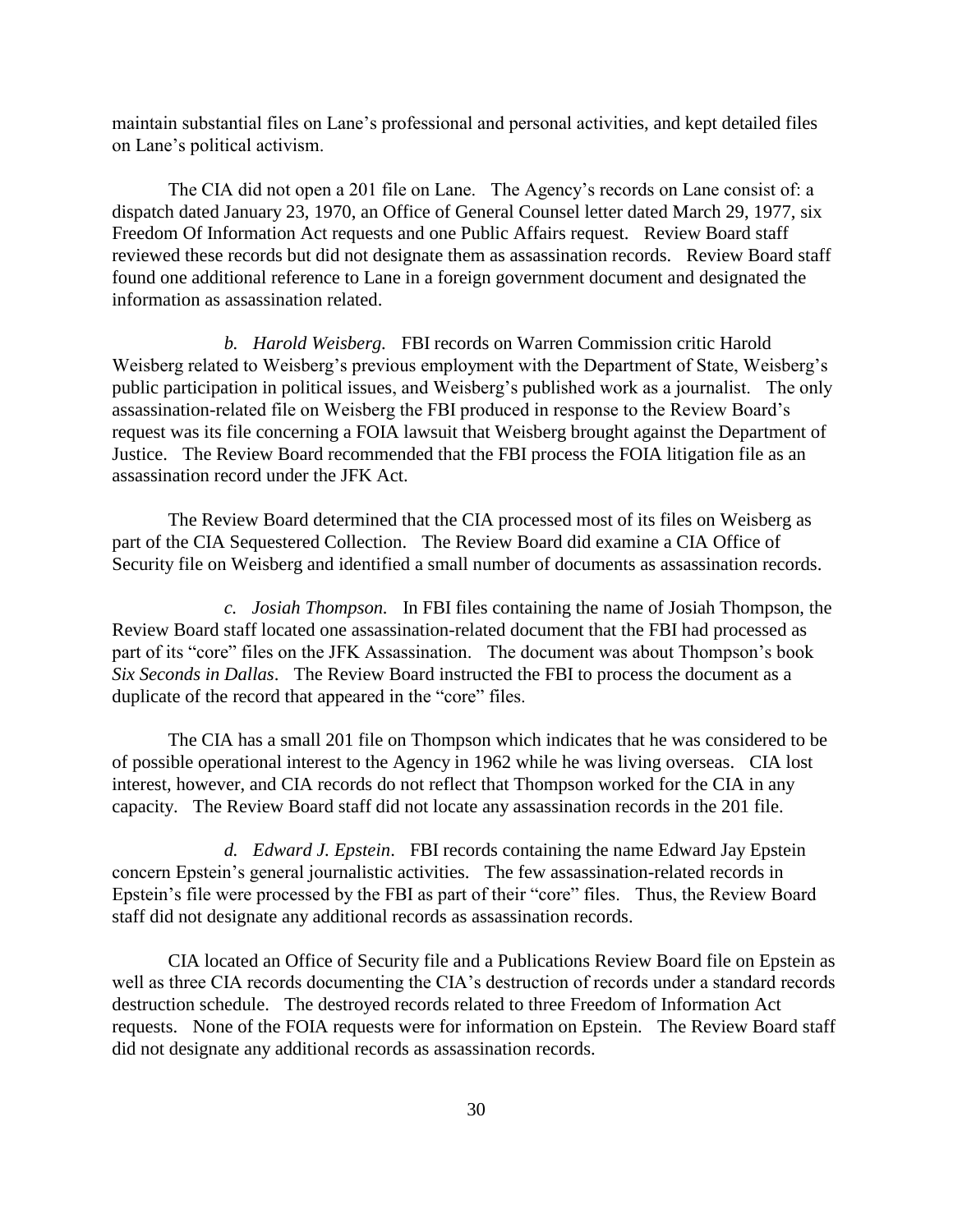maintain substantial files on Lane's professional and personal activities, and kept detailed files on Lane's political activism.

The CIA did not open a 201 file on Lane. The Agency's records on Lane consist of: a dispatch dated January 23, 1970, an Office of General Counsel letter dated March 29, 1977, six Freedom Of Information Act requests and one Public Affairs request. Review Board staff reviewed these records but did not designate them as assassination records. Review Board staff found one additional reference to Lane in a foreign government document and designated the information as assassination related.

*b. Harold Weisberg.* FBI records on Warren Commission critic Harold Weisberg related to Weisberg's previous employment with the Department of State, Weisberg's public participation in political issues, and Weisberg's published work as a journalist. The only assassination-related file on Weisberg the FBI produced in response to the Review Board's request was its file concerning a FOIA lawsuit that Weisberg brought against the Department of Justice. The Review Board recommended that the FBI process the FOIA litigation file as an assassination record under the JFK Act.

The Review Board determined that the CIA processed most of its files on Weisberg as part of the CIA Sequestered Collection. The Review Board did examine a CIA Office of Security file on Weisberg and identified a small number of documents as assassination records.

*c. Josiah Thompson.* In FBI files containing the name of Josiah Thompson, the Review Board staff located one assassination-related document that the FBI had processed as part of its "core" files on the JFK Assassination. The document was about Thompson's book *Six Seconds in Dallas*. The Review Board instructed the FBI to process the document as a duplicate of the record that appeared in the "core" files.

The CIA has a small 201 file on Thompson which indicates that he was considered to be of possible operational interest to the Agency in 1962 while he was living overseas. CIA lost interest, however, and CIA records do not reflect that Thompson worked for the CIA in any capacity. The Review Board staff did not locate any assassination records in the 201 file.

*d. Edward J. Epstein*. FBI records containing the name Edward Jay Epstein concern Epstein's general journalistic activities. The few assassination-related records in Epstein's file were processed by the FBI as part of their "core" files. Thus, the Review Board staff did not designate any additional records as assassination records.

CIA located an Office of Security file and a Publications Review Board file on Epstein as well as three CIA records documenting the CIA's destruction of records under a standard records destruction schedule. The destroyed records related to three Freedom of Information Act requests. None of the FOIA requests were for information on Epstein. The Review Board staff did not designate any additional records as assassination records.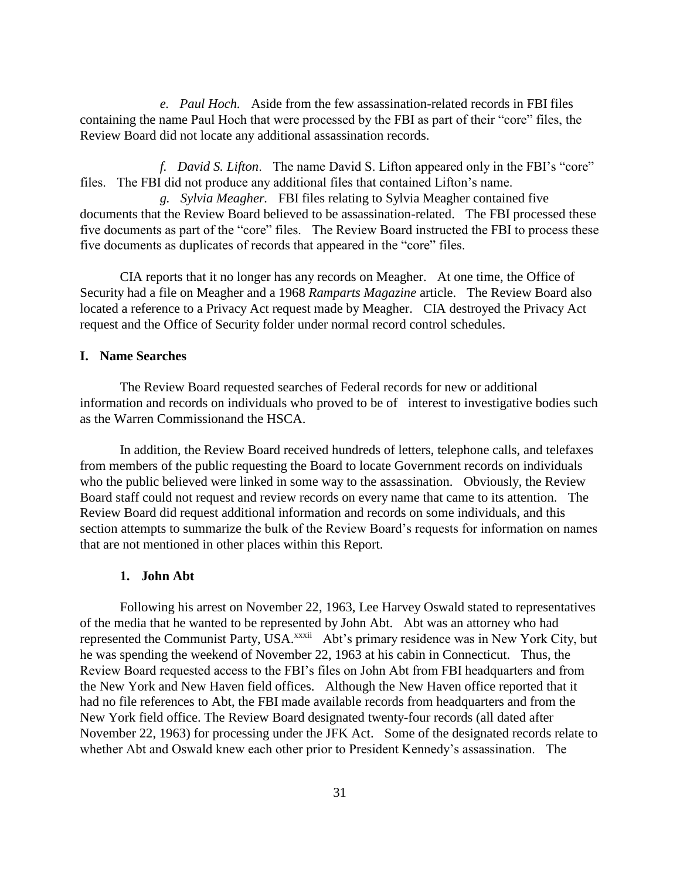*e. Paul Hoch.* Aside from the few assassination-related records in FBI files containing the name Paul Hoch that were processed by the FBI as part of their "core" files, the Review Board did not locate any additional assassination records.

*f. David S. Lifton*. The name David S. Lifton appeared only in the FBI's "core" files. The FBI did not produce any additional files that contained Lifton's name.

*g. Sylvia Meagher.* FBI files relating to Sylvia Meagher contained five documents that the Review Board believed to be assassination-related. The FBI processed these five documents as part of the "core" files. The Review Board instructed the FBI to process these five documents as duplicates of records that appeared in the "core" files.

CIA reports that it no longer has any records on Meagher. At one time, the Office of Security had a file on Meagher and a 1968 *Ramparts Magazine* article. The Review Board also located a reference to a Privacy Act request made by Meagher. CIA destroyed the Privacy Act request and the Office of Security folder under normal record control schedules.

## I. Name Searches

The Review Board requested searches of Federal records for new or additional information and records on individuals who proved to be of interest to investigative bodies such as the Warren Commissionand the HSCA.

In addition, the Review Board received hundreds of letters, telephone calls, and telefaxes from members of the public requesting the Board to locate Government records on individuals who the public believed were linked in some way to the assassination. Obviously, the Review Board staff could not request and review records on every name that came to its attention. The Review Board did request additional information and records on some individuals, and this section attempts to summarize the bulk of the Review Board's requests for information on names that are not mentioned in other places within this Report.

### 1. John Abt

Following his arrest on November 22, 1963, Lee Harvey Oswald stated to representatives of the media that he wanted to be represented by John Abt. Abt was an attorney who had represented the Communist Party, USA.[xxxii] Abt's primary residence was in New York City, but he was spending the weekend of November 22, 1963 at his cabin in Connecticut. Thus, the Review Board requested access to the FBI's files on John Abt from FBI headquarters and from the New York and New Haven field offices. Although the New Haven office reported that it had no file references to Abt, the FBI made available records from headquarters and from the New York field office. The Review Board designated twenty-four records (all dated after November 22, 1963) for processing under the JFK Act. Some of the designated records relate to whether Abt and Oswald knew each other prior to President Kennedy's assassination. The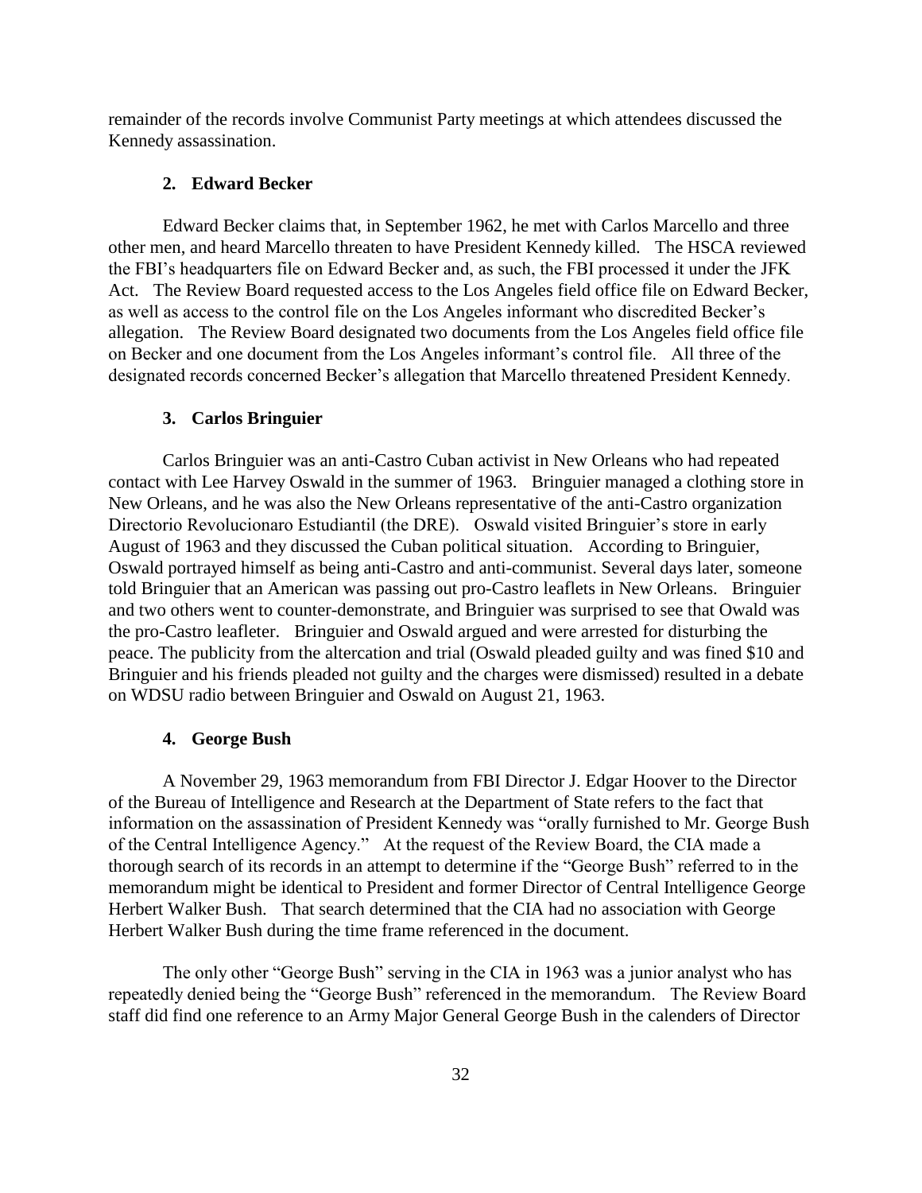remainder of the records involve Communist Party meetings at which attendees discussed the Kennedy assassination.

### 2. Edward Becker

Edward Becker claims that, in September 1962, he met with Carlos Marcello and three other men, and heard Marcello threaten to have President Kennedy killed. The HSCA reviewed the FBI's headquarters file on Edward Becker and, as such, the FBI processed it under the JFK Act. The Review Board requested access to the Los Angeles field office file on Edward Becker, as well as access to the control file on the Los Angeles informant who discredited Becker's allegation. The Review Board designated two documents from the Los Angeles field office file on Becker and one document from the Los Angeles informant's control file. All three of the designated records concerned Becker's allegation that Marcello threatened President Kennedy.

### 3. Carlos Bringuier

Carlos Bringuier was an anti-Castro Cuban activist in New Orleans who had repeated contact with Lee Harvey Oswald in the summer of 1963. Bringuier managed a clothing store in New Orleans, and he was also the New Orleans representative of the anti-Castro organization Directorio Revolucionaro Estudiantil (the DRE). Oswald visited Bringuier's store in early August of 1963 and they discussed the Cuban political situation. According to Bringuier, Oswald portrayed himself as being anti-Castro and anti-communist. Several days later, someone told Bringuier that an American was passing out pro-Castro leaflets in New Orleans. Bringuier and two others went to counter-demonstrate, and Bringuier was surprised to see that Owald was the pro-Castro leafleter. Bringuier and Oswald argued and were arrested for disturbing the peace. The publicity from the altercation and trial (Oswald pleaded guilty and was fined $10 and Bringuier and his friends pleaded not guilty and the charges were dismissed) resulted in a debate on WDSU radio between Bringuier and Oswald on August 21, 1963.

### 4. George Bush

A November 29, 1963 memorandum from FBI Director J. Edgar Hoover to the Director of the Bureau of Intelligence and Research at the Department of State refers to the fact that information on the assassination of President Kennedy was "orally furnished to Mr. George Bush of the Central Intelligence Agency." At the request of the Review Board, the CIA made a thorough search of its records in an attempt to determine if the "George Bush" referred to in the memorandum might be identical to President and former Director of Central Intelligence George Herbert Walker Bush. That search determined that the CIA had no association with George Herbert Walker Bush during the time frame referenced in the document.

The only other "George Bush" serving in the CIA in 1963 was a junior analyst who has repeatedly denied being the "George Bush" referenced in the memorandum. The Review Board staff did find one reference to an Army Major General George Bush in the calenders of Director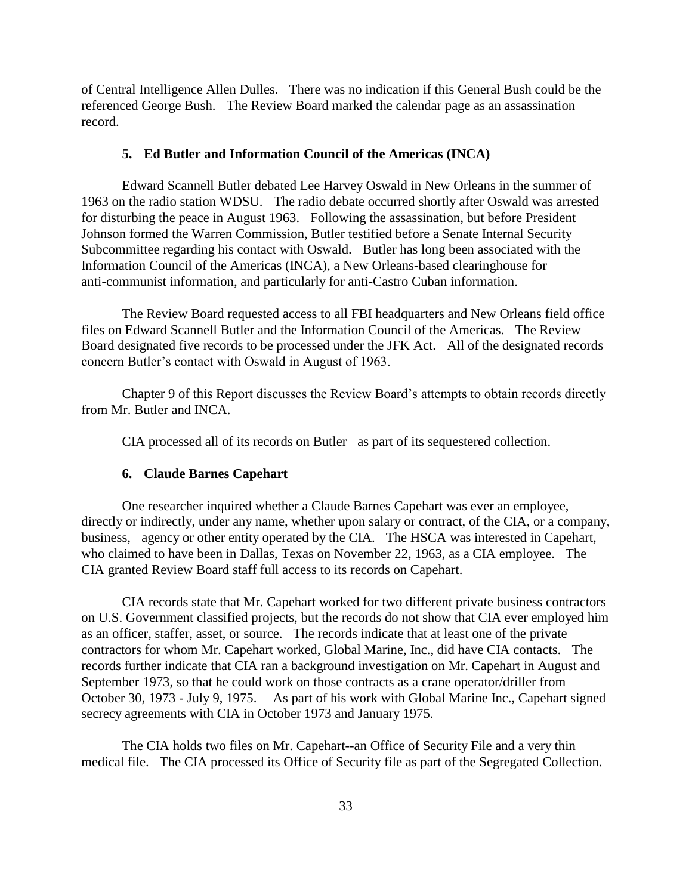of Central Intelligence Allen Dulles. There was no indication if this General Bush could be the referenced George Bush. The Review Board marked the calendar page as an assassination record.

### 5. Ed Butler and Information Council of the Americas (INCA)

Edward Scannell Butler debated Lee Harvey Oswald in New Orleans in the summer of 1963 on the radio station WDSU. The radio debate occurred shortly after Oswald was arrested for disturbing the peace in August 1963. Following the assassination, but before President Johnson formed the Warren Commission, Butler testified before a Senate Internal Security Subcommittee regarding his contact with Oswald. Butler has long been associated with the Information Council of the Americas (INCA), a New Orleans-based clearinghouse for anti-communist information, and particularly for anti-Castro Cuban information.

The Review Board requested access to all FBI headquarters and New Orleans field office files on Edward Scannell Butler and the Information Council of the Americas. The Review Board designated five records to be processed under the JFK Act. All of the designated records concern Butler's contact with Oswald in August of 1963.

Chapter 9 of this Report discusses the Review Board's attempts to obtain records directly from Mr. Butler and INCA.

CIA processed all of its records on Butler as part of its sequestered collection.

### 6. Claude Barnes Capehart

One researcher inquired whether a Claude Barnes Capehart was ever an employee, directly or indirectly, under any name, whether upon salary or contract, of the CIA, or a company, business, agency or other entity operated by the CIA. The HSCA was interested in Capehart, who claimed to have been in Dallas, Texas on November 22, 1963, as a CIA employee. The CIA granted Review Board staff full access to its records on Capehart.

CIA records state that Mr. Capehart worked for two different private business contractors on U.S. Government classified projects, but the records do not show that CIA ever employed him as an officer, staffer, asset, or source. The records indicate that at least one of the private contractors for whom Mr. Capehart worked, Global Marine, Inc., did have CIA contacts. The records further indicate that CIA ran a background investigation on Mr. Capehart in August and September 1973, so that he could work on those contracts as a crane operator/driller from October 30, 1973 - July 9, 1975. As part of his work with Global Marine Inc., Capehart signed secrecy agreements with CIA in October 1973 and January 1975.

The CIA holds two files on Mr. Capehart--an Office of Security File and a very thin medical file. The CIA processed its Office of Security file as part of the Segregated Collection.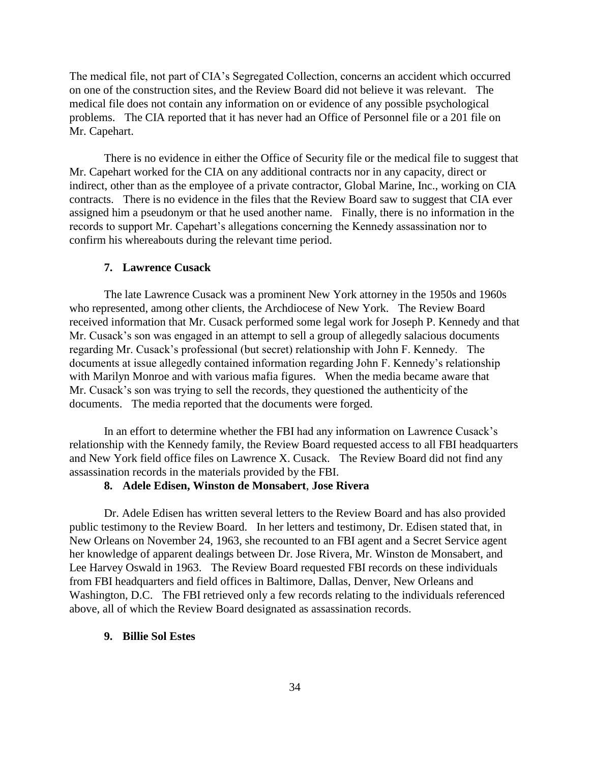The medical file, not part of CIA's Segregated Collection, concerns an accident which occurred on one of the construction sites, and the Review Board did not believe it was relevant. The medical file does not contain any information on or evidence of any possible psychological problems. The CIA reported that it has never had an Office of Personnel file or a 201 file on Mr. Capehart.

There is no evidence in either the Office of Security file or the medical file to suggest that Mr. Capehart worked for the CIA on any additional contracts nor in any capacity, direct or indirect, other than as the employee of a private contractor, Global Marine, Inc., working on CIA contracts. There is no evidence in the files that the Review Board saw to suggest that CIA ever assigned him a pseudonym or that he used another name. Finally, there is no information in the records to support Mr. Capehart's allegations concerning the Kennedy assassination nor to confirm his whereabouts during the relevant time period.

#### 7. Lawrence Cusack

The late Lawrence Cusack was a prominent New York attorney in the 1950s and 1960s who represented, among other clients, the Archdiocese of New York. The Review Board received information that Mr. Cusack performed some legal work for Joseph P. Kennedy and that Mr. Cusack's son was engaged in an attempt to sell a group of allegedly salacious documents regarding Mr. Cusack's professional (but secret) relationship with John F. Kennedy. The documents at issue allegedly contained information regarding John F. Kennedy's relationship with Marilyn Monroe and with various mafia figures. When the media became aware that Mr. Cusack's son was trying to sell the records, they questioned the authenticity of the documents. The media reported that the documents were forged.

In an effort to determine whether the FBI had any information on Lawrence Cusack's relationship with the Kennedy family, the Review Board requested access to all FBI headquarters and New York field office files on Lawrence X. Cusack. The Review Board did not find any assassination records in the materials provided by the FBI.

#### 8. Adele Edisen, Winston de Monsabert, Jose Rivera

Dr. Adele Edisen has written several letters to the Review Board and has also provided public testimony to the Review Board. In her letters and testimony, Dr. Edisen stated that, in New Orleans on November 24, 1963, she recounted to an FBI agent and a Secret Service agent her knowledge of apparent dealings between Dr. Jose Rivera, Mr. Winston de Monsabert, and Lee Harvey Oswald in 1963. The Review Board requested FBI records on these individuals from FBI headquarters and field offices in Baltimore, Dallas, Denver, New Orleans and Washington, D.C. The FBI retrieved only a few records relating to the individuals referenced above, all of which the Review Board designated as assassination records.

#### 9. Billie Sol Estes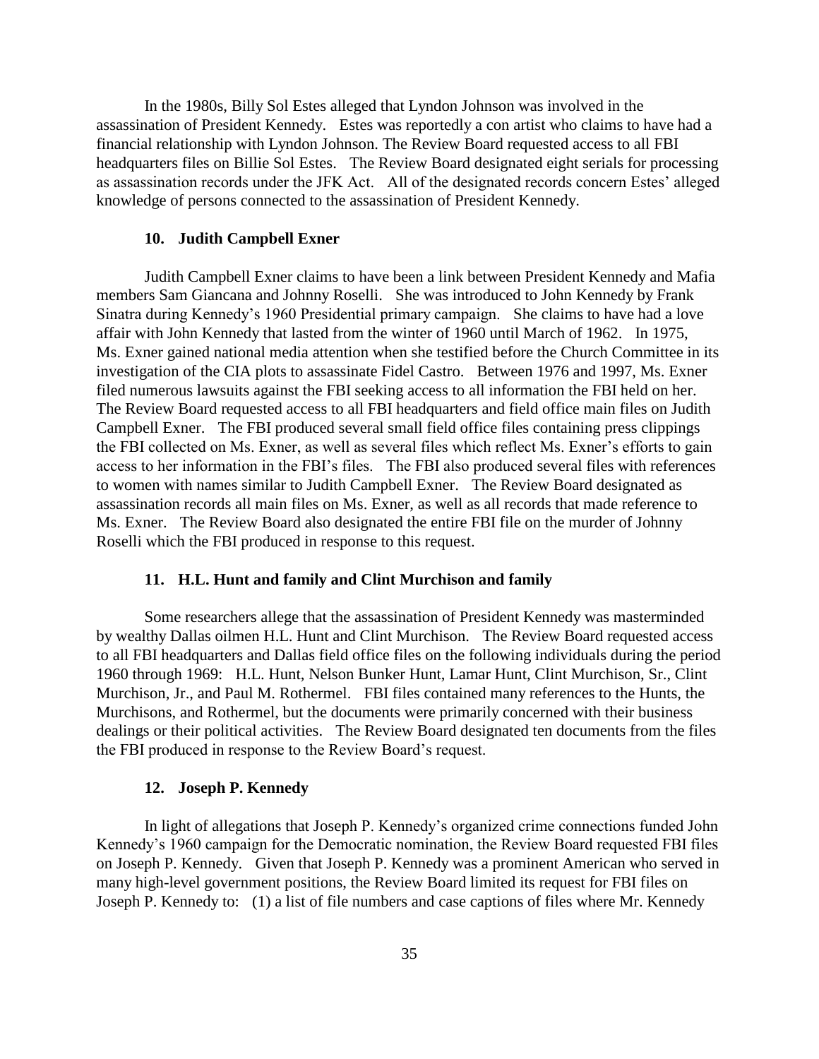In the 1980s, Billy Sol Estes alleged that Lyndon Johnson was involved in the assassination of President Kennedy. Estes was reportedly a con artist who claims to have had a financial relationship with Lyndon Johnson. The Review Board requested access to all FBI headquarters files on Billie Sol Estes. The Review Board designated eight serials for processing as assassination records under the JFK Act. All of the designated records concern Estes' alleged knowledge of persons connected to the assassination of President Kennedy.

### 10. Judith Campbell Exner

Judith Campbell Exner claims to have been a link between President Kennedy and Mafia members Sam Giancana and Johnny Roselli. She was introduced to John Kennedy by Frank Sinatra during Kennedy's 1960 Presidential primary campaign. She claims to have had a love affair with John Kennedy that lasted from the winter of 1960 until March of 1962. In 1975, Ms. Exner gained national media attention when she testified before the Church Committee in its investigation of the CIA plots to assassinate Fidel Castro. Between 1976 and 1997, Ms. Exner filed numerous lawsuits against the FBI seeking access to all information the FBI held on her. The Review Board requested access to all FBI headquarters and field office main files on Judith Campbell Exner. The FBI produced several small field office files containing press clippings the FBI collected on Ms. Exner, as well as several files which reflect Ms. Exner's efforts to gain access to her information in the FBI's files. The FBI also produced several files with references to women with names similar to Judith Campbell Exner. The Review Board designated as assassination records all main files on Ms. Exner, as well as all records that made reference to Ms. Exner. The Review Board also designated the entire FBI file on the murder of Johnny Roselli which the FBI produced in response to this request.

### 11. H.L. Hunt and family and Clint Murchison and family

Some researchers allege that the assassination of President Kennedy was masterminded by wealthy Dallas oilmen H.L. Hunt and Clint Murchison. The Review Board requested access to all FBI headquarters and Dallas field office files on the following individuals during the period 1960 through 1969: H.L. Hunt, Nelson Bunker Hunt, Lamar Hunt, Clint Murchison, Sr., Clint Murchison, Jr., and Paul M. Rothermel. FBI files contained many references to the Hunts, the Murchisons, and Rothermel, but the documents were primarily concerned with their business dealings or their political activities. The Review Board designated ten documents from the files the FBI produced in response to the Review Board's request.

### 12. Joseph P. Kennedy

In light of allegations that Joseph P. Kennedy's organized crime connections funded John Kennedy's 1960 campaign for the Democratic nomination, the Review Board requested FBI files on Joseph P. Kennedy. Given that Joseph P. Kennedy was a prominent American who served in many high-level government positions, the Review Board limited its request for FBI files on Joseph P. Kennedy to: (1) a list of file numbers and case captions of files where Mr. Kennedy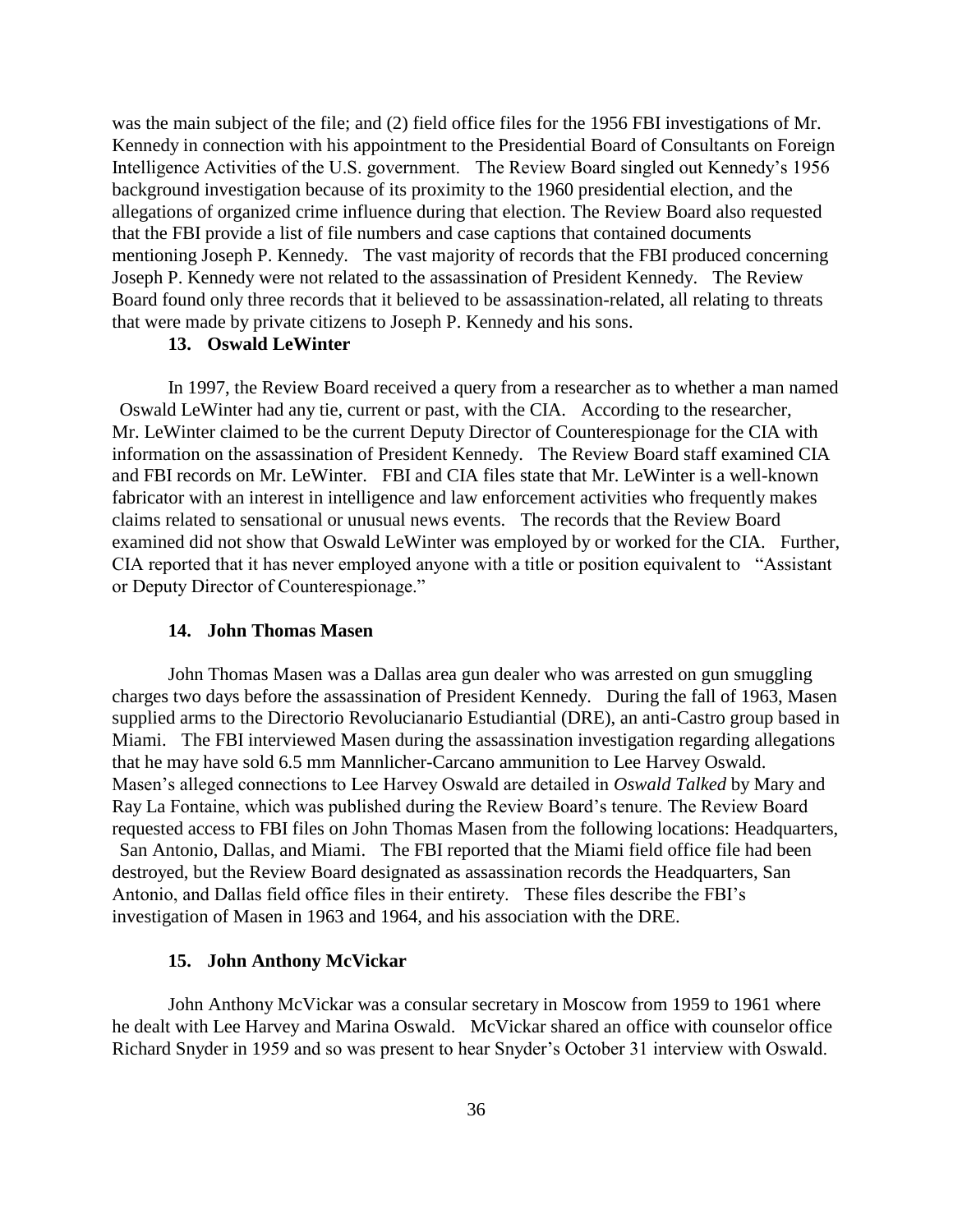was the main subject of the file; and (2) field office files for the 1956 FBI investigations of Mr. Kennedy in connection with his appointment to the Presidential Board of Consultants on Foreign Intelligence Activities of the U.S. government. The Review Board singled out Kennedy's 1956 background investigation because of its proximity to the 1960 presidential election, and the allegations of organized crime influence during that election. The Review Board also requested that the FBI provide a list of file numbers and case captions that contained documents mentioning Joseph P. Kennedy. The vast majority of records that the FBI produced concerning Joseph P. Kennedy were not related to the assassination of President Kennedy. The Review Board found only three records that it believed to be assassination-related, all relating to threats that were made by private citizens to Joseph P. Kennedy and his sons.

#### 13. Oswald LeWinter

In 1997, the Review Board received a query from a researcher as to whether a man named Oswald LeWinter had any tie, current or past, with the CIA. According to the researcher, Mr. LeWinter claimed to be the current Deputy Director of Counterespionage for the CIA with information on the assassination of President Kennedy. The Review Board staff examined CIA and FBI records on Mr. LeWinter. FBI and CIA files state that Mr. LeWinter is a well-known fabricator with an interest in intelligence and law enforcement activities who frequently makes claims related to sensational or unusual news events. The records that the Review Board examined did not show that Oswald LeWinter was employed by or worked for the CIA. Further, CIA reported that it has never employed anyone with a title or position equivalent to "Assistant or Deputy Director of Counterespionage."

#### 14. John Thomas Masen

John Thomas Masen was a Dallas area gun dealer who was arrested on gun smuggling charges two days before the assassination of President Kennedy. During the fall of 1963, Masen supplied arms to the Directorio Revolucianario Estudiantial (DRE), an anti-Castro group based in Miami. The FBI interviewed Masen during the assassination investigation regarding allegations that he may have sold 6.5 mm Mannlicher-Carcano ammunition to Lee Harvey Oswald. Masen's alleged connections to Lee Harvey Oswald are detailed in *Oswald Talked* by Mary and Ray La Fontaine, which was published during the Review Board's tenure. The Review Board requested access to FBI files on John Thomas Masen from the following locations: Headquarters, San Antonio, Dallas, and Miami. The FBI reported that the Miami field office file had been destroyed, but the Review Board designated as assassination records the Headquarters, San Antonio, and Dallas field office files in their entirety. These files describe the FBI's investigation of Masen in 1963 and 1964, and his association with the DRE.

#### 15. John Anthony McVickar

John Anthony McVickar was a consular secretary in Moscow from 1959 to 1961 where he dealt with Lee Harvey and Marina Oswald. McVickar shared an office with counselor office Richard Snyder in 1959 and so was present to hear Snyder's October 31 interview with Oswald.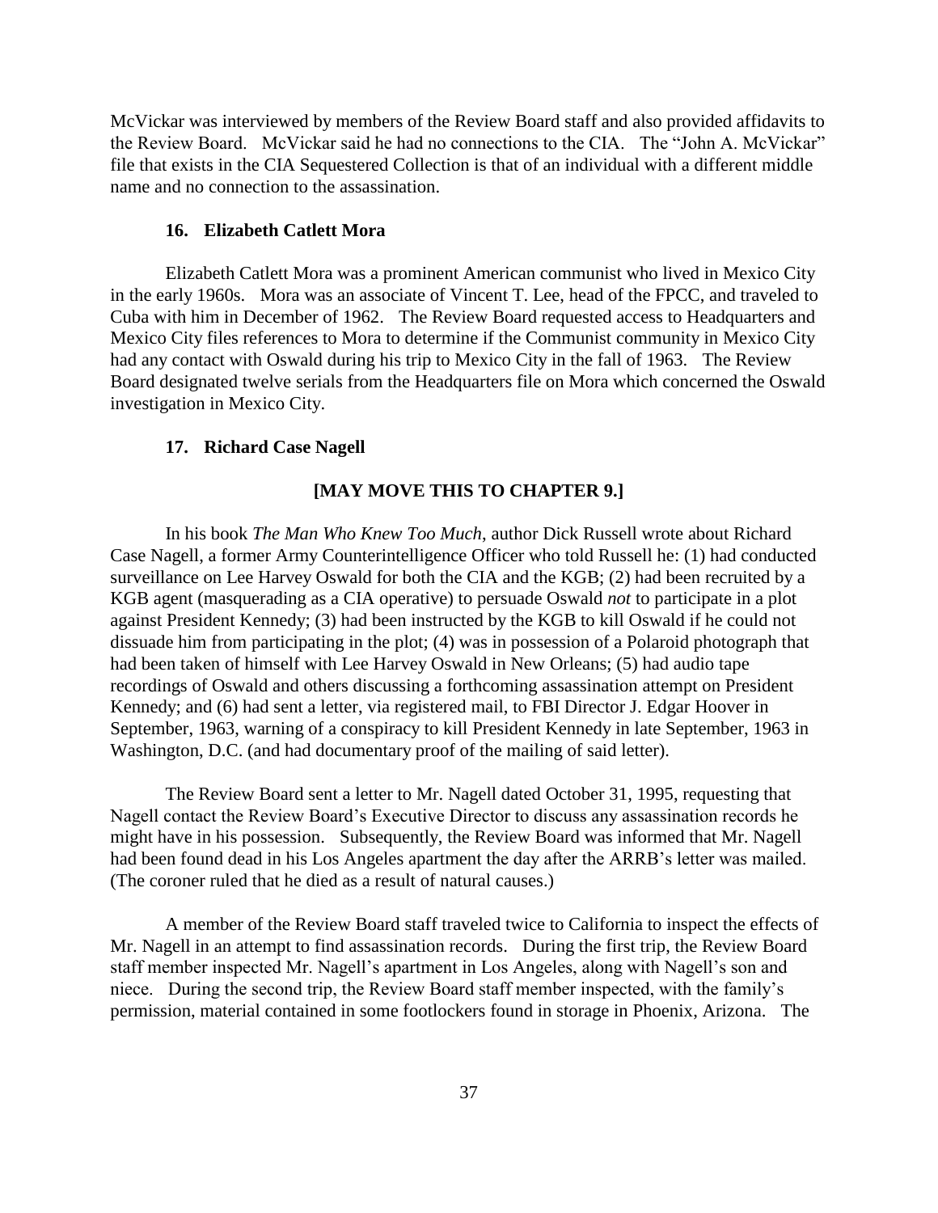McVickar was interviewed by members of the Review Board staff and also provided affidavits to the Review Board. McVickar said he had no connections to the CIA. The "John A. McVickar" file that exists in the CIA Sequestered Collection is that of an individual with a different middle name and no connection to the assassination.

### 16. Elizabeth Catlett Mora

Elizabeth Catlett Mora was a prominent American communist who lived in Mexico City in the early 1960s. Mora was an associate of Vincent T. Lee, head of the FPCC, and traveled to Cuba with him in December of 1962. The Review Board requested access to Headquarters and Mexico City files references to Mora to determine if the Communist community in Mexico City had any contact with Oswald during his trip to Mexico City in the fall of 1963. The Review Board designated twelve serials from the Headquarters file on Mora which concerned the Oswald investigation in Mexico City.

### 17. Richard Case Nagell

**[MAY MOVE THIS TO CHAPTER 9.]**

In his book *The Man Who Knew Too Much*, author Dick Russell wrote about Richard Case Nagell, a former Army Counterintelligence Officer who told Russell he: (1) had conducted surveillance on Lee Harvey Oswald for both the CIA and the KGB; (2) had been recruited by a KGB agent (masquerading as a CIA operative) to persuade Oswald *not* to participate in a plot against President Kennedy; (3) had been instructed by the KGB to kill Oswald if he could not dissuade him from participating in the plot; (4) was in possession of a Polaroid photograph that had been taken of himself with Lee Harvey Oswald in New Orleans; (5) had audio tape recordings of Oswald and others discussing a forthcoming assassination attempt on President Kennedy; and (6) had sent a letter, via registered mail, to FBI Director J. Edgar Hoover in September, 1963, warning of a conspiracy to kill President Kennedy in late September, 1963 in Washington, D.C. (and had documentary proof of the mailing of said letter).

The Review Board sent a letter to Mr. Nagell dated October 31, 1995, requesting that Nagell contact the Review Board's Executive Director to discuss any assassination records he might have in his possession. Subsequently, the Review Board was informed that Mr. Nagell had been found dead in his Los Angeles apartment the day after the ARRB's letter was mailed. (The coroner ruled that he died as a result of natural causes.)

A member of the Review Board staff traveled twice to California to inspect the effects of Mr. Nagell in an attempt to find assassination records. During the first trip, the Review Board staff member inspected Mr. Nagell's apartment in Los Angeles, along with Nagell's son and niece. During the second trip, the Review Board staff member inspected, with the family's permission, material contained in some footlockers found in storage in Phoenix, Arizona. The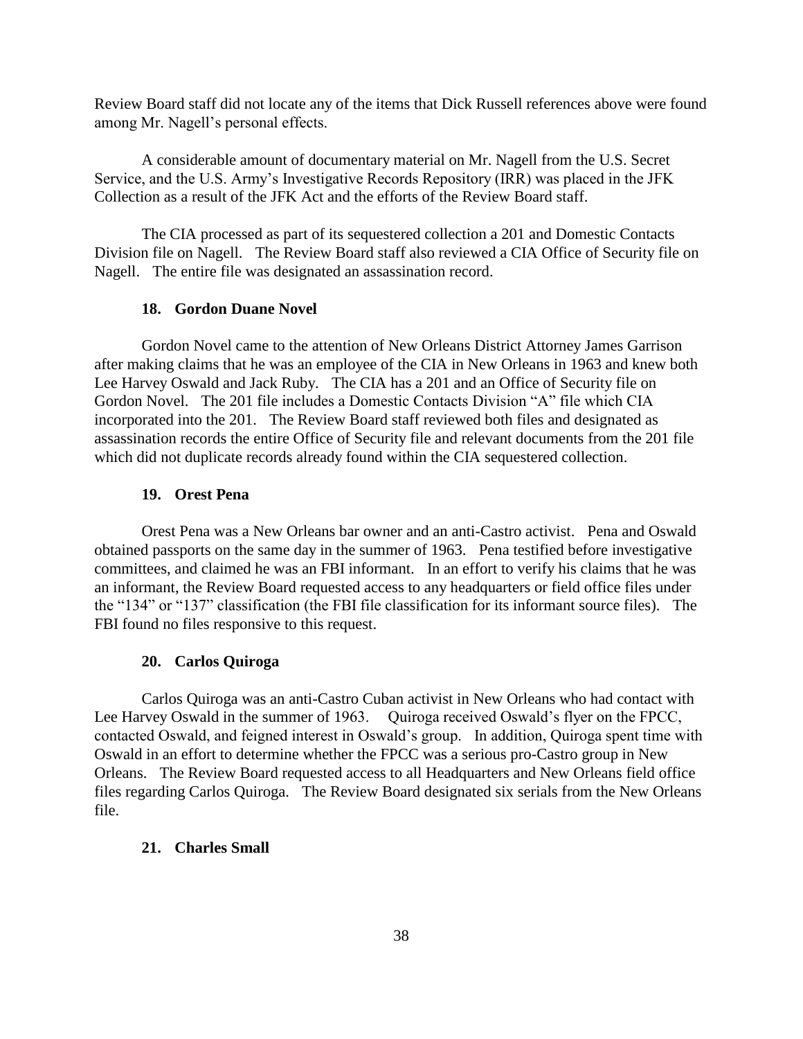Review Board staff did not locate any of the items that Dick Russell references above were found among Mr. Nagell's personal effects.

A considerable amount of documentary material on Mr. Nagell from the U.S. Secret Service, and the U.S. Army's Investigative Records Repository (IRR) was placed in the JFK Collection as a result of the JFK Act and the efforts of the Review Board staff.

The CIA processed as part of its sequestered collection a 201 and Domestic Contacts Division file on Nagell. The Review Board staff also reviewed a CIA Office of Security file on Nagell. The entire file was designated an assassination record.

#### 18. Gordon Duane Novel

Gordon Novel came to the attention of New Orleans District Attorney James Garrison after making claims that he was an employee of the CIA in New Orleans in 1963 and knew both Lee Harvey Oswald and Jack Ruby. The CIA has a 201 and an Office of Security file on Gordon Novel. The 201 file includes a Domestic Contacts Division "A" file which CIA incorporated into the 201. The Review Board staff reviewed both files and designated as assassination records the entire Office of Security file and relevant documents from the 201 file which did not duplicate records already found within the CIA sequestered collection.

#### 19. Orest Pena

Orest Pena was a New Orleans bar owner and an anti-Castro activist. Pena and Oswald obtained passports on the same day in the summer of 1963. Pena testified before investigative committees, and claimed he was an FBI informant. In an effort to verify his claims that he was an informant, the Review Board requested access to any headquarters or field office files under the "134" or "137" classification (the FBI file classification for its informant source files). The FBI found no files responsive to this request.

#### 20. Carlos Quiroga

Carlos Quiroga was an anti-Castro Cuban activist in New Orleans who had contact with Lee Harvey Oswald in the summer of 1963. Quiroga received Oswald's flyer on the FPCC, contacted Oswald, and feigned interest in Oswald's group. In addition, Quiroga spent time with Oswald in an effort to determine whether the FPCC was a serious pro-Castro group in New Orleans. The Review Board requested access to all Headquarters and New Orleans field office files regarding Carlos Quiroga. The Review Board designated six serials from the New Orleans file.

#### 21. Charles Small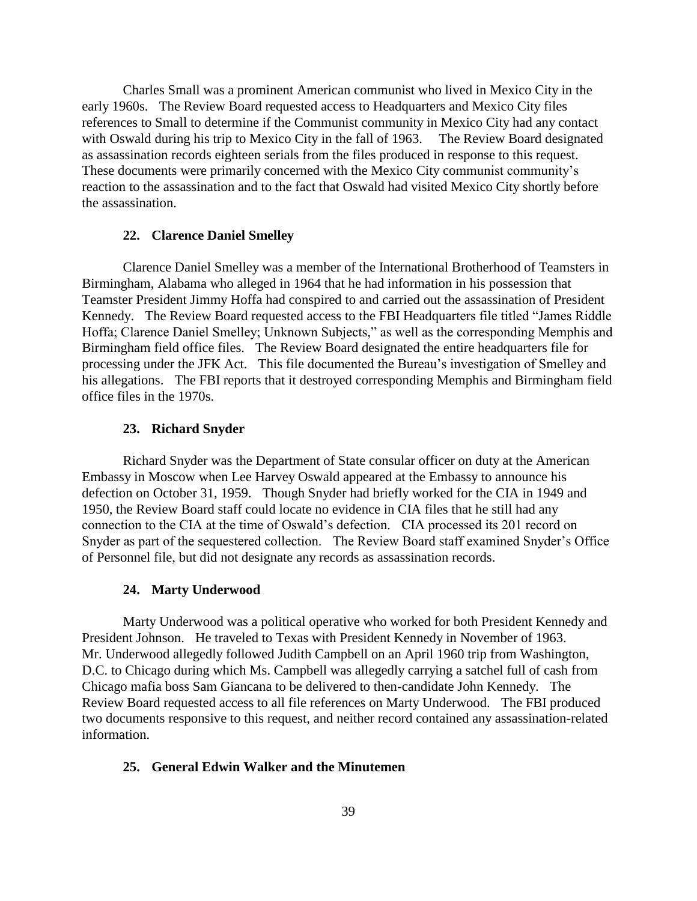Charles Small was a prominent American communist who lived in Mexico City in the early 1960s. The Review Board requested access to Headquarters and Mexico City files references to Small to determine if the Communist community in Mexico City had any contact with Oswald during his trip to Mexico City in the fall of 1963. The Review Board designated as assassination records eighteen serials from the files produced in response to this request. These documents were primarily concerned with the Mexico City communist community's reaction to the assassination and to the fact that Oswald had visited Mexico City shortly before the assassination.

### 22. Clarence Daniel Smelley

Clarence Daniel Smelley was a member of the International Brotherhood of Teamsters in Birmingham, Alabama who alleged in 1964 that he had information in his possession that Teamster President Jimmy Hoffa had conspired to and carried out the assassination of President Kennedy. The Review Board requested access to the FBI Headquarters file titled "James Riddle Hoffa; Clarence Daniel Smelley; Unknown Subjects," as well as the corresponding Memphis and Birmingham field office files. The Review Board designated the entire headquarters file for processing under the JFK Act. This file documented the Bureau's investigation of Smelley and his allegations. The FBI reports that it destroyed corresponding Memphis and Birmingham field office files in the 1970s.

### 23. Richard Snyder

Richard Snyder was the Department of State consular officer on duty at the American Embassy in Moscow when Lee Harvey Oswald appeared at the Embassy to announce his defection on October 31, 1959. Though Snyder had briefly worked for the CIA in 1949 and 1950, the Review Board staff could locate no evidence in CIA files that he still had any connection to the CIA at the time of Oswald's defection. CIA processed its 201 record on Snyder as part of the sequestered collection. The Review Board staff examined Snyder's Office of Personnel file, but did not designate any records as assassination records.

### 24. Marty Underwood

Marty Underwood was a political operative who worked for both President Kennedy and President Johnson. He traveled to Texas with President Kennedy in November of 1963. Mr. Underwood allegedly followed Judith Campbell on an April 1960 trip from Washington, D.C. to Chicago during which Ms. Campbell was allegedly carrying a satchel full of cash from Chicago mafia boss Sam Giancana to be delivered to then-candidate John Kennedy. The Review Board requested access to all file references on Marty Underwood. The FBI produced two documents responsive to this request, and neither record contained any assassination-related information.

### 25. General Edwin Walker and the Minutemen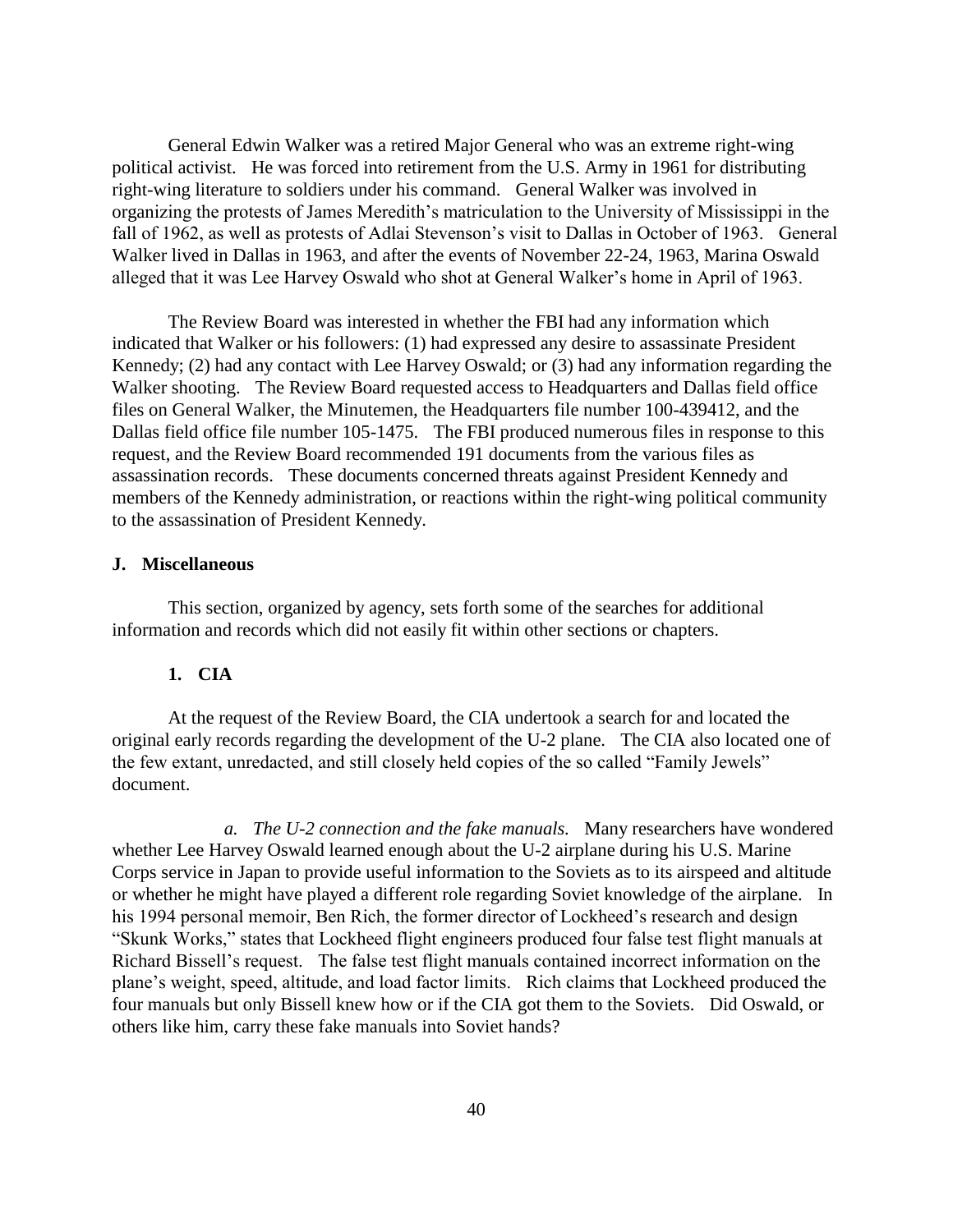General Edwin Walker was a retired Major General who was an extreme right-wing political activist. He was forced into retirement from the U.S. Army in 1961 for distributing right-wing literature to soldiers under his command. General Walker was involved in organizing the protests of James Meredith's matriculation to the University of Mississippi in the fall of 1962, as well as protests of Adlai Stevenson's visit to Dallas in October of 1963. General Walker lived in Dallas in 1963, and after the events of November 22-24, 1963, Marina Oswald alleged that it was Lee Harvey Oswald who shot at General Walker's home in April of 1963.

The Review Board was interested in whether the FBI had any information which indicated that Walker or his followers: (1) had expressed any desire to assassinate President Kennedy; (2) had any contact with Lee Harvey Oswald; or (3) had any information regarding the Walker shooting. The Review Board requested access to Headquarters and Dallas field office files on General Walker, the Minutemen, the Headquarters file number 100-439412, and the Dallas field office file number 105-1475. The FBI produced numerous files in response to this request, and the Review Board recommended 191 documents from the various files as assassination records. These documents concerned threats against President Kennedy and members of the Kennedy administration, or reactions within the right-wing political community to the assassination of President Kennedy.

### J. Miscellaneous

This section, organized by agency, sets forth some of the searches for additional information and records which did not easily fit within other sections or chapters.

#### 1. CIA

At the request of the Review Board, the CIA undertook a search for and located the original early records regarding the development of the U-2 plane. The CIA also located one of the few extant, unredacted, and still closely held copies of the so called "Family Jewels" document.

*a. The U-2 connection and the fake manuals.* Many researchers have wondered whether Lee Harvey Oswald learned enough about the U-2 airplane during his U.S. Marine Corps service in Japan to provide useful information to the Soviets as to its airspeed and altitude or whether he might have played a different role regarding Soviet knowledge of the airplane. In his 1994 personal memoir, Ben Rich, the former director of Lockheed's research and design "Skunk Works," states that Lockheed flight engineers produced four false test flight manuals at Richard Bissell's request. The false test flight manuals contained incorrect information on the plane's weight, speed, altitude, and load factor limits. Rich claims that Lockheed produced the four manuals but only Bissell knew how or if the CIA got them to the Soviets. Did Oswald, or others like him, carry these fake manuals into Soviet hands?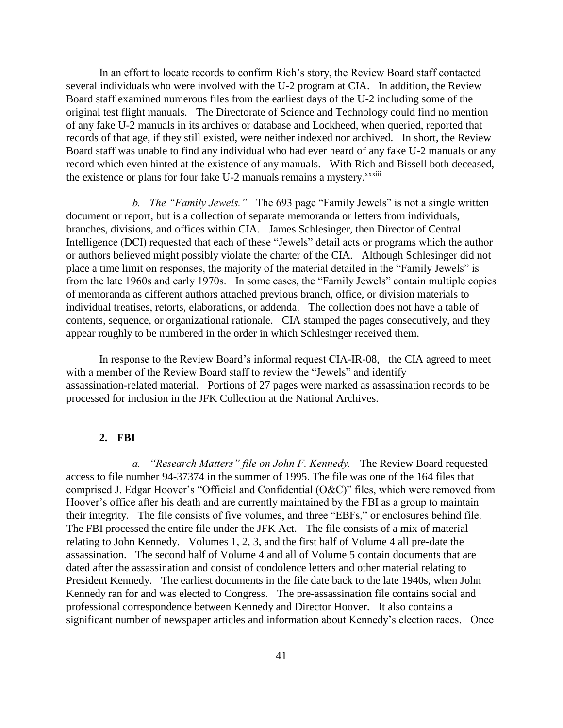In an effort to locate records to confirm Rich's story, the Review Board staff contacted several individuals who were involved with the U-2 program at CIA. In addition, the Review Board staff examined numerous files from the earliest days of the U-2 including some of the original test flight manuals. The Directorate of Science and Technology could find no mention of any fake U-2 manuals in its archives or database and Lockheed, when queried, reported that records of that age, if they still existed, were neither indexed nor archived. In short, the Review Board staff was unable to find any individual who had ever heard of any fake U-2 manuals or any record which even hinted at the existence of any manuals. With Rich and Bissell both deceased, the existence or plans for four fake U-2 manuals remains a mystery.[xxxiii]

*b. The "Family Jewels."* The 693 page "Family Jewels" is not a single written document or report, but is a collection of separate memoranda or letters from individuals, branches, divisions, and offices within CIA. James Schlesinger, then Director of Central Intelligence (DCI) requested that each of these "Jewels" detail acts or programs which the author or authors believed might possibly violate the charter of the CIA. Although Schlesinger did not place a time limit on responses, the majority of the material detailed in the "Family Jewels" is from the late 1960s and early 1970s. In some cases, the "Family Jewels" contain multiple copies of memoranda as different authors attached previous branch, office, or division materials to individual treatises, retorts, elaborations, or addenda. The collection does not have a table of contents, sequence, or organizational rationale. CIA stamped the pages consecutively, and they appear roughly to be numbered in the order in which Schlesinger received them.

In response to the Review Board's informal request CIA-IR-08, the CIA agreed to meet with a member of the Review Board staff to review the "Jewels" and identify assassination-related material. Portions of 27 pages were marked as assassination records to be processed for inclusion in the JFK Collection at the National Archives.

## 2. FBI

*a. "Research Matters" file on John F. Kennedy.* The Review Board requested access to file number 94-37374 in the summer of 1995. The file was one of the 164 files that comprised J. Edgar Hoover's "Official and Confidential (O&C)" files, which were removed from Hoover's office after his death and are currently maintained by the FBI as a group to maintain their integrity. The file consists of five volumes, and three "EBFs," or enclosures behind file. The FBI processed the entire file under the JFK Act. The file consists of a mix of material relating to John Kennedy. Volumes 1, 2, 3, and the first half of Volume 4 all pre-date the assassination. The second half of Volume 4 and all of Volume 5 contain documents that are dated after the assassination and consist of condolence letters and other material relating to President Kennedy. The earliest documents in the file date back to the late 1940s, when John Kennedy ran for and was elected to Congress. The pre-assassination file contains social and professional correspondence between Kennedy and Director Hoover. It also contains a significant number of newspaper articles and information about Kennedy's election races. Once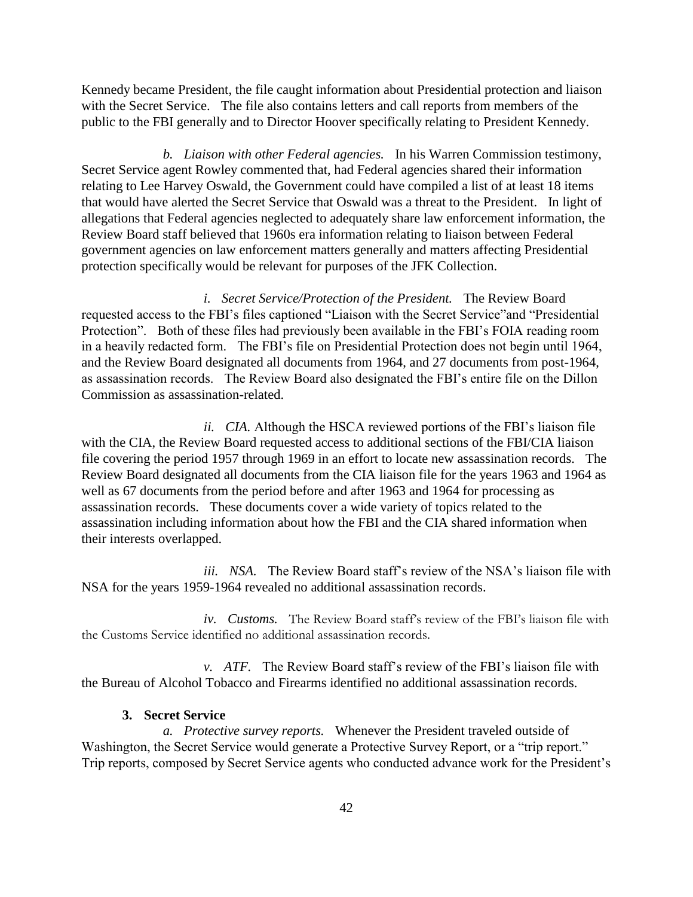Kennedy became President, the file caught information about Presidential protection and liaison with the Secret Service. The file also contains letters and call reports from members of the public to the FBI generally and to Director Hoover specifically relating to President Kennedy.

*b. Liaison with other Federal agencies.* In his Warren Commission testimony, Secret Service agent Rowley commented that, had Federal agencies shared their information relating to Lee Harvey Oswald, the Government could have compiled a list of at least 18 items that would have alerted the Secret Service that Oswald was a threat to the President. In light of allegations that Federal agencies neglected to adequately share law enforcement information, the Review Board staff believed that 1960s era information relating to liaison between Federal government agencies on law enforcement matters generally and matters affecting Presidential protection specifically would be relevant for purposes of the JFK Collection.

*i. Secret Service/Protection of the President.* The Review Board requested access to the FBI's files captioned "Liaison with the Secret Service"and "Presidential Protection". Both of these files had previously been available in the FBI's FOIA reading room in a heavily redacted form. The FBI's file on Presidential Protection does not begin until 1964, and the Review Board designated all documents from 1964, and 27 documents from post-1964, as assassination records. The Review Board also designated the FBI's entire file on the Dillon Commission as assassination-related.

*ii. CIA.* Although the HSCA reviewed portions of the FBI's liaison file with the CIA, the Review Board requested access to additional sections of the FBI/CIA liaison file covering the period 1957 through 1969 in an effort to locate new assassination records. The Review Board designated all documents from the CIA liaison file for the years 1963 and 1964 as well as 67 documents from the period before and after 1963 and 1964 for processing as assassination records. These documents cover a wide variety of topics related to the assassination including information about how the FBI and the CIA shared information when their interests overlapped.

*iii. NSA.* The Review Board staff's review of the NSA's liaison file with NSA for the years 1959-1964 revealed no additional assassination records.

*iv. Customs.* The Review Board staff's review of the FBI's liaison file with the Customs Service identified no additional assassination records.

*v. ATF.* The Review Board staff's review of the FBI's liaison file with the Bureau of Alcohol Tobacco and Firearms identified no additional assassination records.

### 3. Secret Service

*a. Protective survey reports.* Whenever the President traveled outside of Washington, the Secret Service would generate a Protective Survey Report, or a "trip report." Trip reports, composed by Secret Service agents who conducted advance work for the President's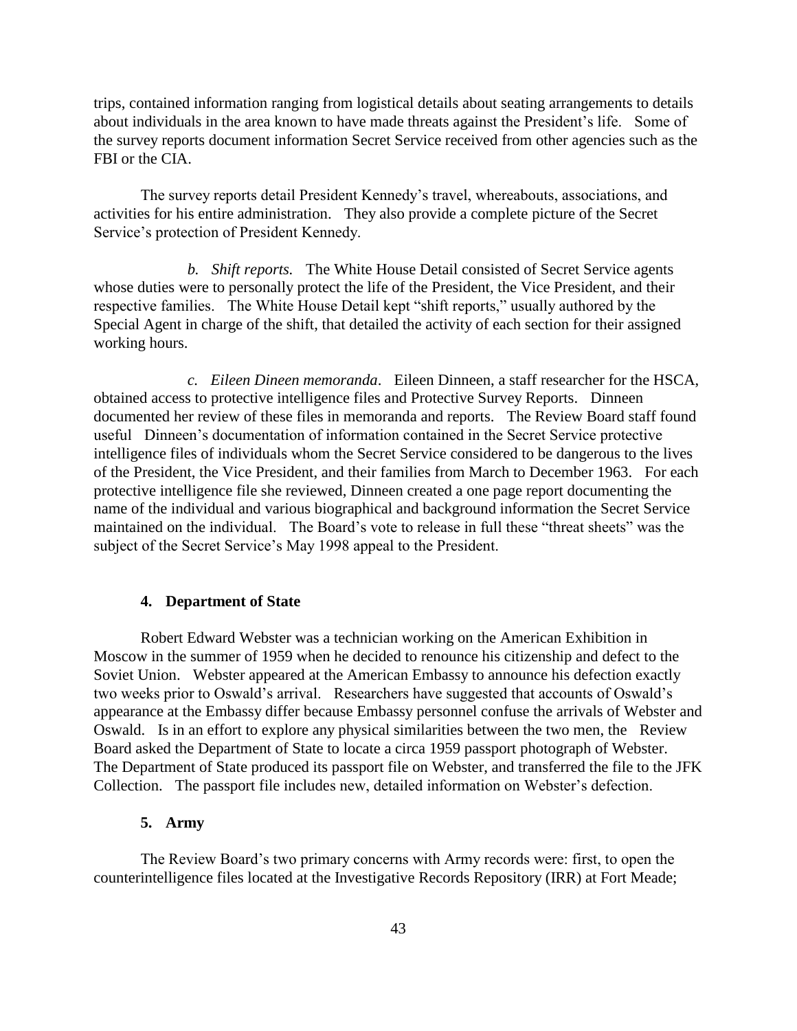trips, contained information ranging from logistical details about seating arrangements to details about individuals in the area known to have made threats against the President's life. Some of the survey reports document information Secret Service received from other agencies such as the FBI or the CIA.

The survey reports detail President Kennedy's travel, whereabouts, associations, and activities for his entire administration. They also provide a complete picture of the Secret Service's protection of President Kennedy.

*b. Shift reports.* The White House Detail consisted of Secret Service agents whose duties were to personally protect the life of the President, the Vice President, and their respective families. The White House Detail kept "shift reports," usually authored by the Special Agent in charge of the shift, that detailed the activity of each section for their assigned working hours.

*c. Eileen Dineen memoranda*. Eileen Dinneen, a staff researcher for the HSCA, obtained access to protective intelligence files and Protective Survey Reports. Dinneen documented her review of these files in memoranda and reports. The Review Board staff found useful Dinneen's documentation of information contained in the Secret Service protective intelligence files of individuals whom the Secret Service considered to be dangerous to the lives of the President, the Vice President, and their families from March to December 1963. For each protective intelligence file she reviewed, Dinneen created a one page report documenting the name of the individual and various biographical and background information the Secret Service maintained on the individual. The Board's vote to release in full these "threat sheets" was the subject of the Secret Service's May 1998 appeal to the President.

#### 4. Department of State

Robert Edward Webster was a technician working on the American Exhibition in Moscow in the summer of 1959 when he decided to renounce his citizenship and defect to the Soviet Union. Webster appeared at the American Embassy to announce his defection exactly two weeks prior to Oswald's arrival. Researchers have suggested that accounts of Oswald's appearance at the Embassy differ because Embassy personnel confuse the arrivals of Webster and Oswald. Is in an effort to explore any physical similarities between the two men, the Review Board asked the Department of State to locate a circa 1959 passport photograph of Webster. The Department of State produced its passport file on Webster, and transferred the file to the JFK Collection. The passport file includes new, detailed information on Webster's defection.

#### 5. Army

The Review Board's two primary concerns with Army records were: first, to open the counterintelligence files located at the Investigative Records Repository (IRR) at Fort Meade;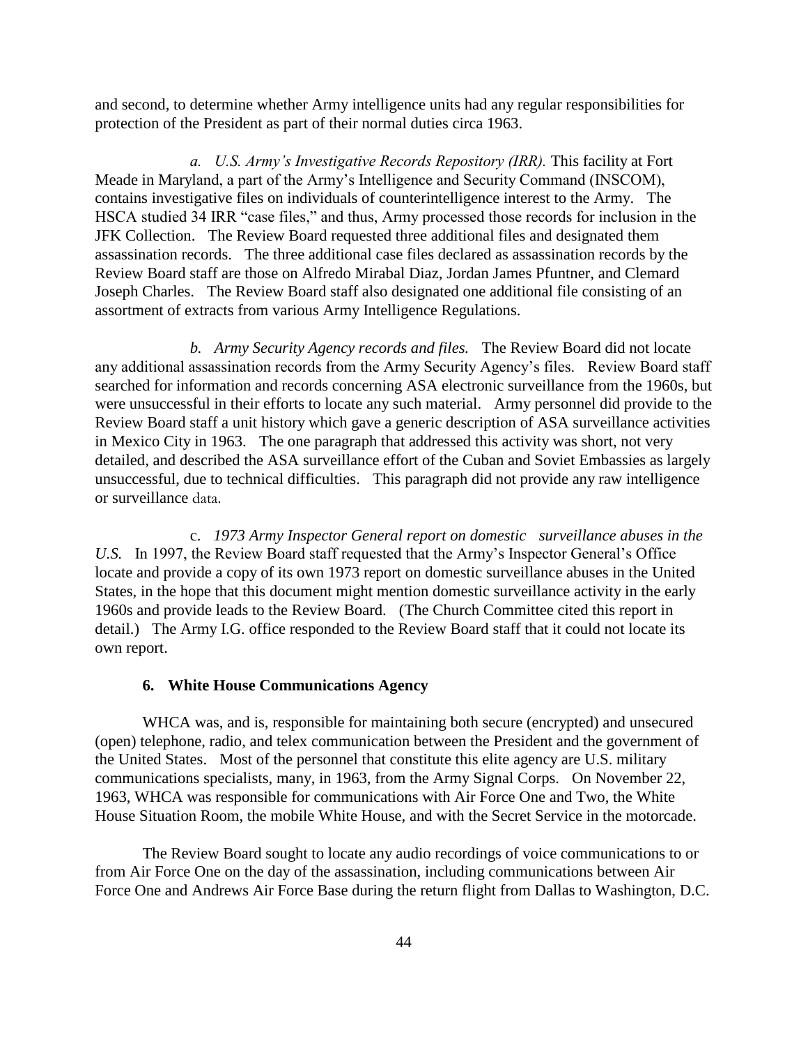and second, to determine whether Army intelligence units had any regular responsibilities for protection of the President as part of their normal duties circa 1963.

*a. U.S. Army's Investigative Records Repository (IRR).* This facility at Fort Meade in Maryland, a part of the Army's Intelligence and Security Command (INSCOM), contains investigative files on individuals of counterintelligence interest to the Army. The HSCA studied 34 IRR "case files," and thus, Army processed those records for inclusion in the JFK Collection. The Review Board requested three additional files and designated them assassination records. The three additional case files declared as assassination records by the Review Board staff are those on Alfredo Mirabal Diaz, Jordan James Pfuntner, and Clemard Joseph Charles. The Review Board staff also designated one additional file consisting of an assortment of extracts from various Army Intelligence Regulations.

*b. Army Security Agency records and files.* The Review Board did not locate any additional assassination records from the Army Security Agency's files. Review Board staff searched for information and records concerning ASA electronic surveillance from the 1960s, but were unsuccessful in their efforts to locate any such material. Army personnel did provide to the Review Board staff a unit history which gave a generic description of ASA surveillance activities in Mexico City in 1963. The one paragraph that addressed this activity was short, not very detailed, and described the ASA surveillance effort of the Cuban and Soviet Embassies as largely unsuccessful, due to technical difficulties. This paragraph did not provide any raw intelligence or surveillance data.

c. *1973 Army Inspector General report on domestic surveillance abuses in the U.S.* In 1997, the Review Board staff requested that the Army's Inspector General's Office locate and provide a copy of its own 1973 report on domestic surveillance abuses in the United States, in the hope that this document might mention domestic surveillance activity in the early 1960s and provide leads to the Review Board. (The Church Committee cited this report in detail.) The Army I.G. office responded to the Review Board staff that it could not locate its own report.

### 6. White House Communications Agency

WHCA was, and is, responsible for maintaining both secure (encrypted) and unsecured (open) telephone, radio, and telex communication between the President and the government of the United States. Most of the personnel that constitute this elite agency are U.S. military communications specialists, many, in 1963, from the Army Signal Corps. On November 22, 1963, WHCA was responsible for communications with Air Force One and Two, the White House Situation Room, the mobile White House, and with the Secret Service in the motorcade.

The Review Board sought to locate any audio recordings of voice communications to or from Air Force One on the day of the assassination, including communications between Air Force One and Andrews Air Force Base during the return flight from Dallas to Washington, D.C.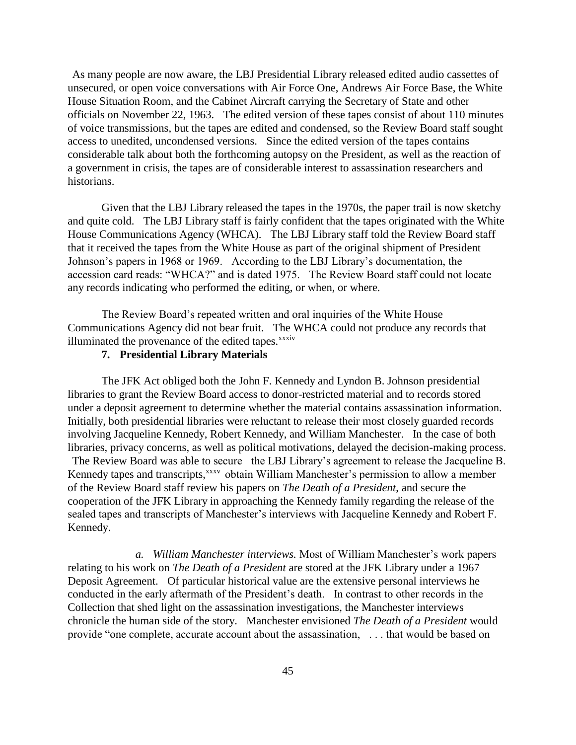As many people are now aware, the LBJ Presidential Library released edited audio cassettes of unsecured, or open voice conversations with Air Force One, Andrews Air Force Base, the White House Situation Room, and the Cabinet Aircraft carrying the Secretary of State and other officials on November 22, 1963. The edited version of these tapes consist of about 110 minutes of voice transmissions, but the tapes are edited and condensed, so the Review Board staff sought access to unedited, uncondensed versions. Since the edited version of the tapes contains considerable talk about both the forthcoming autopsy on the President, as well as the reaction of a government in crisis, the tapes are of considerable interest to assassination researchers and historians.

Given that the LBJ Library released the tapes in the 1970s, the paper trail is now sketchy and quite cold. The LBJ Library staff is fairly confident that the tapes originated with the White House Communications Agency (WHCA). The LBJ Library staff told the Review Board staff that it received the tapes from the White House as part of the original shipment of President Johnson's papers in 1968 or 1969. According to the LBJ Library's documentation, the accession card reads: "WHCA?" and is dated 1975. The Review Board staff could not locate any records indicating who performed the editing, or when, or where.

The Review Board's repeated written and oral inquiries of the White House Communications Agency did not bear fruit. The WHCA could not produce any records that illuminated the provenance of the edited tapes.[xxxiv]

### 7. Presidential Library Materials

The JFK Act obliged both the John F. Kennedy and Lyndon B. Johnson presidential libraries to grant the Review Board access to donor-restricted material and to records stored under a deposit agreement to determine whether the material contains assassination information. Initially, both presidential libraries were reluctant to release their most closely guarded records involving Jacqueline Kennedy, Robert Kennedy, and William Manchester. In the case of both libraries, privacy concerns, as well as political motivations, delayed the decision-making process. The Review Board was able to secure the LBJ Library's agreement to release the Jacqueline B. Kennedy tapes and transcripts,[xxxv] obtain William Manchester's permission to allow a member of the Review Board staff review his papers on *The Death of a President*, and secure the cooperation of the JFK Library in approaching the Kennedy family regarding the release of the sealed tapes and transcripts of Manchester's interviews with Jacqueline Kennedy and Robert F. Kennedy.

*a. William Manchester interviews.* Most of William Manchester's work papers relating to his work on *The Death of a President* are stored at the JFK Library under a 1967 Deposit Agreement. Of particular historical value are the extensive personal interviews he conducted in the early aftermath of the President's death. In contrast to other records in the Collection that shed light on the assassination investigations, the Manchester interviews chronicle the human side of the story. Manchester envisioned *The Death of a President* would provide "one complete, accurate account about the assassination, . . . that would be based on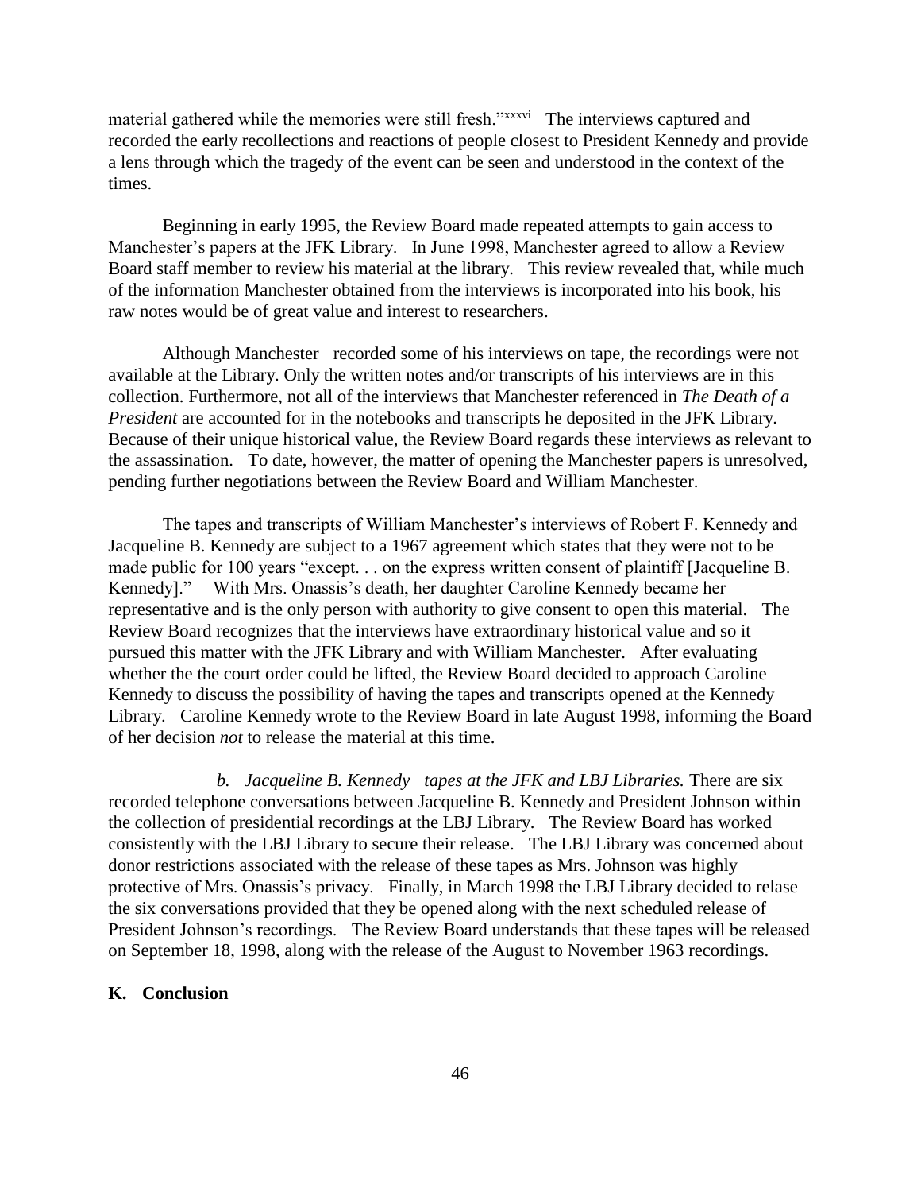material gathered while the memories were still fresh."[xxxvi] The interviews captured and recorded the early recollections and reactions of people closest to President Kennedy and provide a lens through which the tragedy of the event can be seen and understood in the context of the times.

Beginning in early 1995, the Review Board made repeated attempts to gain access to Manchester's papers at the JFK Library. In June 1998, Manchester agreed to allow a Review Board staff member to review his material at the library. This review revealed that, while much of the information Manchester obtained from the interviews is incorporated into his book, his raw notes would be of great value and interest to researchers.

Although Manchester recorded some of his interviews on tape, the recordings were not available at the Library. Only the written notes and/or transcripts of his interviews are in this collection. Furthermore, not all of the interviews that Manchester referenced in *The Death of a President* are accounted for in the notebooks and transcripts he deposited in the JFK Library. Because of their unique historical value, the Review Board regards these interviews as relevant to the assassination. To date, however, the matter of opening the Manchester papers is unresolved, pending further negotiations between the Review Board and William Manchester.

The tapes and transcripts of William Manchester's interviews of Robert F. Kennedy and Jacqueline B. Kennedy are subject to a 1967 agreement which states that they were not to be made public for 100 years "except. . . on the express written consent of plaintiff [Jacqueline B. Kennedy]." With Mrs. Onassis's death, her daughter Caroline Kennedy became her representative and is the only person with authority to give consent to open this material. The Review Board recognizes that the interviews have extraordinary historical value and so it pursued this matter with the JFK Library and with William Manchester. After evaluating whether the the court order could be lifted, the Review Board decided to approach Caroline Kennedy to discuss the possibility of having the tapes and transcripts opened at the Kennedy Library. Caroline Kennedy wrote to the Review Board in late August 1998, informing the Board of her decision *not* to release the material at this time.

*b. Jacqueline B. Kennedy tapes at the JFK and LBJ Libraries.* There are six recorded telephone conversations between Jacqueline B. Kennedy and President Johnson within the collection of presidential recordings at the LBJ Library. The Review Board has worked consistently with the LBJ Library to secure their release. The LBJ Library was concerned about donor restrictions associated with the release of these tapes as Mrs. Johnson was highly protective of Mrs. Onassis's privacy. Finally, in March 1998 the LBJ Library decided to relase the six conversations provided that they be opened along with the next scheduled release of President Johnson's recordings. The Review Board understands that these tapes will be released on September 18, 1998, along with the release of the August to November 1963 recordings.

## K. Conclusion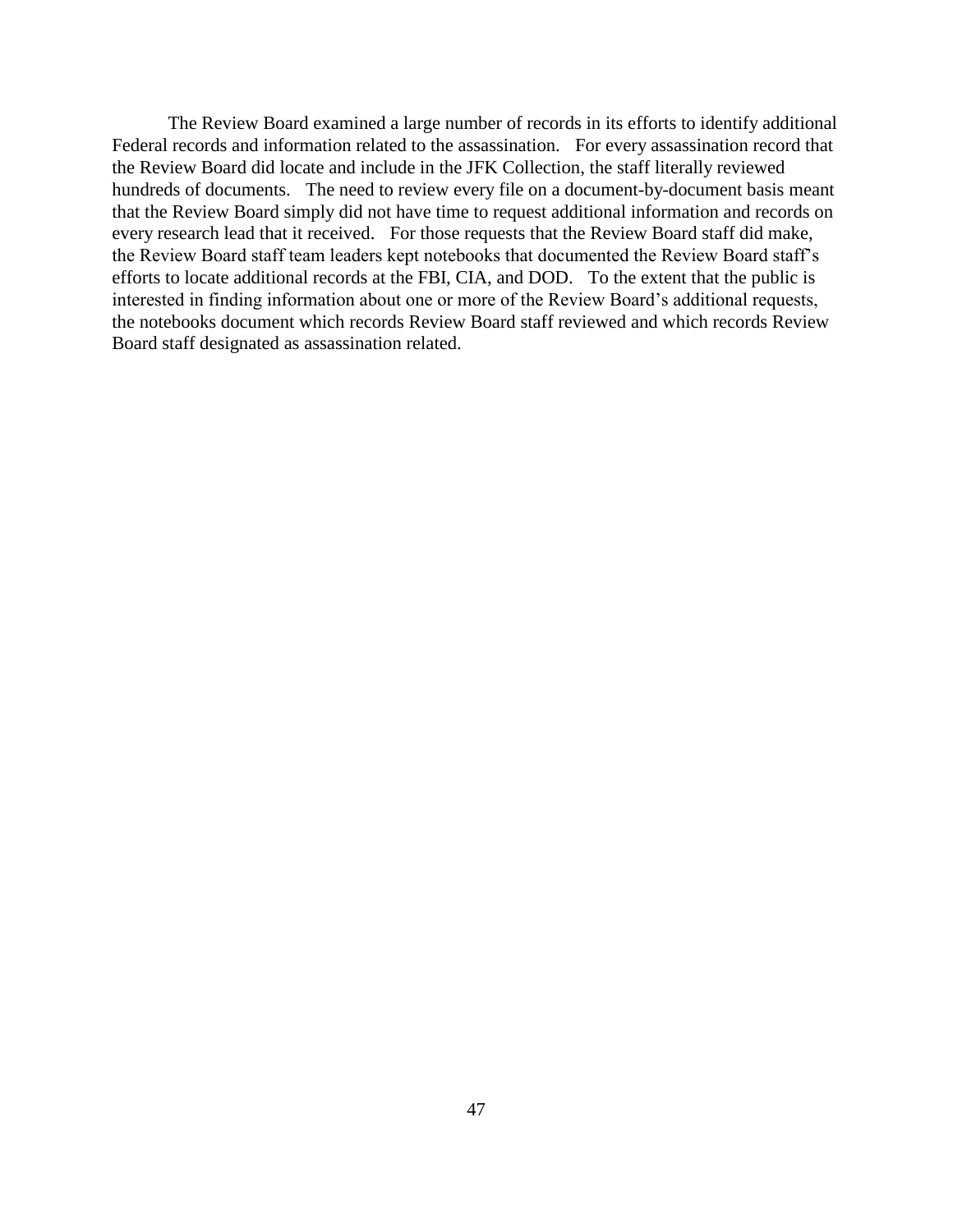The Review Board examined a large number of records in its efforts to identify additional Federal records and information related to the assassination. For every assassination record that the Review Board did locate and include in the JFK Collection, the staff literally reviewed hundreds of documents. The need to review every file on a document-by-document basis meant that the Review Board simply did not have time to request additional information and records on every research lead that it received. For those requests that the Review Board staff did make, the Review Board staff team leaders kept notebooks that documented the Review Board staff's efforts to locate additional records at the FBI, CIA, and DOD. To the extent that the public is interested in finding information about one or more of the Review Board's additional requests, the notebooks document which records Review Board staff reviewed and which records Review Board staff designated as assassination related.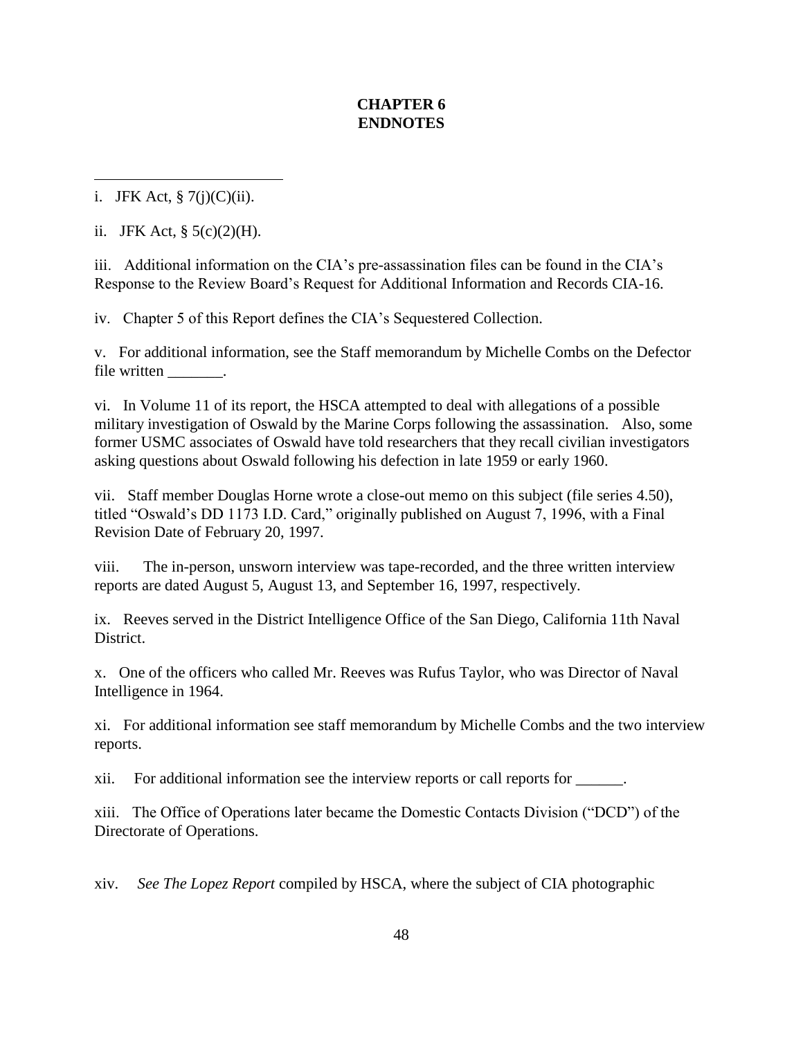# CHAPTER 6
# ENDNOTES

---

i. JFK Act, § 7(j)(C)(ii).

ii. JFK Act, § 5(c)(2)(H).

iii. Additional information on the CIA's pre-assassination files can be found in the CIA's Response to the Review Board's Request for Additional Information and Records CIA-16.

iv. Chapter 5 of this Report defines the CIA's Sequestered Collection.

v. For additional information, see the Staff memorandum by Michelle Combs on the Defector file written _______.

vi. In Volume 11 of its report, the HSCA attempted to deal with allegations of a possible military investigation of Oswald by the Marine Corps following the assassination. Also, some former USMC associates of Oswald have told researchers that they recall civilian investigators asking questions about Oswald following his defection in late 1959 or early 1960.

vii. Staff member Douglas Horne wrote a close-out memo on this subject (file series 4.50), titled "Oswald's DD 1173 I.D. Card," originally published on August 7, 1996, with a Final Revision Date of February 20, 1997.

viii. The in-person, unsworn interview was tape-recorded, and the three written interview reports are dated August 5, August 13, and September 16, 1997, respectively.

ix. Reeves served in the District Intelligence Office of the San Diego, California 11th Naval District.

x. One of the officers who called Mr. Reeves was Rufus Taylor, who was Director of Naval Intelligence in 1964.

xi. For additional information see staff memorandum by Michelle Combs and the two interview reports.

xii. For additional information see the interview reports or call reports for ______.

xiii. The Office of Operations later became the Domestic Contacts Division ("DCD") of the Directorate of Operations.

xiv. *See The Lopez Report* compiled by HSCA, where the subject of CIA photographic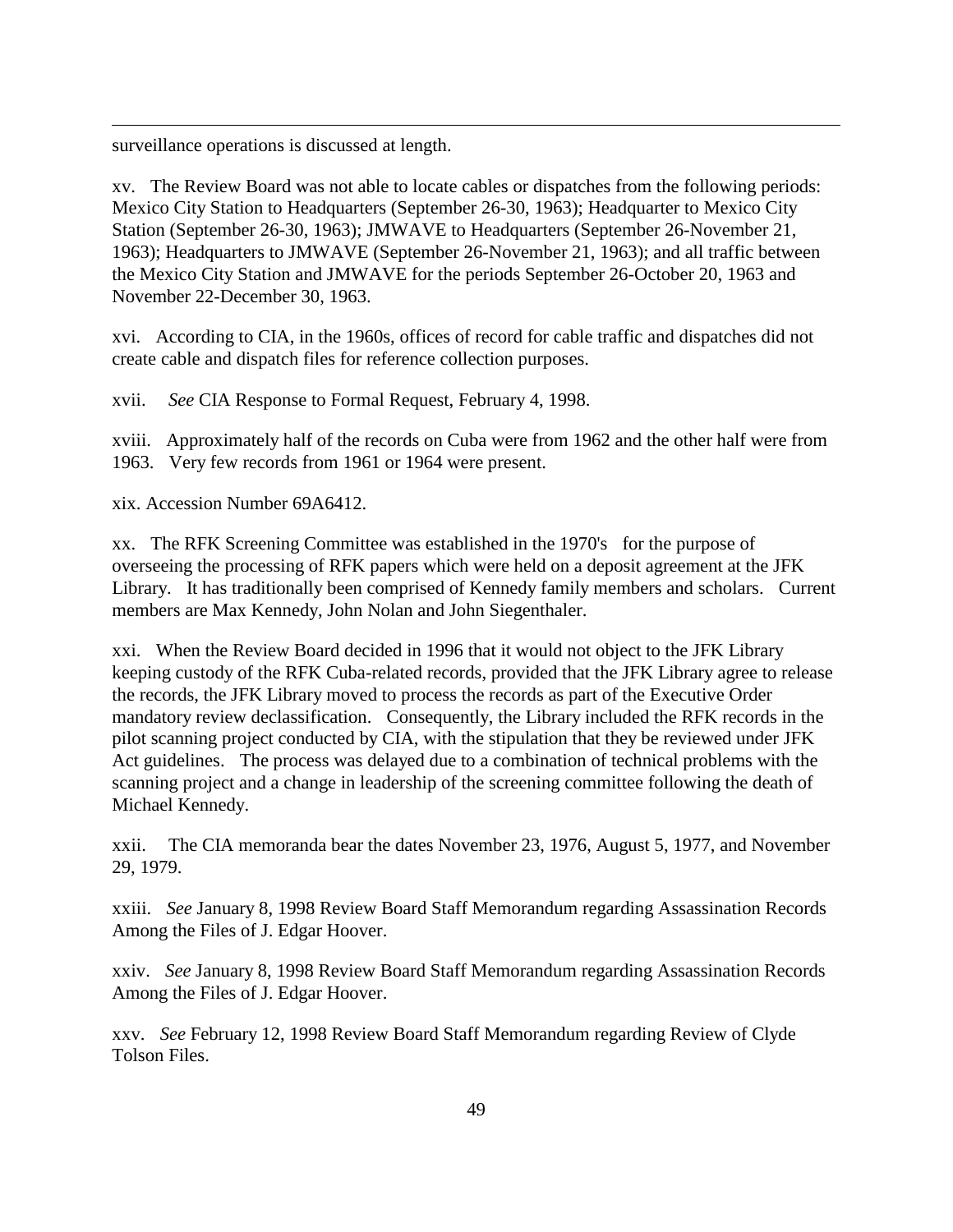surveillance operations is discussed at length.

xv. The Review Board was not able to locate cables or dispatches from the following periods: Mexico City Station to Headquarters (September 26-30, 1963); Headquarter to Mexico City Station (September 26-30, 1963); JMWAVE to Headquarters (September 26-November 21, 1963); Headquarters to JMWAVE (September 26-November 21, 1963); and all traffic between the Mexico City Station and JMWAVE for the periods September 26-October 20, 1963 and November 22-December 30, 1963.

xvi. According to CIA, in the 1960s, offices of record for cable traffic and dispatches did not create cable and dispatch files for reference collection purposes.

xvii. *See* CIA Response to Formal Request, February 4, 1998.

xviii. Approximately half of the records on Cuba were from 1962 and the other half were from 1963. Very few records from 1961 or 1964 were present.

xix. Accession Number 69A6412.

xx. The RFK Screening Committee was established in the 1970's for the purpose of overseeing the processing of RFK papers which were held on a deposit agreement at the JFK Library. It has traditionally been comprised of Kennedy family members and scholars. Current members are Max Kennedy, John Nolan and John Siegenthaler.

xxi. When the Review Board decided in 1996 that it would not object to the JFK Library keeping custody of the RFK Cuba-related records, provided that the JFK Library agree to release the records, the JFK Library moved to process the records as part of the Executive Order mandatory review declassification. Consequently, the Library included the RFK records in the pilot scanning project conducted by CIA, with the stipulation that they be reviewed under JFK Act guidelines. The process was delayed due to a combination of technical problems with the scanning project and a change in leadership of the screening committee following the death of Michael Kennedy.

xxii. The CIA memoranda bear the dates November 23, 1976, August 5, 1977, and November 29, 1979.

xxiii. *See* January 8, 1998 Review Board Staff Memorandum regarding Assassination Records Among the Files of J. Edgar Hoover.

xxiv. *See* January 8, 1998 Review Board Staff Memorandum regarding Assassination Records Among the Files of J. Edgar Hoover.

xxv. *See* February 12, 1998 Review Board Staff Memorandum regarding Review of Clyde Tolson Files.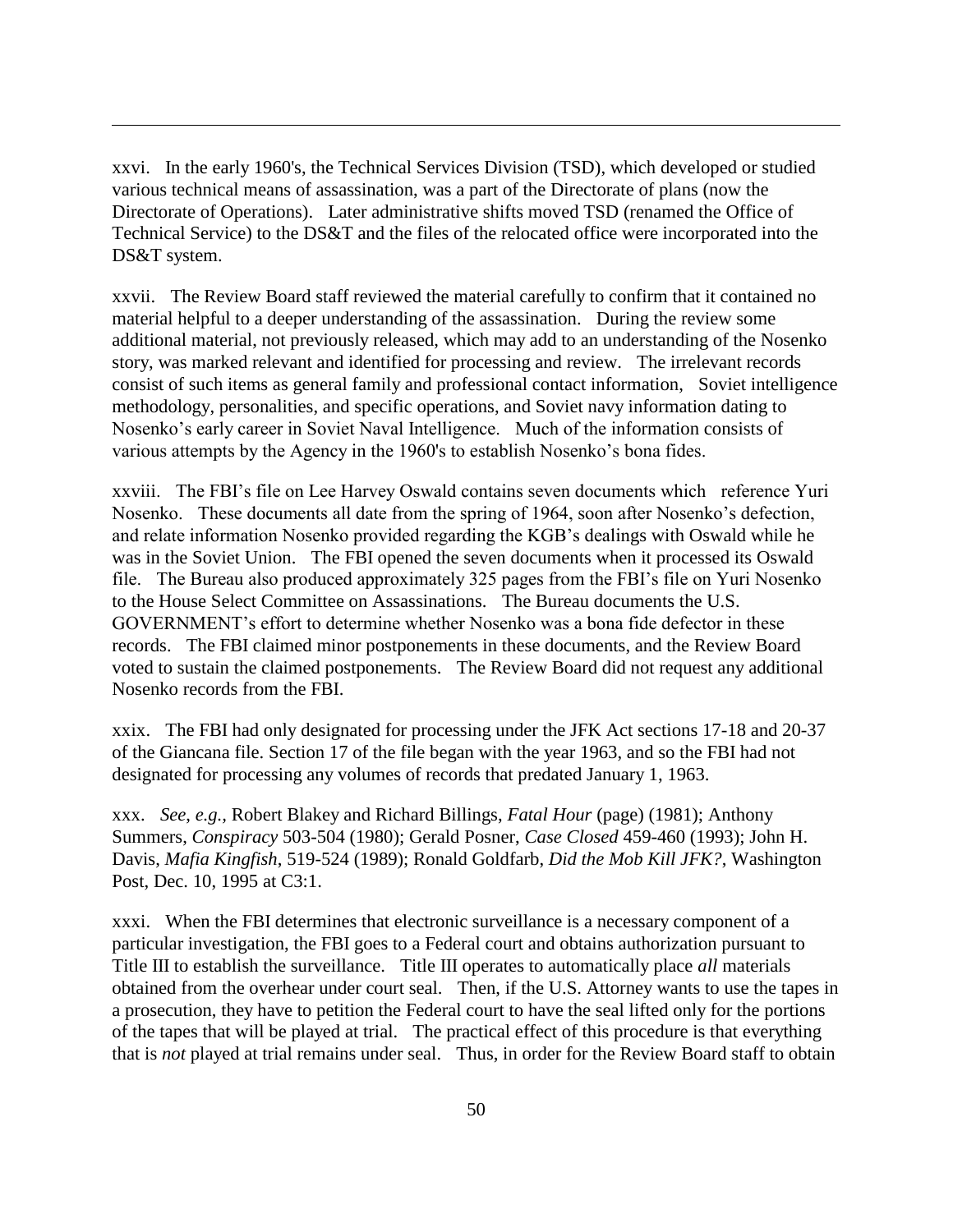xxvi. In the early 1960's, the Technical Services Division (TSD), which developed or studied various technical means of assassination, was a part of the Directorate of plans (now the Directorate of Operations). Later administrative shifts moved TSD (renamed the Office of Technical Service) to the DS&T and the files of the relocated office were incorporated into the DS&T system.

xxvii. The Review Board staff reviewed the material carefully to confirm that it contained no material helpful to a deeper understanding of the assassination. During the review some additional material, not previously released, which may add to an understanding of the Nosenko story, was marked relevant and identified for processing and review. The irrelevant records consist of such items as general family and professional contact information, Soviet intelligence methodology, personalities, and specific operations, and Soviet navy information dating to Nosenko's early career in Soviet Naval Intelligence. Much of the information consists of various attempts by the Agency in the 1960's to establish Nosenko's bona fides.

xxviii. The FBI's file on Lee Harvey Oswald contains seven documents which reference Yuri Nosenko. These documents all date from the spring of 1964, soon after Nosenko's defection, and relate information Nosenko provided regarding the KGB's dealings with Oswald while he was in the Soviet Union. The FBI opened the seven documents when it processed its Oswald file. The Bureau also produced approximately 325 pages from the FBI's file on Yuri Nosenko to the House Select Committee on Assassinations. The Bureau documents the U.S. GOVERNMENT's effort to determine whether Nosenko was a bona fide defector in these records. The FBI claimed minor postponements in these documents, and the Review Board voted to sustain the claimed postponements. The Review Board did not request any additional Nosenko records from the FBI.

xxix. The FBI had only designated for processing under the JFK Act sections 17-18 and 20-37 of the Giancana file. Section 17 of the file began with the year 1963, and so the FBI had not designated for processing any volumes of records that predated January 1, 1963.

xxx. *See*, *e.g.*, Robert Blakey and Richard Billings, *Fatal Hour* (page) (1981); Anthony Summers, *Conspiracy* 503-504 (1980); Gerald Posner, *Case Closed* 459-460 (1993); John H. Davis, *Mafia Kingfish*, 519-524 (1989); Ronald Goldfarb, *Did the Mob Kill JFK?*, Washington Post, Dec. 10, 1995 at C3:1.

xxxi. When the FBI determines that electronic surveillance is a necessary component of a particular investigation, the FBI goes to a Federal court and obtains authorization pursuant to Title III to establish the surveillance. Title III operates to automatically place *all* materials obtained from the overhear under court seal. Then, if the U.S. Attorney wants to use the tapes in a prosecution, they have to petition the Federal court to have the seal lifted only for the portions of the tapes that will be played at trial. The practical effect of this procedure is that everything that is *not* played at trial remains under seal. Thus, in order for the Review Board staff to obtain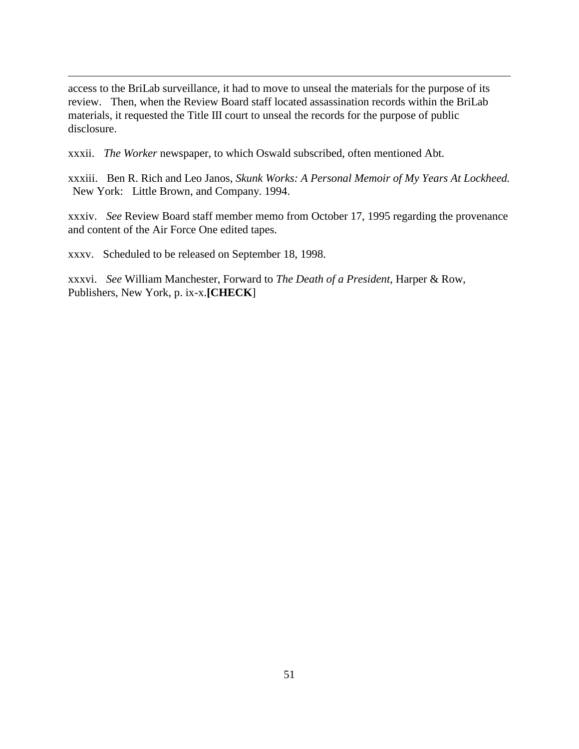access to the BriLab surveillance, it had to move to unseal the materials for the purpose of its review. Then, when the Review Board staff located assassination records within the BriLab materials, it requested the Title III court to unseal the records for the purpose of public disclosure.

xxxii. *The Worker* newspaper, to which Oswald subscribed, often mentioned Abt.

xxxiii. Ben R. Rich and Leo Janos, *Skunk Works: A Personal Memoir of My Years At Lockheed.* New York: Little Brown, and Company. 1994.

xxxiv. *See* Review Board staff member memo from October 17, 1995 regarding the provenance and content of the Air Force One edited tapes.

xxxv. Scheduled to be released on September 18, 1998.

xxxvi. *See* William Manchester, Forward to *The Death of a President*, Harper & Row, Publishers, New York, p. ix-x.**[CHECK**]